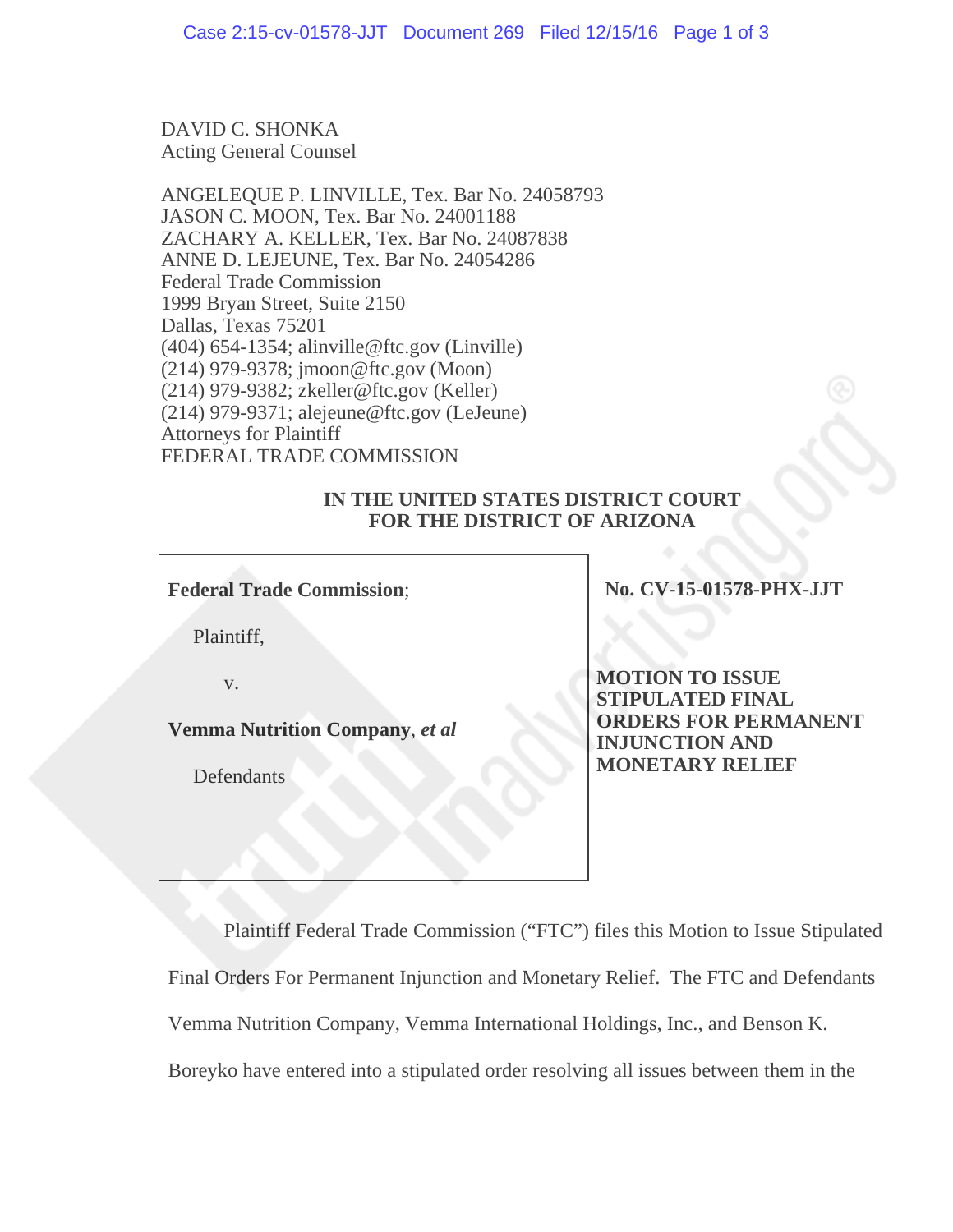DAVID C. SHONKA
Acting General Counsel

ANGELEQUE P. LINVILLE, Tex. Bar No. 24058793
JASON C. MOON, Tex. Bar No. 24001188
ZACHARY A. KELLER, Tex. Bar No. 24087838
ANNE D. LEJEUNE, Tex. Bar No. 24054286
Federal Trade Commission
1999 Bryan Street, Suite 2150
Dallas, Texas 75201
(404) 654-1354; alinville@ftc.gov (Linville)
(214) 979-9378; jmoon@ftc.gov (Moon)
(214) 979-9382; zkeller@ftc.gov (Keller)
(214) 979-9371; alejeune@ftc.gov (LeJeune)
Attorneys for Plaintiff
FEDERAL TRADE COMMISSION

**IN THE UNITED STATES DISTRICT COURT**
**FOR THE DISTRICT OF ARIZONA**

| | |
|---|---|
| **Federal Trade Commission**;<br><br>Plaintiff,<br><br>v.<br><br>**Vemma Nutrition Company**, ***et al***<br><br>Defendants | **No. CV-15-01578-PHX-JJT**<br><br>**MOTION TO ISSUE STIPULATED FINAL ORDERS FOR PERMANENT INJUNCTION AND MONETARY RELIEF** |

Plaintiff Federal Trade Commission ("FTC") files this Motion to Issue Stipulated Final Orders For Permanent Injunction and Monetary Relief. The FTC and Defendants Vemma Nutrition Company, Vemma International Holdings, Inc., and Benson K. Boreyko have entered into a stipulated order resolving all issues between them in the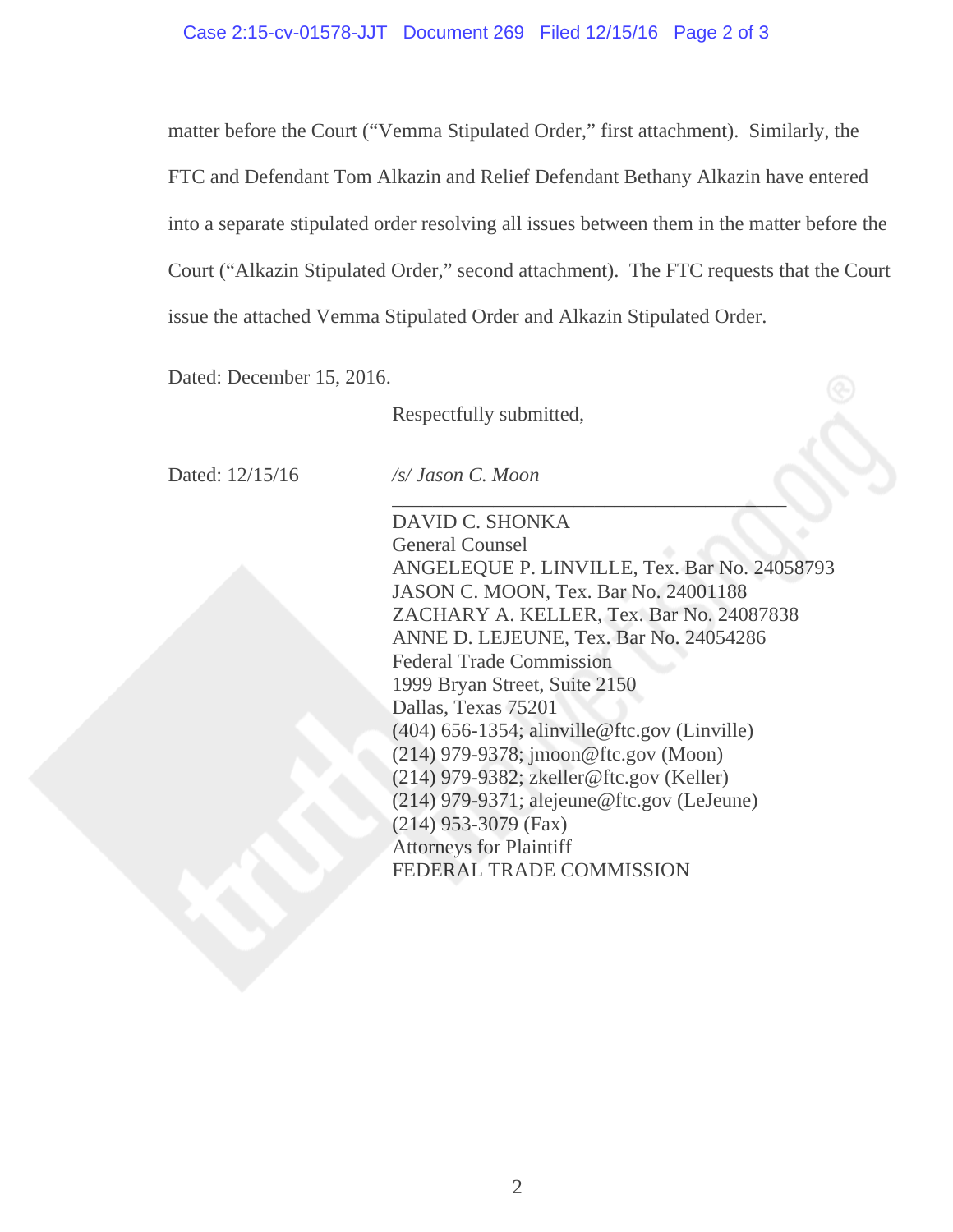matter before the Court ("Vemma Stipulated Order," first attachment). Similarly, the FTC and Defendant Tom Alkazin and Relief Defendant Bethany Alkazin have entered into a separate stipulated order resolving all issues between them in the matter before the Court ("Alkazin Stipulated Order," second attachment). The FTC requests that the Court issue the attached Vemma Stipulated Order and Alkazin Stipulated Order.

Dated: December 15, 2016.

Respectfully submitted,

Dated: 12/15/16

*/s/ Jason C. Moon*

DAVID C. SHONKA
General Counsel
ANGELEQUE P. LINVILLE, Tex. Bar No. 24058793
JASON C. MOON, Tex. Bar No. 24001188
ZACHARY A. KELLER, Tex. Bar No. 24087838
ANNE D. LEJEUNE, Tex. Bar No. 24054286
Federal Trade Commission
1999 Bryan Street, Suite 2150
Dallas, Texas 75201
(404) 656-1354; alinville@ftc.gov (Linville)
(214) 979-9378; jmoon@ftc.gov (Moon)
(214) 979-9382; zkeller@ftc.gov (Keller)
(214) 979-9371; alejeune@ftc.gov (LeJeune)
(214) 953-3079 (Fax)
Attorneys for Plaintiff
FEDERAL TRADE COMMISSION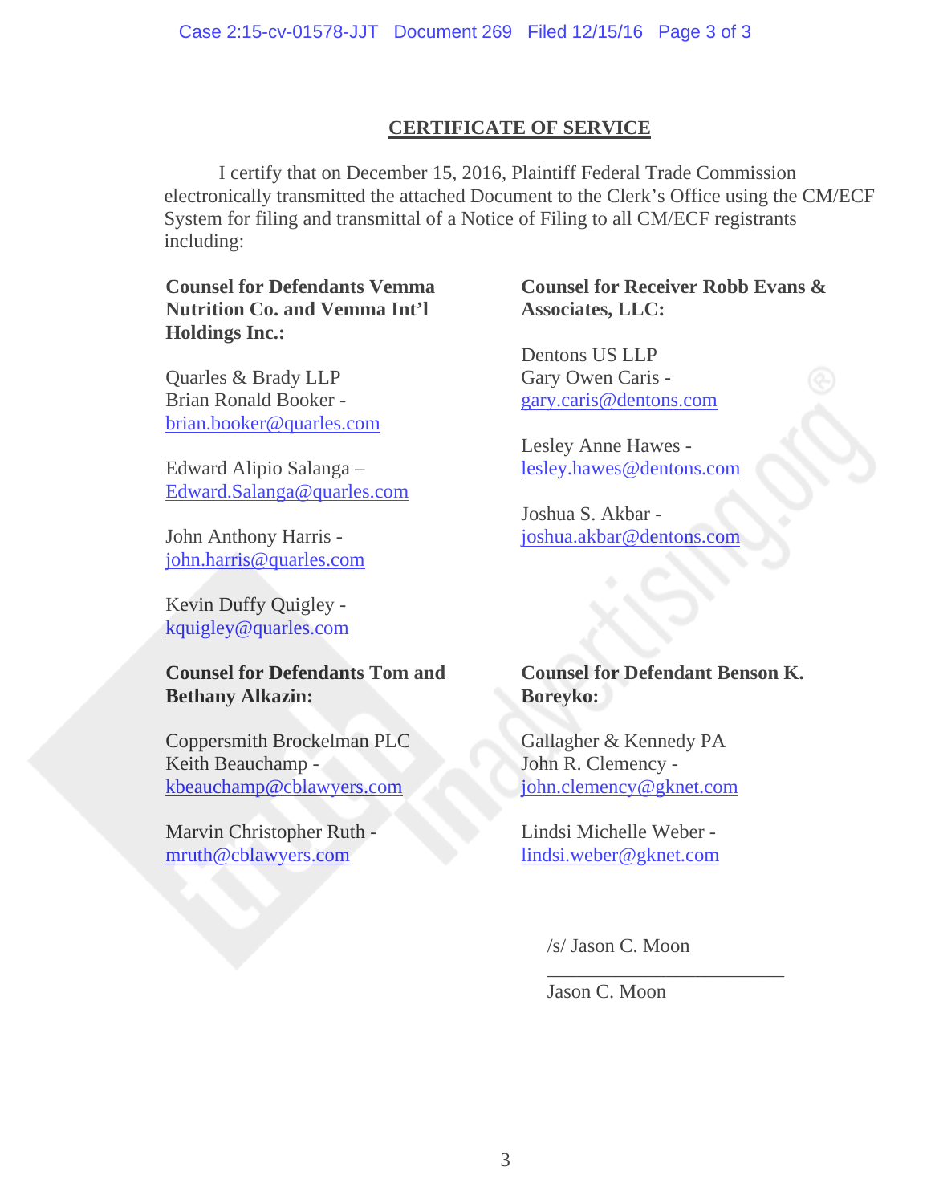## CERTIFICATE OF SERVICE

I certify that on December 15, 2016, Plaintiff Federal Trade Commission electronically transmitted the attached Document to the Clerk's Office using the CM/ECF System for filing and transmittal of a Notice of Filing to all CM/ECF registrants including:

**Counsel for Defendants Vemma Nutrition Co. and Vemma Int'l Holdings Inc.:**

Quarles & Brady LLP
Brian Ronald Booker - brian.booker@quarles.com

Edward Alipio Salanga – Edward.Salanga@quarles.com

John Anthony Harris - john.harris@quarles.com

Kevin Duffy Quigley - kquigley@quarles.com

**Counsel for Receiver Robb Evans & Associates, LLC:**

Dentons US LLP
Gary Owen Caris - gary.caris@dentons.com

Lesley Anne Hawes - lesley.hawes@dentons.com

Joshua S. Akbar - joshua.akbar@dentons.com

**Counsel for Defendants Tom and Bethany Alkazin:**

Coppersmith Brockelman PLC
Keith Beauchamp - kbeauchamp@cblawyers.com

Marvin Christopher Ruth - mruth@cblawyers.com

**Counsel for Defendant Benson K. Boreyko:**

Gallagher & Kennedy PA
John R. Clemency - john.clemency@gknet.com

Lindsi Michelle Weber - lindsi.weber@gknet.com

/s/ Jason C. Moon
\_\_\_\_\_\_\_\_\_\_\_\_\_\_\_\_\_\_\_\_\_\_\_\_\_
Jason C. Moon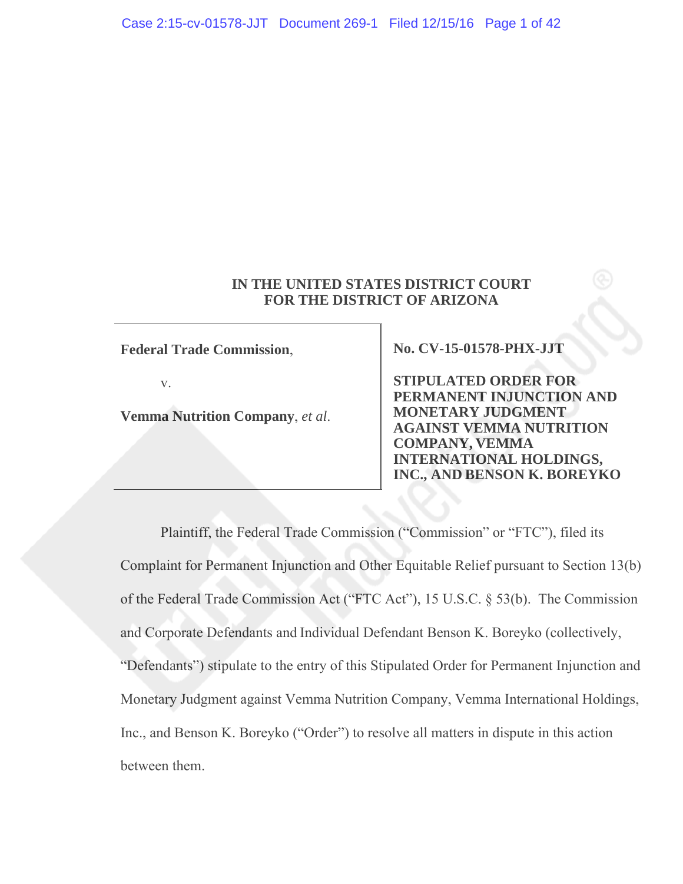**IN THE UNITED STATES DISTRICT COURT**
**FOR THE DISTRICT OF ARIZONA**

| | |
|---|---|
| **Federal Trade Commission**, <br><br> v. <br><br> **Vemma Nutrition Company**, *et al*. | **No. CV-15-01578-PHX-JJT** <br><br> **STIPULATED ORDER FOR PERMANENT INJUNCTION AND MONETARY JUDGMENT AGAINST VEMMA NUTRITION COMPANY, VEMMA INTERNATIONAL HOLDINGS, INC., AND BENSON K. BOREYKO** |

Plaintiff, the Federal Trade Commission ("Commission" or "FTC"), filed its Complaint for Permanent Injunction and Other Equitable Relief pursuant to Section 13(b) of the Federal Trade Commission Act ("FTC Act"), 15 U.S.C. § 53(b). The Commission and Corporate Defendants and Individual Defendant Benson K. Boreyko (collectively, "Defendants") stipulate to the entry of this Stipulated Order for Permanent Injunction and Monetary Judgment against Vemma Nutrition Company, Vemma International Holdings, Inc., and Benson K. Boreyko ("Order") to resolve all matters in dispute in this action between them.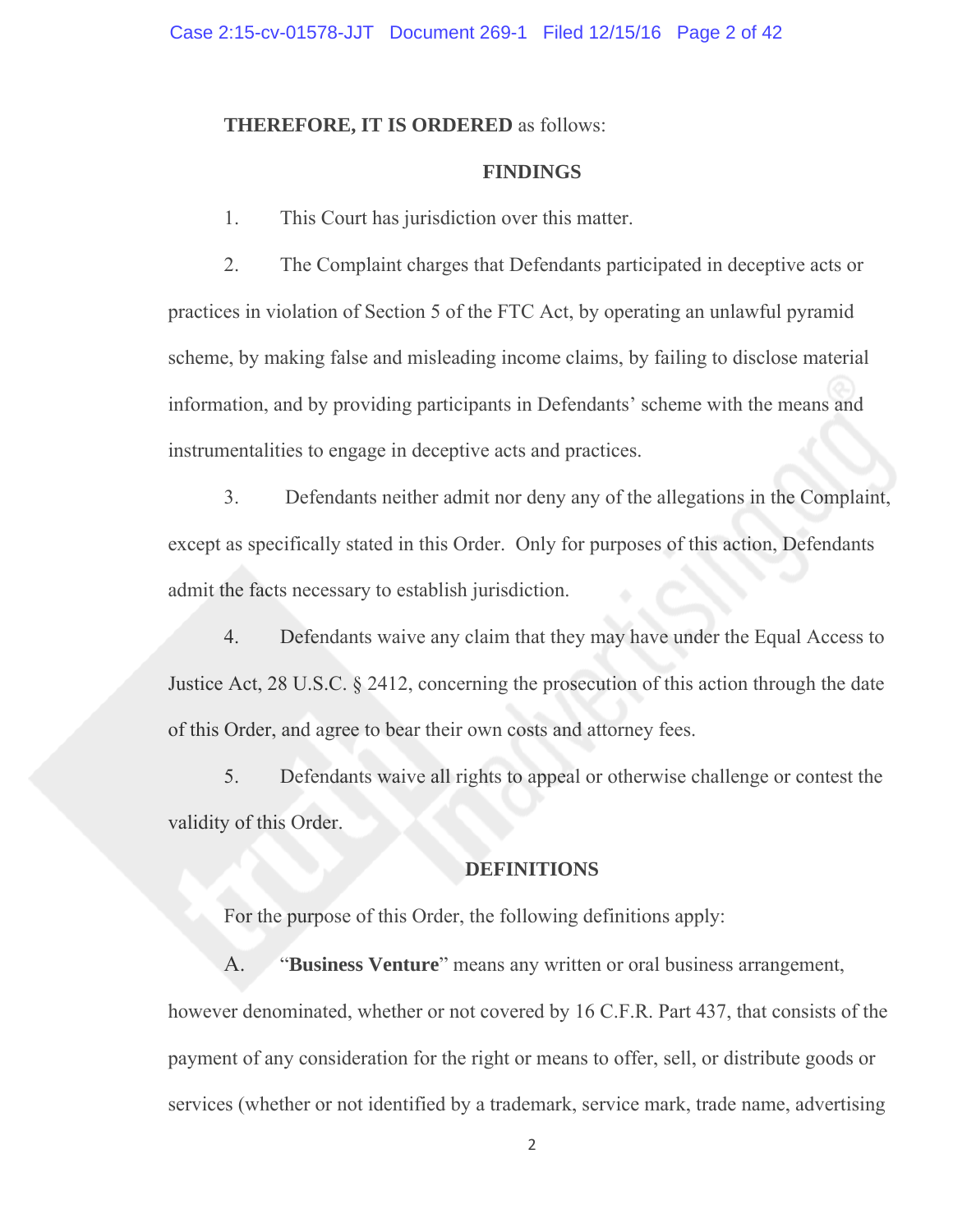**THEREFORE, IT IS ORDERED** as follows:

## FINDINGS

1. This Court has jurisdiction over this matter.

2. The Complaint charges that Defendants participated in deceptive acts or practices in violation of Section 5 of the FTC Act, by operating an unlawful pyramid scheme, by making false and misleading income claims, by failing to disclose material information, and by providing participants in Defendants' scheme with the means and instrumentalities to engage in deceptive acts and practices.

3. Defendants neither admit nor deny any of the allegations in the Complaint, except as specifically stated in this Order. Only for purposes of this action, Defendants admit the facts necessary to establish jurisdiction.

4. Defendants waive any claim that they may have under the Equal Access to Justice Act, 28 U.S.C. § 2412, concerning the prosecution of this action through the date of this Order, and agree to bear their own costs and attorney fees.

5. Defendants waive all rights to appeal or otherwise challenge or contest the validity of this Order.

## DEFINITIONS

For the purpose of this Order, the following definitions apply:

A. "**Business Venture**" means any written or oral business arrangement, however denominated, whether or not covered by 16 C.F.R. Part 437, that consists of the payment of any consideration for the right or means to offer, sell, or distribute goods or services (whether or not identified by a trademark, service mark, trade name, advertising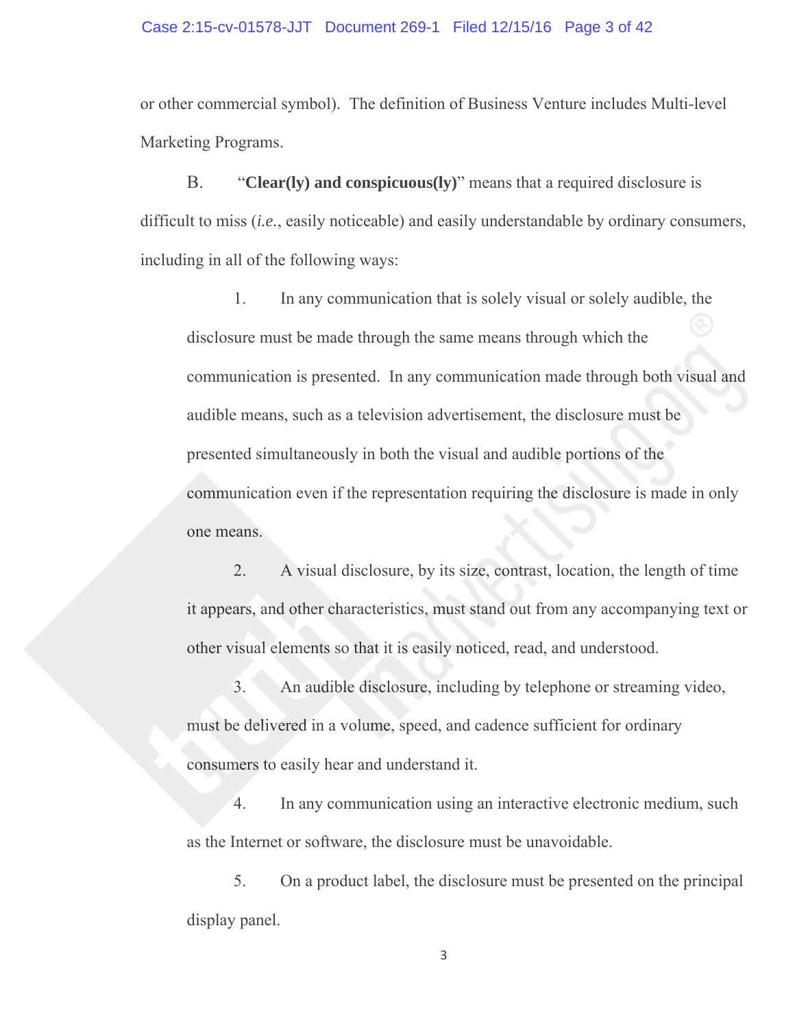or other commercial symbol). The definition of Business Venture includes Multi-level Marketing Programs.

B. "**Clear(ly) and conspicuous(ly)**" means that a required disclosure is difficult to miss (*i.e.*, easily noticeable) and easily understandable by ordinary consumers, including in all of the following ways:

1. In any communication that is solely visual or solely audible, the disclosure must be made through the same means through which the communication is presented. In any communication made through both visual and audible means, such as a television advertisement, the disclosure must be presented simultaneously in both the visual and audible portions of the communication even if the representation requiring the disclosure is made in only one means.

2. A visual disclosure, by its size, contrast, location, the length of time it appears, and other characteristics, must stand out from any accompanying text or other visual elements so that it is easily noticed, read, and understood.

3. An audible disclosure, including by telephone or streaming video, must be delivered in a volume, speed, and cadence sufficient for ordinary consumers to easily hear and understand it.

4. In any communication using an interactive electronic medium, such as the Internet or software, the disclosure must be unavoidable.

5. On a product label, the disclosure must be presented on the principal display panel.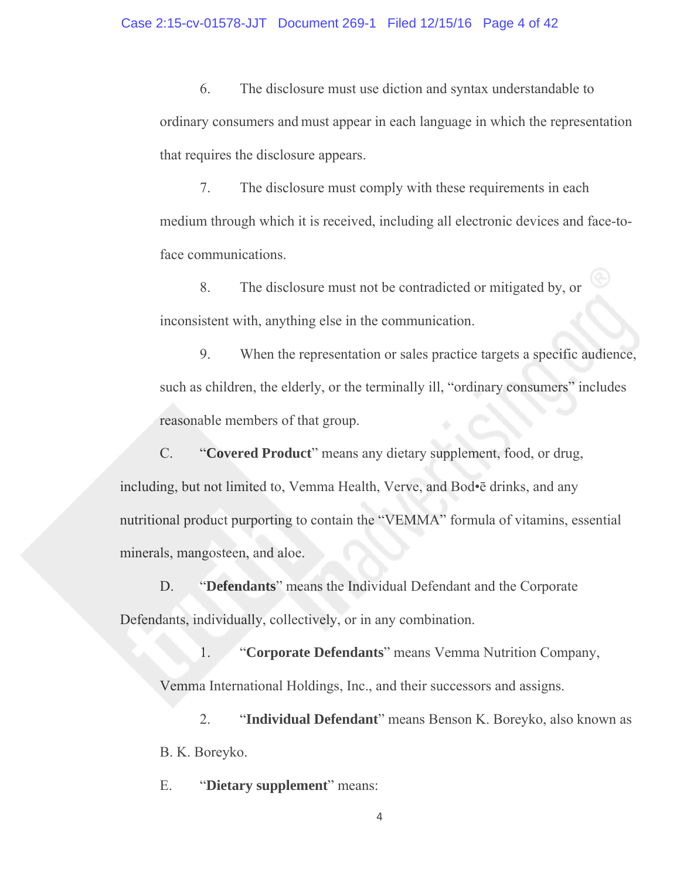6. The disclosure must use diction and syntax understandable to ordinary consumers and must appear in each language in which the representation that requires the disclosure appears.

7. The disclosure must comply with these requirements in each medium through which it is received, including all electronic devices and face-to-face communications.

8. The disclosure must not be contradicted or mitigated by, or inconsistent with, anything else in the communication.

9. When the representation or sales practice targets a specific audience, such as children, the elderly, or the terminally ill, "ordinary consumers" includes reasonable members of that group.

C. "**Covered Product**" means any dietary supplement, food, or drug, including, but not limited to, Vemma Health, Verve, and Bod•ē drinks, and any nutritional product purporting to contain the "VEMMA" formula of vitamins, essential minerals, mangosteen, and aloe.

D. "**Defendants**" means the Individual Defendant and the Corporate Defendants, individually, collectively, or in any combination.

1. "**Corporate Defendants**" means Vemma Nutrition Company, Vemma International Holdings, Inc., and their successors and assigns.

2. "**Individual Defendant**" means Benson K. Boreyko, also known as B. K. Boreyko.

E. "**Dietary supplement**" means: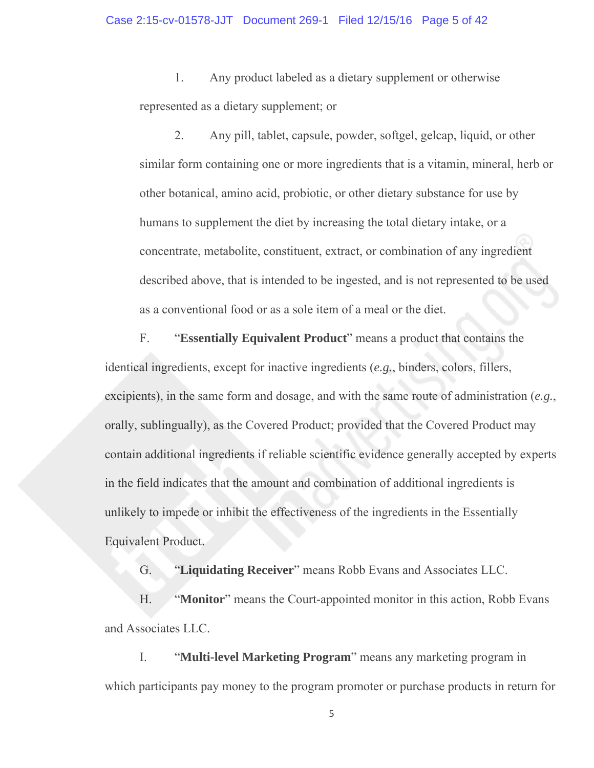1. Any product labeled as a dietary supplement or otherwise represented as a dietary supplement; or

2. Any pill, tablet, capsule, powder, softgel, gelcap, liquid, or other similar form containing one or more ingredients that is a vitamin, mineral, herb or other botanical, amino acid, probiotic, or other dietary substance for use by humans to supplement the diet by increasing the total dietary intake, or a concentrate, metabolite, constituent, extract, or combination of any ingredient described above, that is intended to be ingested, and is not represented to be used as a conventional food or as a sole item of a meal or the diet.

F. "**Essentially Equivalent Product**" means a product that contains the identical ingredients, except for inactive ingredients (*e.g.*, binders, colors, fillers, excipients), in the same form and dosage, and with the same route of administration (*e.g.*, orally, sublingually), as the Covered Product; provided that the Covered Product may contain additional ingredients if reliable scientific evidence generally accepted by experts in the field indicates that the amount and combination of additional ingredients is unlikely to impede or inhibit the effectiveness of the ingredients in the Essentially Equivalent Product.

G. "**Liquidating Receiver**" means Robb Evans and Associates LLC.

H. "**Monitor**" means the Court-appointed monitor in this action, Robb Evans and Associates LLC.

I. "**Multi-level Marketing Program**" means any marketing program in which participants pay money to the program promoter or purchase products in return for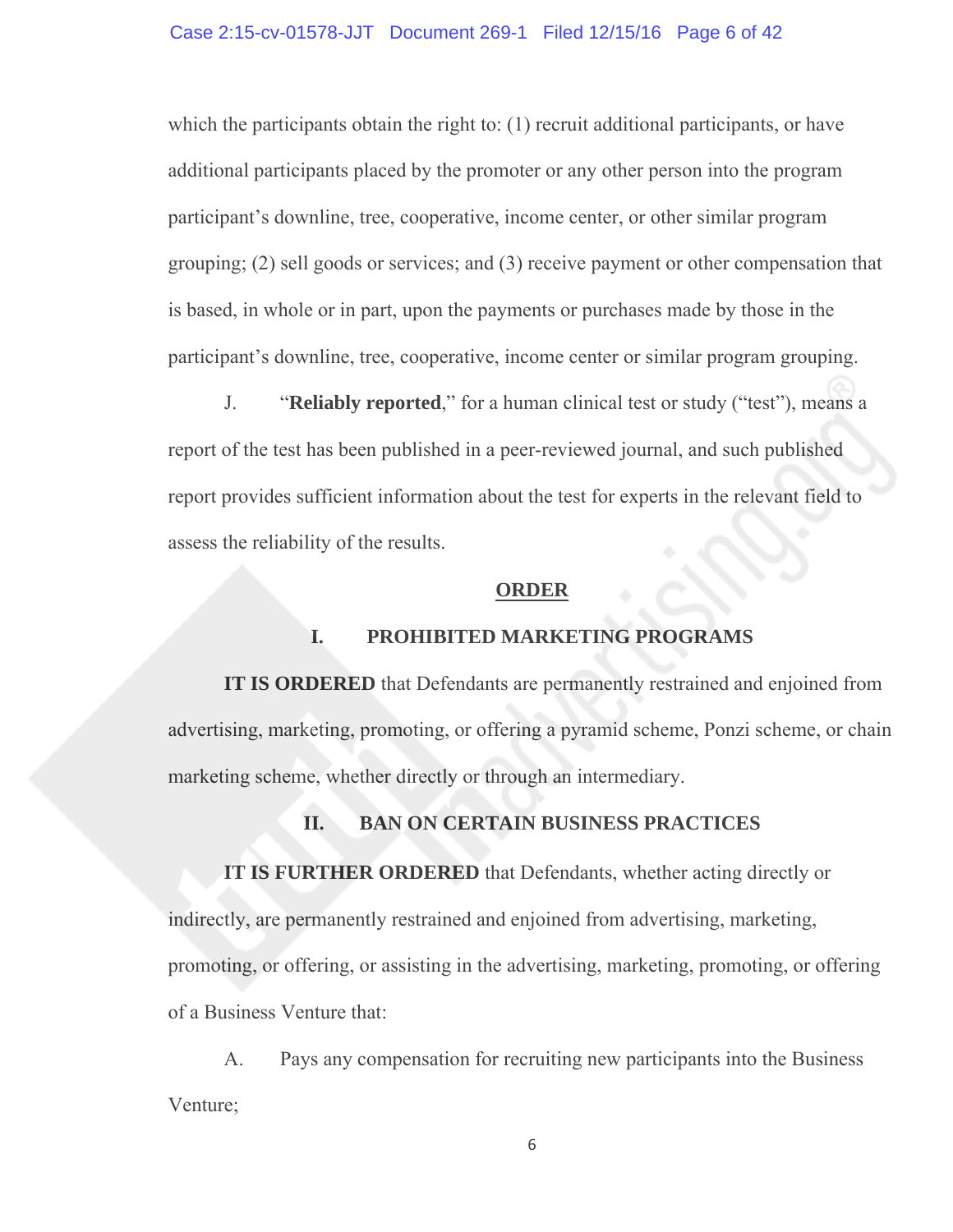which the participants obtain the right to: (1) recruit additional participants, or have additional participants placed by the promoter or any other person into the program participant's downline, tree, cooperative, income center, or other similar program grouping; (2) sell goods or services; and (3) receive payment or other compensation that is based, in whole or in part, upon the payments or purchases made by those in the participant's downline, tree, cooperative, income center or similar program grouping.

J. "**Reliably reported**," for a human clinical test or study ("test"), means a report of the test has been published in a peer-reviewed journal, and such published report provides sufficient information about the test for experts in the relevant field to assess the reliability of the results.

## ORDER

### I. PROHIBITED MARKETING PROGRAMS

**IT IS ORDERED** that Defendants are permanently restrained and enjoined from advertising, marketing, promoting, or offering a pyramid scheme, Ponzi scheme, or chain marketing scheme, whether directly or through an intermediary.

### II. BAN ON CERTAIN BUSINESS PRACTICES

**IT IS FURTHER ORDERED** that Defendants, whether acting directly or indirectly, are permanently restrained and enjoined from advertising, marketing, promoting, or offering, or assisting in the advertising, marketing, promoting, or offering of a Business Venture that:

A. Pays any compensation for recruiting new participants into the Business Venture;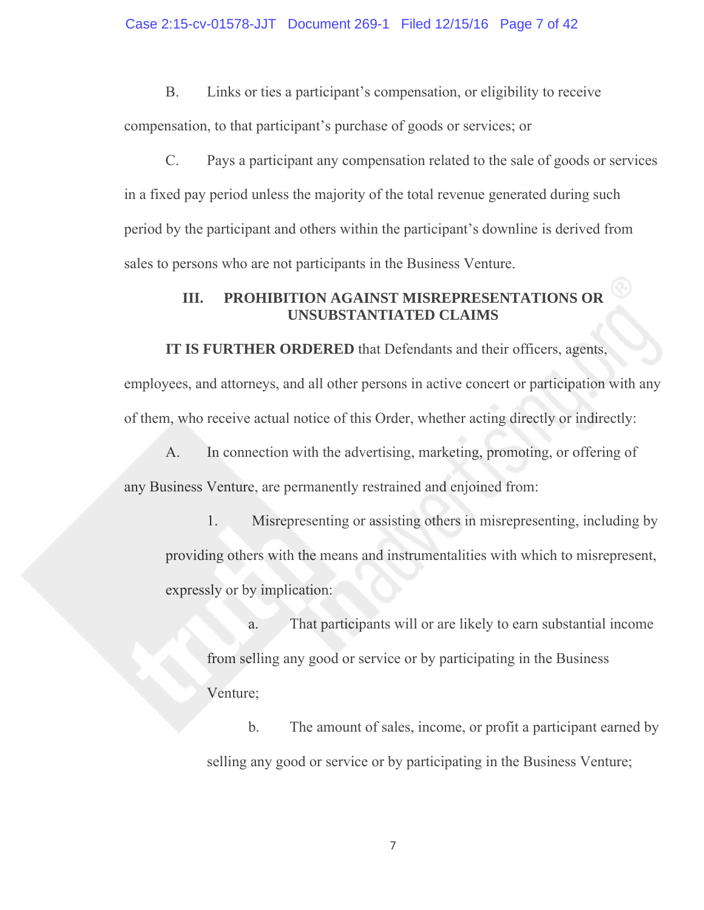B. Links or ties a participant's compensation, or eligibility to receive compensation, to that participant's purchase of goods or services; or

C. Pays a participant any compensation related to the sale of goods or services in a fixed pay period unless the majority of the total revenue generated during such period by the participant and others within the participant's downline is derived from sales to persons who are not participants in the Business Venture.

## III. PROHIBITION AGAINST MISREPRESENTATIONS OR UNSUBSTANTIATED CLAIMS

**IT IS FURTHER ORDERED** that Defendants and their officers, agents, employees, and attorneys, and all other persons in active concert or participation with any of them, who receive actual notice of this Order, whether acting directly or indirectly:

A. In connection with the advertising, marketing, promoting, or offering of any Business Venture, are permanently restrained and enjoined from:

1. Misrepresenting or assisting others in misrepresenting, including by providing others with the means and instrumentalities with which to misrepresent, expressly or by implication:

   a. That participants will or are likely to earn substantial income from selling any good or service or by participating in the Business Venture;

   b. The amount of sales, income, or profit a participant earned by selling any good or service or by participating in the Business Venture;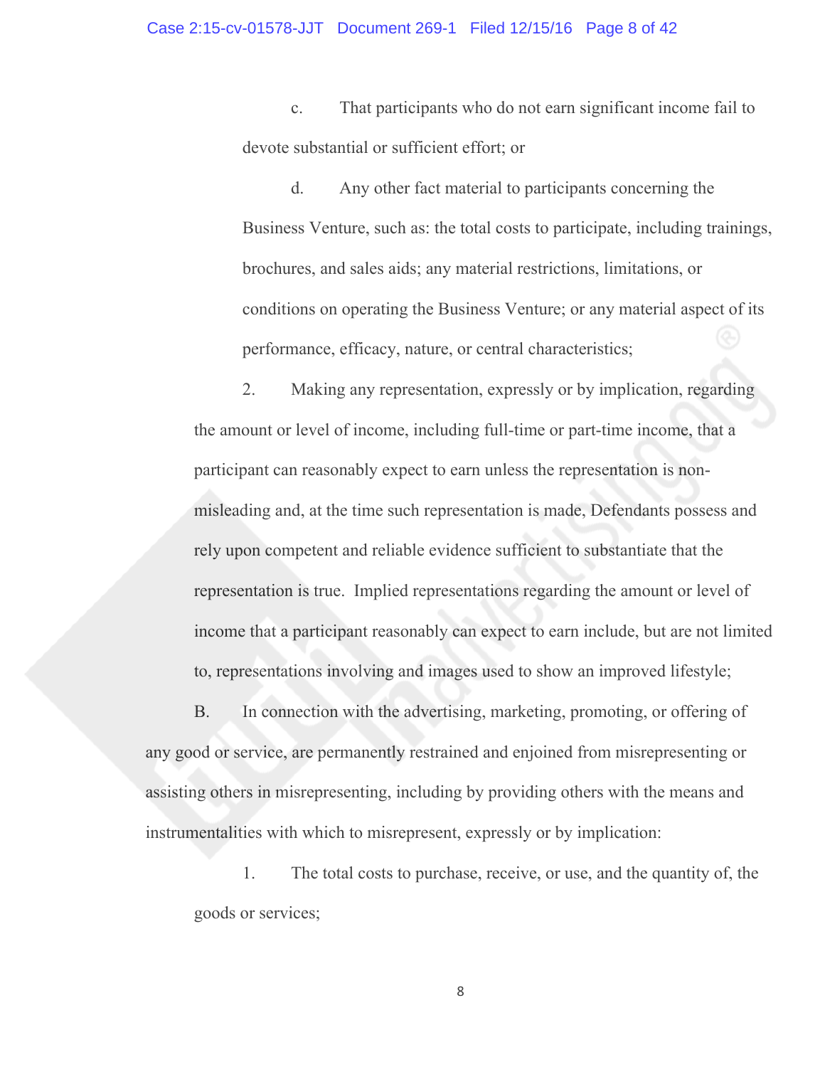c. That participants who do not earn significant income fail to devote substantial or sufficient effort; or

d. Any other fact material to participants concerning the Business Venture, such as: the total costs to participate, including trainings, brochures, and sales aids; any material restrictions, limitations, or conditions on operating the Business Venture; or any material aspect of its performance, efficacy, nature, or central characteristics;

2. Making any representation, expressly or by implication, regarding the amount or level of income, including full-time or part-time income, that a participant can reasonably expect to earn unless the representation is non-misleading and, at the time such representation is made, Defendants possess and rely upon competent and reliable evidence sufficient to substantiate that the representation is true. Implied representations regarding the amount or level of income that a participant reasonably can expect to earn include, but are not limited to, representations involving and images used to show an improved lifestyle;

B. In connection with the advertising, marketing, promoting, or offering of any good or service, are permanently restrained and enjoined from misrepresenting or assisting others in misrepresenting, including by providing others with the means and instrumentalities with which to misrepresent, expressly or by implication:

1. The total costs to purchase, receive, or use, and the quantity of, the goods or services;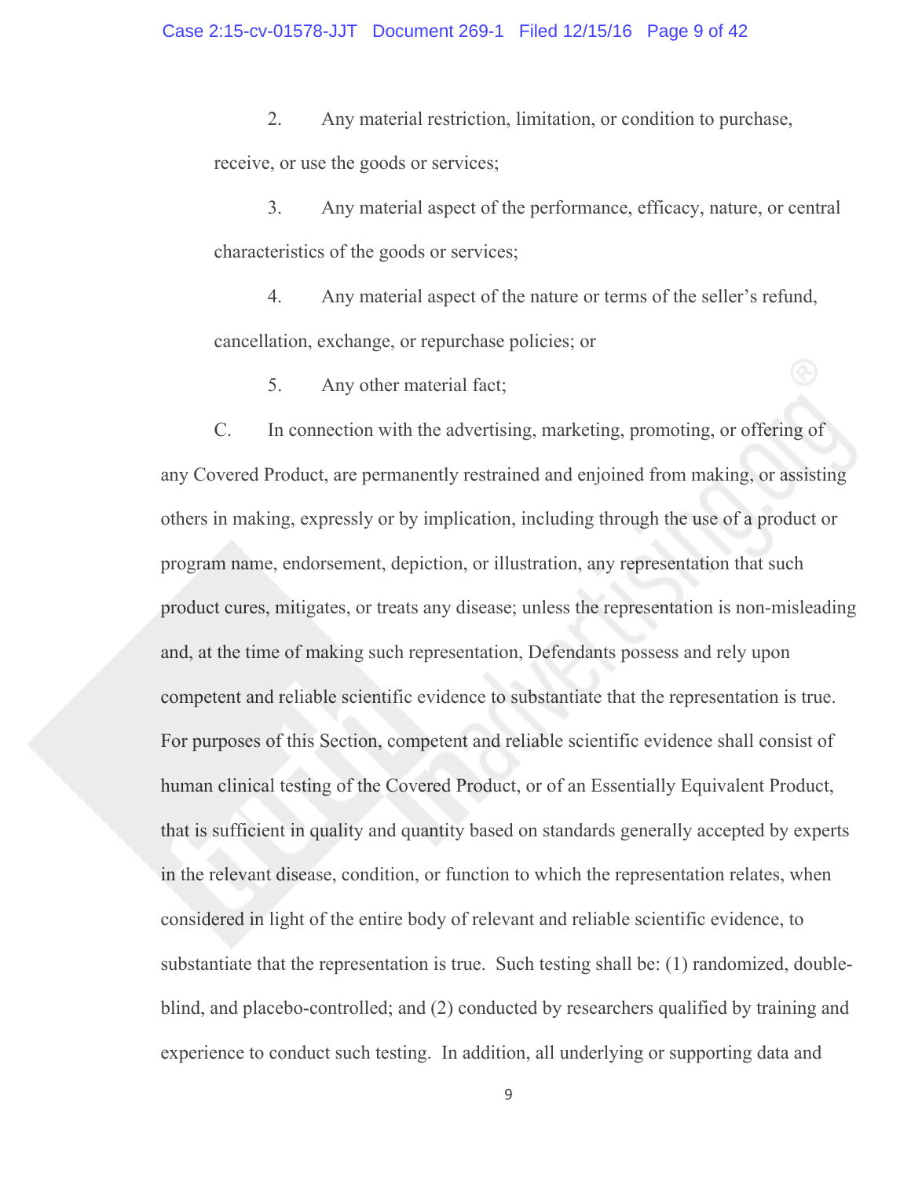2. Any material restriction, limitation, or condition to purchase, receive, or use the goods or services;

3. Any material aspect of the performance, efficacy, nature, or central characteristics of the goods or services;

4. Any material aspect of the nature or terms of the seller's refund, cancellation, exchange, or repurchase policies; or

5. Any other material fact;

C. In connection with the advertising, marketing, promoting, or offering of any Covered Product, are permanently restrained and enjoined from making, or assisting others in making, expressly or by implication, including through the use of a product or program name, endorsement, depiction, or illustration, any representation that such product cures, mitigates, or treats any disease; unless the representation is non-misleading and, at the time of making such representation, Defendants possess and rely upon competent and reliable scientific evidence to substantiate that the representation is true. For purposes of this Section, competent and reliable scientific evidence shall consist of human clinical testing of the Covered Product, or of an Essentially Equivalent Product, that is sufficient in quality and quantity based on standards generally accepted by experts in the relevant disease, condition, or function to which the representation relates, when considered in light of the entire body of relevant and reliable scientific evidence, to substantiate that the representation is true. Such testing shall be: (1) randomized, double-blind, and placebo-controlled; and (2) conducted by researchers qualified by training and experience to conduct such testing. In addition, all underlying or supporting data and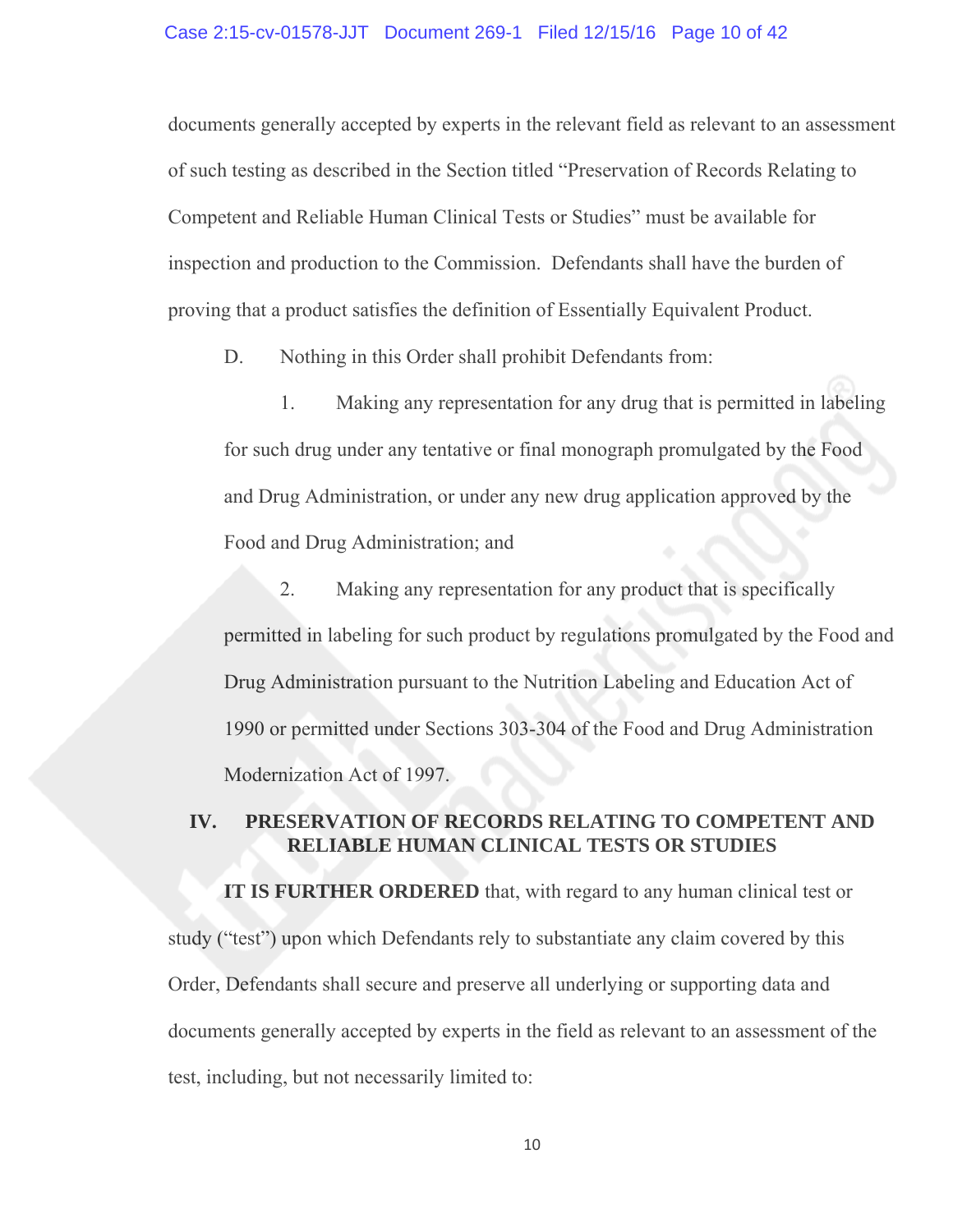documents generally accepted by experts in the relevant field as relevant to an assessment of such testing as described in the Section titled "Preservation of Records Relating to Competent and Reliable Human Clinical Tests or Studies" must be available for inspection and production to the Commission. Defendants shall have the burden of proving that a product satisfies the definition of Essentially Equivalent Product.

D. Nothing in this Order shall prohibit Defendants from:

1. Making any representation for any drug that is permitted in labeling for such drug under any tentative or final monograph promulgated by the Food and Drug Administration, or under any new drug application approved by the Food and Drug Administration; and

2. Making any representation for any product that is specifically permitted in labeling for such product by regulations promulgated by the Food and Drug Administration pursuant to the Nutrition Labeling and Education Act of 1990 or permitted under Sections 303-304 of the Food and Drug Administration Modernization Act of 1997.

## IV. PRESERVATION OF RECORDS RELATING TO COMPETENT AND RELIABLE HUMAN CLINICAL TESTS OR STUDIES

**IT IS FURTHER ORDERED** that, with regard to any human clinical test or study ("test") upon which Defendants rely to substantiate any claim covered by this Order, Defendants shall secure and preserve all underlying or supporting data and documents generally accepted by experts in the field as relevant to an assessment of the test, including, but not necessarily limited to: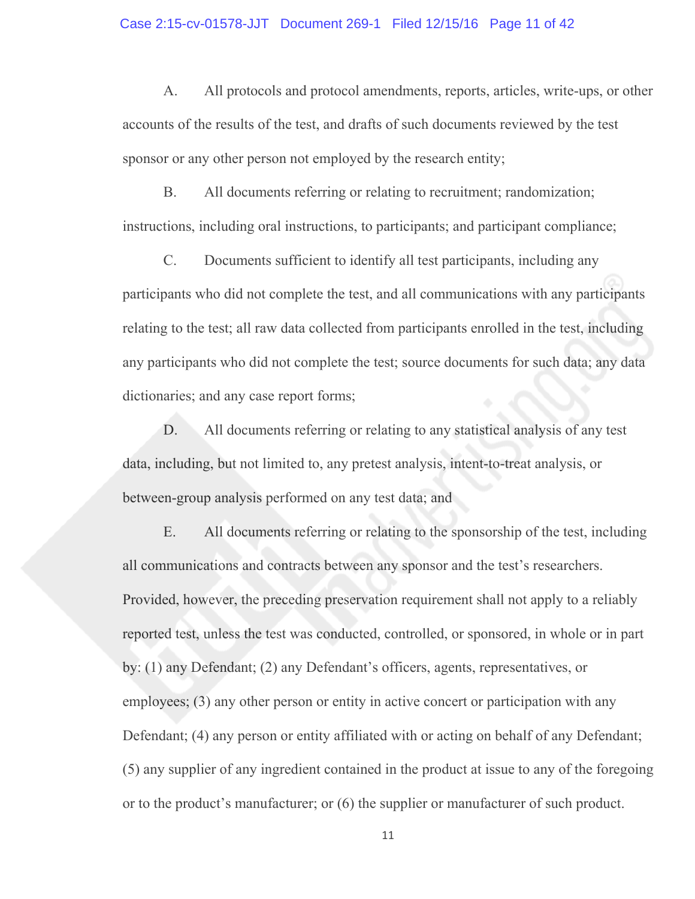A. All protocols and protocol amendments, reports, articles, write-ups, or other accounts of the results of the test, and drafts of such documents reviewed by the test sponsor or any other person not employed by the research entity;

B. All documents referring or relating to recruitment; randomization; instructions, including oral instructions, to participants; and participant compliance;

C. Documents sufficient to identify all test participants, including any participants who did not complete the test, and all communications with any participants relating to the test; all raw data collected from participants enrolled in the test, including any participants who did not complete the test; source documents for such data; any data dictionaries; and any case report forms;

D. All documents referring or relating to any statistical analysis of any test data, including, but not limited to, any pretest analysis, intent-to-treat analysis, or between-group analysis performed on any test data; and

E. All documents referring or relating to the sponsorship of the test, including all communications and contracts between any sponsor and the test's researchers.

Provided, however, the preceding preservation requirement shall not apply to a reliably reported test, unless the test was conducted, controlled, or sponsored, in whole or in part by: (1) any Defendant; (2) any Defendant's officers, agents, representatives, or employees; (3) any other person or entity in active concert or participation with any Defendant; (4) any person or entity affiliated with or acting on behalf of any Defendant; (5) any supplier of any ingredient contained in the product at issue to any of the foregoing or to the product's manufacturer; or (6) the supplier or manufacturer of such product.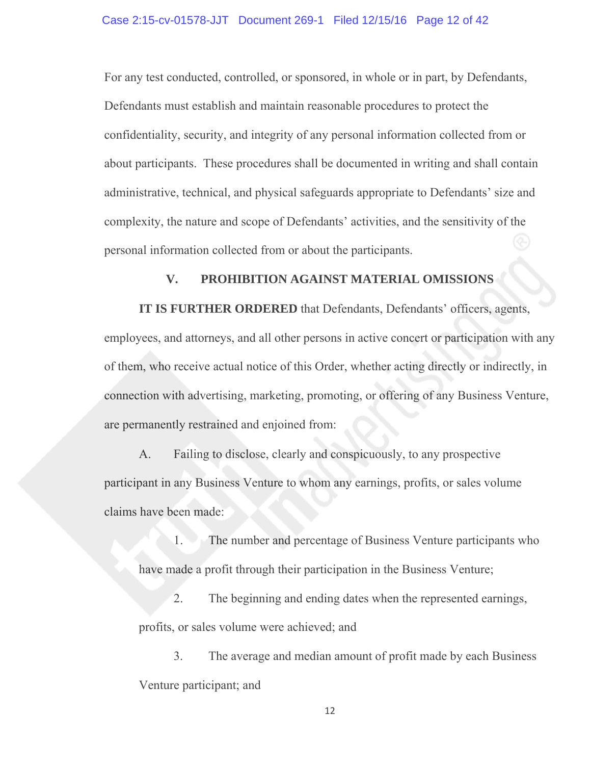For any test conducted, controlled, or sponsored, in whole or in part, by Defendants, Defendants must establish and maintain reasonable procedures to protect the confidentiality, security, and integrity of any personal information collected from or about participants. These procedures shall be documented in writing and shall contain administrative, technical, and physical safeguards appropriate to Defendants' size and complexity, the nature and scope of Defendants' activities, and the sensitivity of the personal information collected from or about the participants.

## V. PROHIBITION AGAINST MATERIAL OMISSIONS

**IT IS FURTHER ORDERED** that Defendants, Defendants' officers, agents, employees, and attorneys, and all other persons in active concert or participation with any of them, who receive actual notice of this Order, whether acting directly or indirectly, in connection with advertising, marketing, promoting, or offering of any Business Venture, are permanently restrained and enjoined from:

A. Failing to disclose, clearly and conspicuously, to any prospective participant in any Business Venture to whom any earnings, profits, or sales volume claims have been made:

1. The number and percentage of Business Venture participants who have made a profit through their participation in the Business Venture;

2. The beginning and ending dates when the represented earnings, profits, or sales volume were achieved; and

3. The average and median amount of profit made by each Business Venture participant; and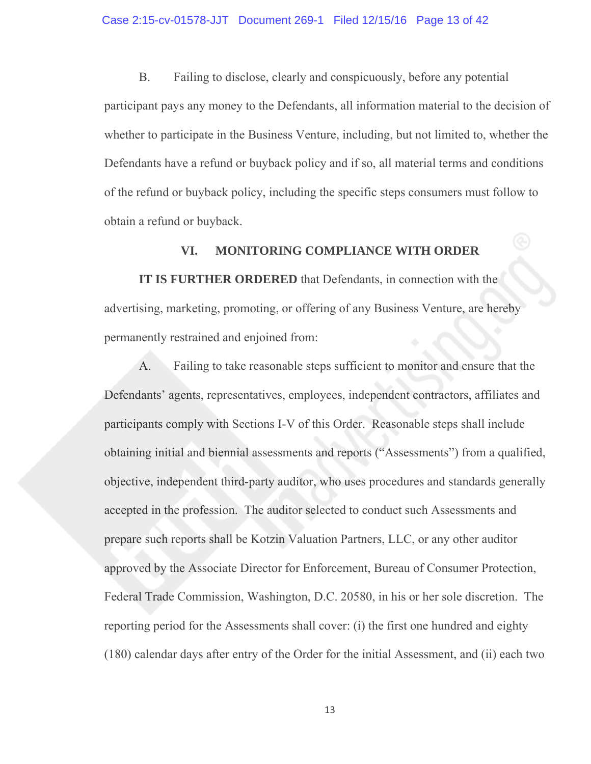B. Failing to disclose, clearly and conspicuously, before any potential participant pays any money to the Defendants, all information material to the decision of whether to participate in the Business Venture, including, but not limited to, whether the Defendants have a refund or buyback policy and if so, all material terms and conditions of the refund or buyback policy, including the specific steps consumers must follow to obtain a refund or buyback.

## VI. MONITORING COMPLIANCE WITH ORDER

**IT IS FURTHER ORDERED** that Defendants, in connection with the advertising, marketing, promoting, or offering of any Business Venture, are hereby permanently restrained and enjoined from:

A. Failing to take reasonable steps sufficient to monitor and ensure that the Defendants' agents, representatives, employees, independent contractors, affiliates and participants comply with Sections I-V of this Order. Reasonable steps shall include obtaining initial and biennial assessments and reports ("Assessments") from a qualified, objective, independent third-party auditor, who uses procedures and standards generally accepted in the profession. The auditor selected to conduct such Assessments and prepare such reports shall be Kotzin Valuation Partners, LLC, or any other auditor approved by the Associate Director for Enforcement, Bureau of Consumer Protection, Federal Trade Commission, Washington, D.C. 20580, in his or her sole discretion. The reporting period for the Assessments shall cover: (i) the first one hundred and eighty (180) calendar days after entry of the Order for the initial Assessment, and (ii) each two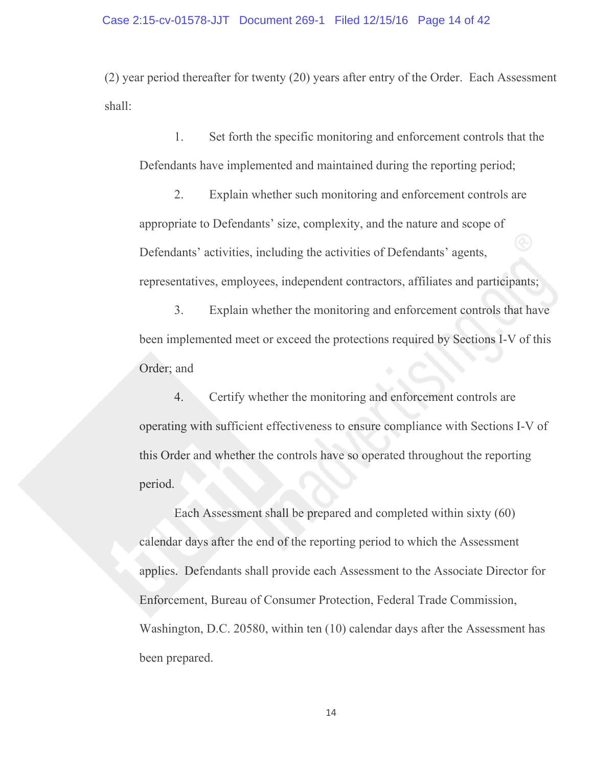(2) year period thereafter for twenty (20) years after entry of the Order. Each Assessment shall:

1. Set forth the specific monitoring and enforcement controls that the Defendants have implemented and maintained during the reporting period;

2. Explain whether such monitoring and enforcement controls are appropriate to Defendants' size, complexity, and the nature and scope of Defendants' activities, including the activities of Defendants' agents, representatives, employees, independent contractors, affiliates and participants;

3. Explain whether the monitoring and enforcement controls that have been implemented meet or exceed the protections required by Sections I-V of this Order; and

4. Certify whether the monitoring and enforcement controls are operating with sufficient effectiveness to ensure compliance with Sections I-V of this Order and whether the controls have so operated throughout the reporting period.

Each Assessment shall be prepared and completed within sixty (60) calendar days after the end of the reporting period to which the Assessment applies. Defendants shall provide each Assessment to the Associate Director for Enforcement, Bureau of Consumer Protection, Federal Trade Commission, Washington, D.C. 20580, within ten (10) calendar days after the Assessment has been prepared.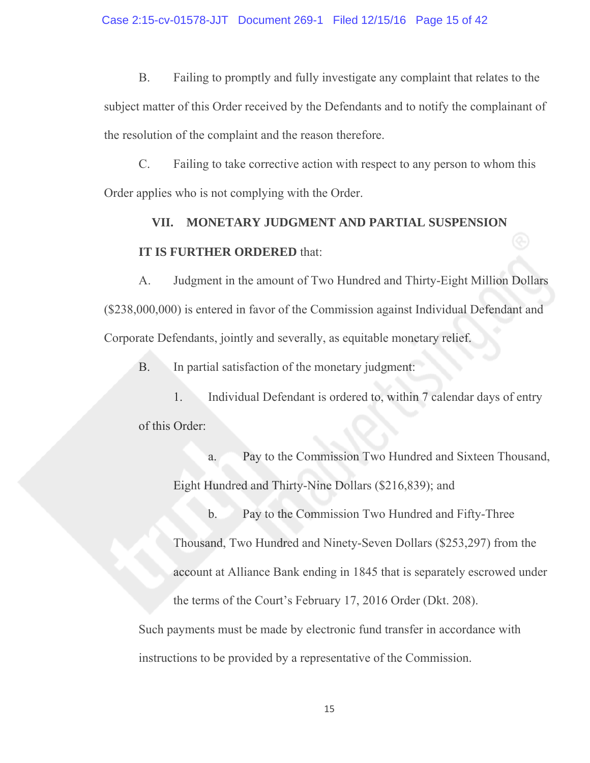B. Failing to promptly and fully investigate any complaint that relates to the subject matter of this Order received by the Defendants and to notify the complainant of the resolution of the complaint and the reason therefore.

C. Failing to take corrective action with respect to any person to whom this Order applies who is not complying with the Order.

## VII. MONETARY JUDGMENT AND PARTIAL SUSPENSION

**IT IS FURTHER ORDERED** that:

A. Judgment in the amount of Two Hundred and Thirty-Eight Million Dollars ($238,000,000) is entered in favor of the Commission against Individual Defendant and Corporate Defendants, jointly and severally, as equitable monetary relief.

B. In partial satisfaction of the monetary judgment:

1. Individual Defendant is ordered to, within 7 calendar days of entry of this Order:

   a. Pay to the Commission Two Hundred and Sixteen Thousand, Eight Hundred and Thirty-Nine Dollars ($216,839); and

   b. Pay to the Commission Two Hundred and Fifty-Three Thousand, Two Hundred and Ninety-Seven Dollars ($253,297) from the account at Alliance Bank ending in 1845 that is separately escrowed under the terms of the Court's February 17, 2016 Order (Dkt. 208).

Such payments must be made by electronic fund transfer in accordance with instructions to be provided by a representative of the Commission.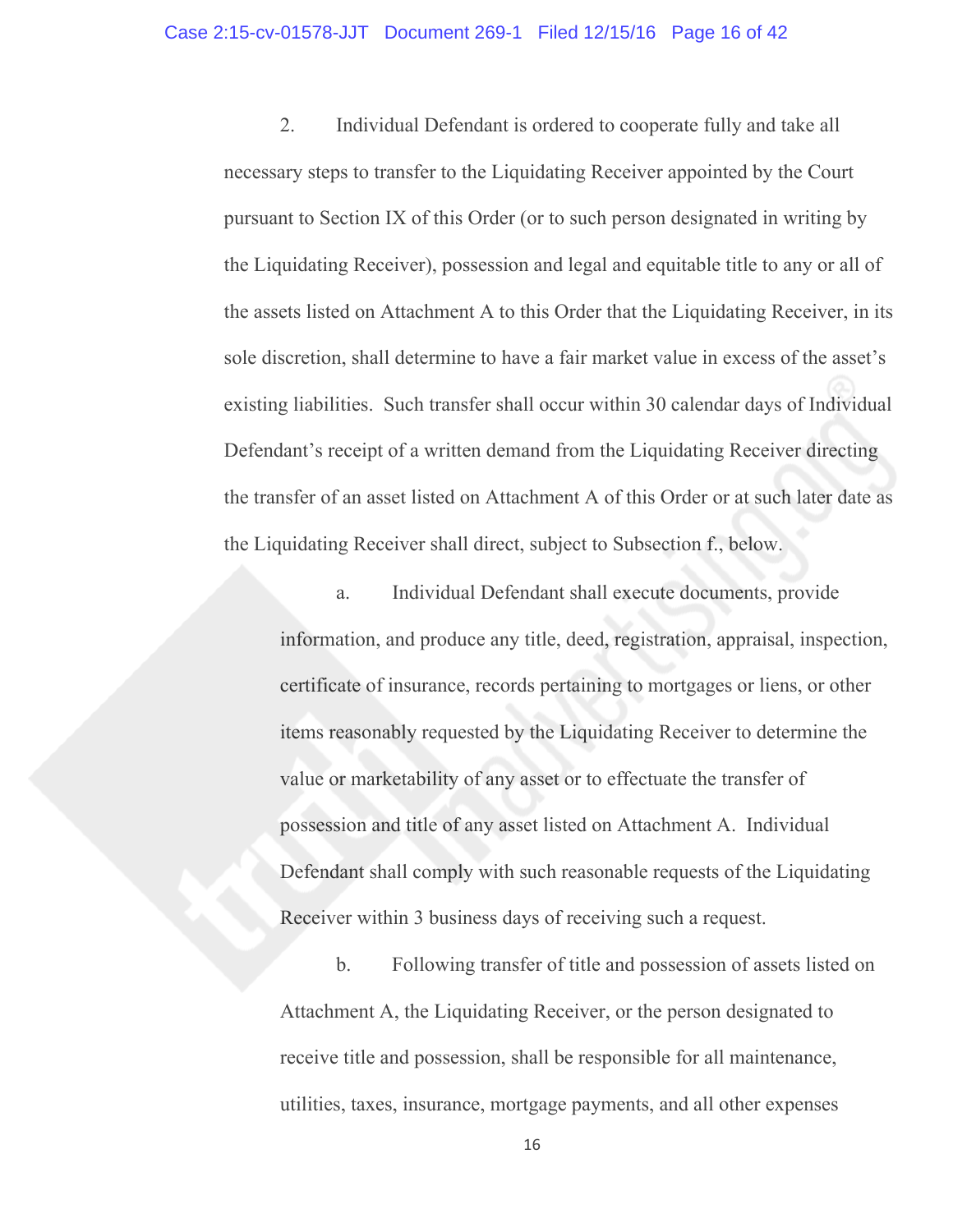2. Individual Defendant is ordered to cooperate fully and take all necessary steps to transfer to the Liquidating Receiver appointed by the Court pursuant to Section IX of this Order (or to such person designated in writing by the Liquidating Receiver), possession and legal and equitable title to any or all of the assets listed on Attachment A to this Order that the Liquidating Receiver, in its sole discretion, shall determine to have a fair market value in excess of the asset's existing liabilities. Such transfer shall occur within 30 calendar days of Individual Defendant's receipt of a written demand from the Liquidating Receiver directing the transfer of an asset listed on Attachment A of this Order or at such later date as the Liquidating Receiver shall direct, subject to Subsection f., below.

a. Individual Defendant shall execute documents, provide information, and produce any title, deed, registration, appraisal, inspection, certificate of insurance, records pertaining to mortgages or liens, or other items reasonably requested by the Liquidating Receiver to determine the value or marketability of any asset or to effectuate the transfer of possession and title of any asset listed on Attachment A. Individual Defendant shall comply with such reasonable requests of the Liquidating Receiver within 3 business days of receiving such a request.

b. Following transfer of title and possession of assets listed on Attachment A, the Liquidating Receiver, or the person designated to receive title and possession, shall be responsible for all maintenance, utilities, taxes, insurance, mortgage payments, and all other expenses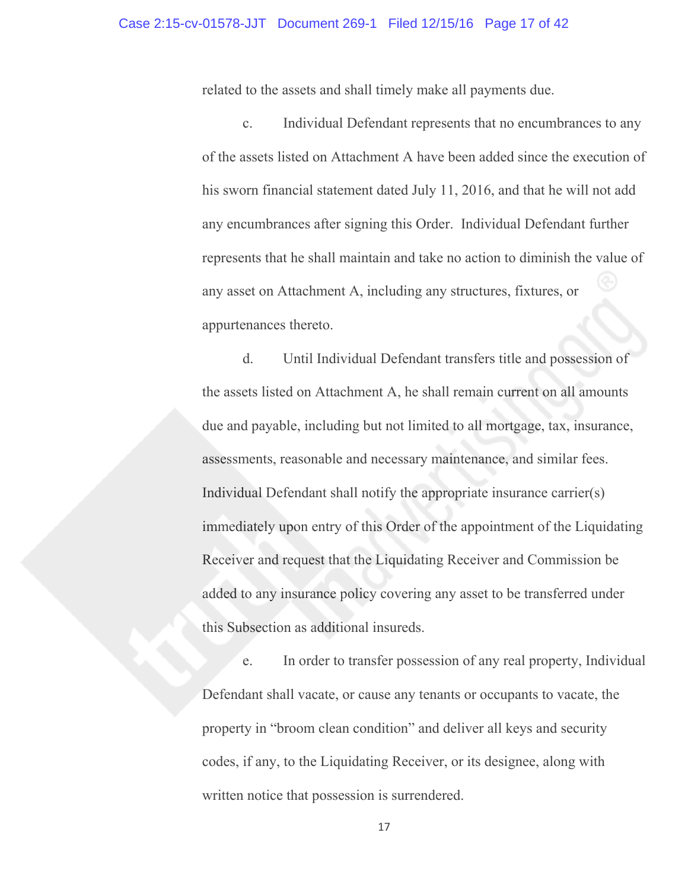related to the assets and shall timely make all payments due.

c. Individual Defendant represents that no encumbrances to any of the assets listed on Attachment A have been added since the execution of his sworn financial statement dated July 11, 2016, and that he will not add any encumbrances after signing this Order. Individual Defendant further represents that he shall maintain and take no action to diminish the value of any asset on Attachment A, including any structures, fixtures, or appurtenances thereto.

d. Until Individual Defendant transfers title and possession of the assets listed on Attachment A, he shall remain current on all amounts due and payable, including but not limited to all mortgage, tax, insurance, assessments, reasonable and necessary maintenance, and similar fees. Individual Defendant shall notify the appropriate insurance carrier(s) immediately upon entry of this Order of the appointment of the Liquidating Receiver and request that the Liquidating Receiver and Commission be added to any insurance policy covering any asset to be transferred under this Subsection as additional insureds.

e. In order to transfer possession of any real property, Individual Defendant shall vacate, or cause any tenants or occupants to vacate, the property in "broom clean condition" and deliver all keys and security codes, if any, to the Liquidating Receiver, or its designee, along with written notice that possession is surrendered.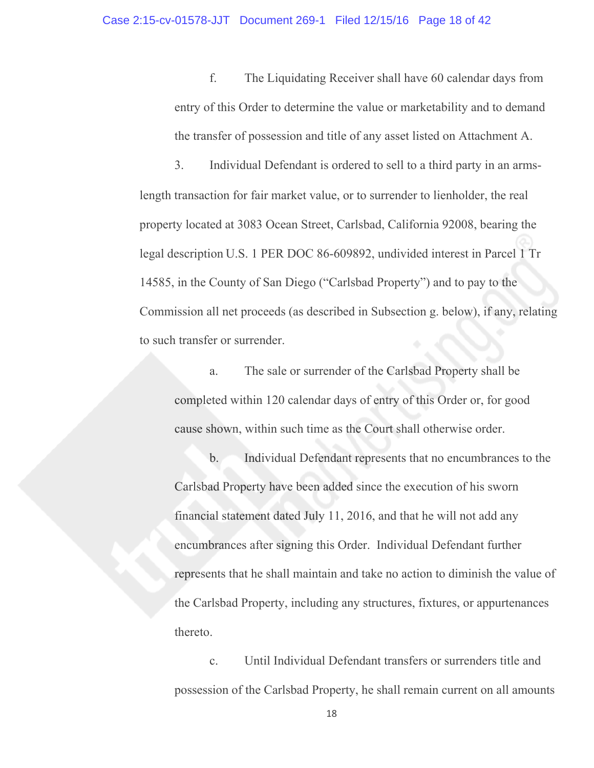f. The Liquidating Receiver shall have 60 calendar days from entry of this Order to determine the value or marketability and to demand the transfer of possession and title of any asset listed on Attachment A.

3. Individual Defendant is ordered to sell to a third party in an arms-length transaction for fair market value, or to surrender to lienholder, the real property located at 3083 Ocean Street, Carlsbad, California 92008, bearing the legal description U.S. 1 PER DOC 86-609892, undivided interest in Parcel 1 Tr 14585, in the County of San Diego ("Carlsbad Property") and to pay to the Commission all net proceeds (as described in Subsection g. below), if any, relating to such transfer or surrender.

a. The sale or surrender of the Carlsbad Property shall be completed within 120 calendar days of entry of this Order or, for good cause shown, within such time as the Court shall otherwise order.

b. Individual Defendant represents that no encumbrances to the Carlsbad Property have been added since the execution of his sworn financial statement dated July 11, 2016, and that he will not add any encumbrances after signing this Order. Individual Defendant further represents that he shall maintain and take no action to diminish the value of the Carlsbad Property, including any structures, fixtures, or appurtenances thereto.

c. Until Individual Defendant transfers or surrenders title and possession of the Carlsbad Property, he shall remain current on all amounts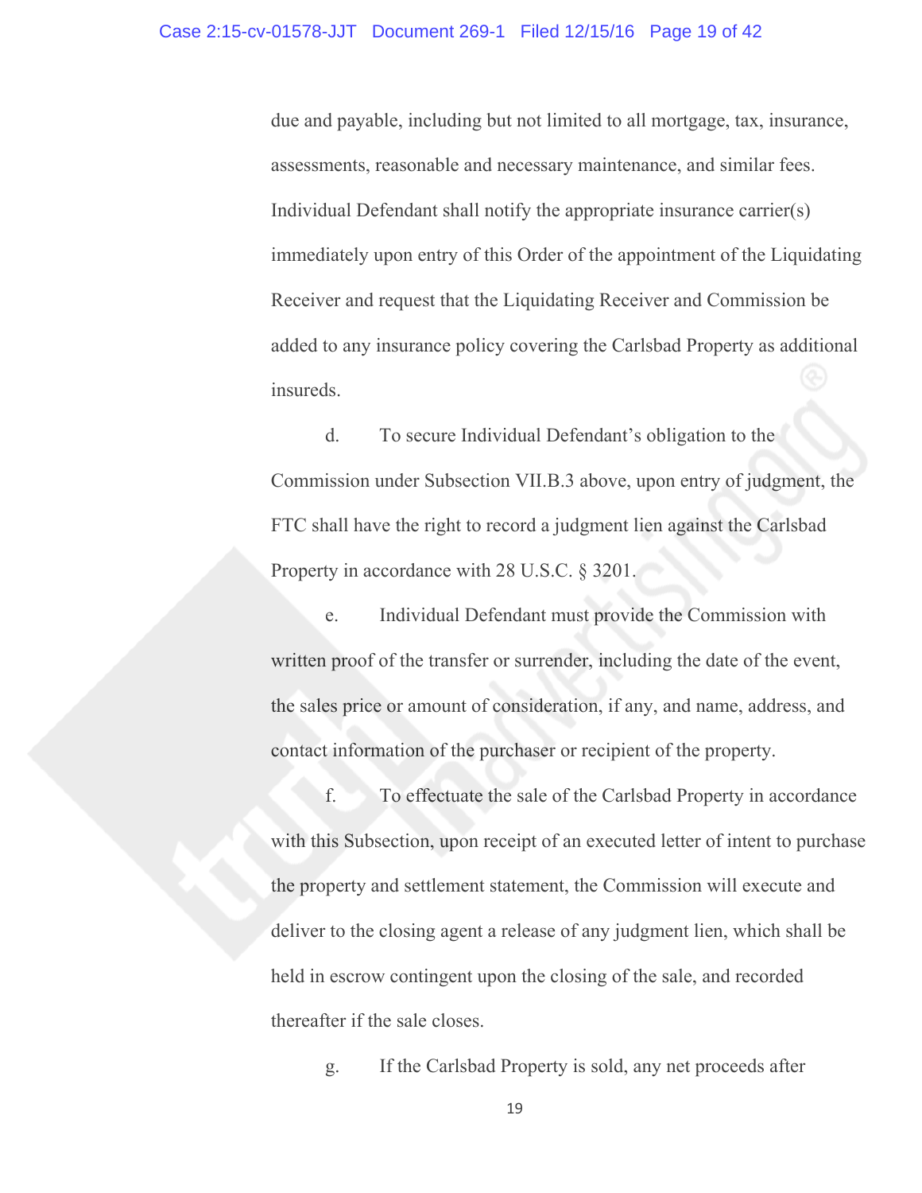due and payable, including but not limited to all mortgage, tax, insurance, assessments, reasonable and necessary maintenance, and similar fees. Individual Defendant shall notify the appropriate insurance carrier(s) immediately upon entry of this Order of the appointment of the Liquidating Receiver and request that the Liquidating Receiver and Commission be added to any insurance policy covering the Carlsbad Property as additional insureds.

d. To secure Individual Defendant's obligation to the Commission under Subsection VII.B.3 above, upon entry of judgment, the FTC shall have the right to record a judgment lien against the Carlsbad Property in accordance with 28 U.S.C. § 3201.

e. Individual Defendant must provide the Commission with written proof of the transfer or surrender, including the date of the event, the sales price or amount of consideration, if any, and name, address, and contact information of the purchaser or recipient of the property.

f. To effectuate the sale of the Carlsbad Property in accordance with this Subsection, upon receipt of an executed letter of intent to purchase the property and settlement statement, the Commission will execute and deliver to the closing agent a release of any judgment lien, which shall be held in escrow contingent upon the closing of the sale, and recorded thereafter if the sale closes.

g. If the Carlsbad Property is sold, any net proceeds after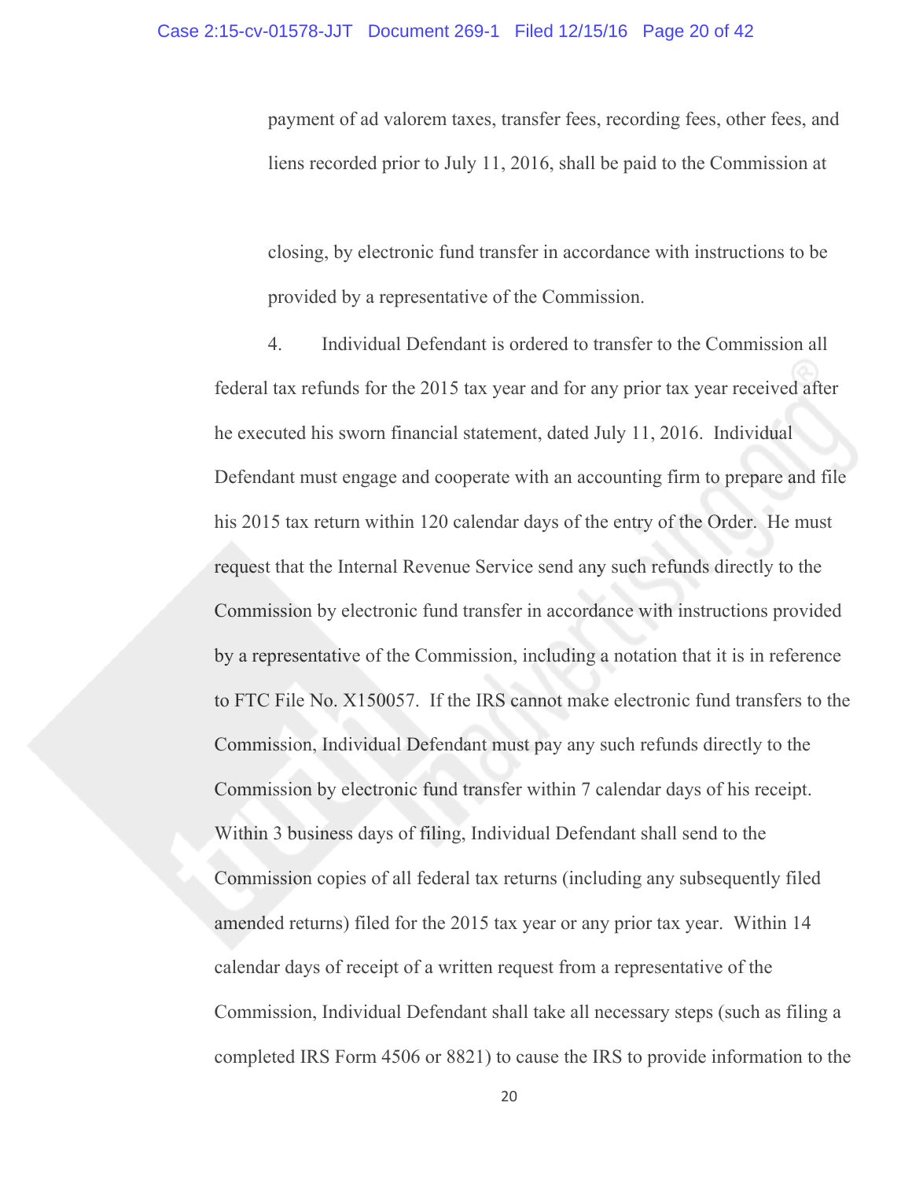payment of ad valorem taxes, transfer fees, recording fees, other fees, and liens recorded prior to July 11, 2016, shall be paid to the Commission at closing, by electronic fund transfer in accordance with instructions to be provided by a representative of the Commission.

4. Individual Defendant is ordered to transfer to the Commission all federal tax refunds for the 2015 tax year and for any prior tax year received after he executed his sworn financial statement, dated July 11, 2016. Individual Defendant must engage and cooperate with an accounting firm to prepare and file his 2015 tax return within 120 calendar days of the entry of the Order. He must request that the Internal Revenue Service send any such refunds directly to the Commission by electronic fund transfer in accordance with instructions provided by a representative of the Commission, including a notation that it is in reference to FTC File No. X150057. If the IRS cannot make electronic fund transfers to the Commission, Individual Defendant must pay any such refunds directly to the Commission by electronic fund transfer within 7 calendar days of his receipt. Within 3 business days of filing, Individual Defendant shall send to the Commission copies of all federal tax returns (including any subsequently filed amended returns) filed for the 2015 tax year or any prior tax year. Within 14 calendar days of receipt of a written request from a representative of the Commission, Individual Defendant shall take all necessary steps (such as filing a completed IRS Form 4506 or 8821) to cause the IRS to provide information to the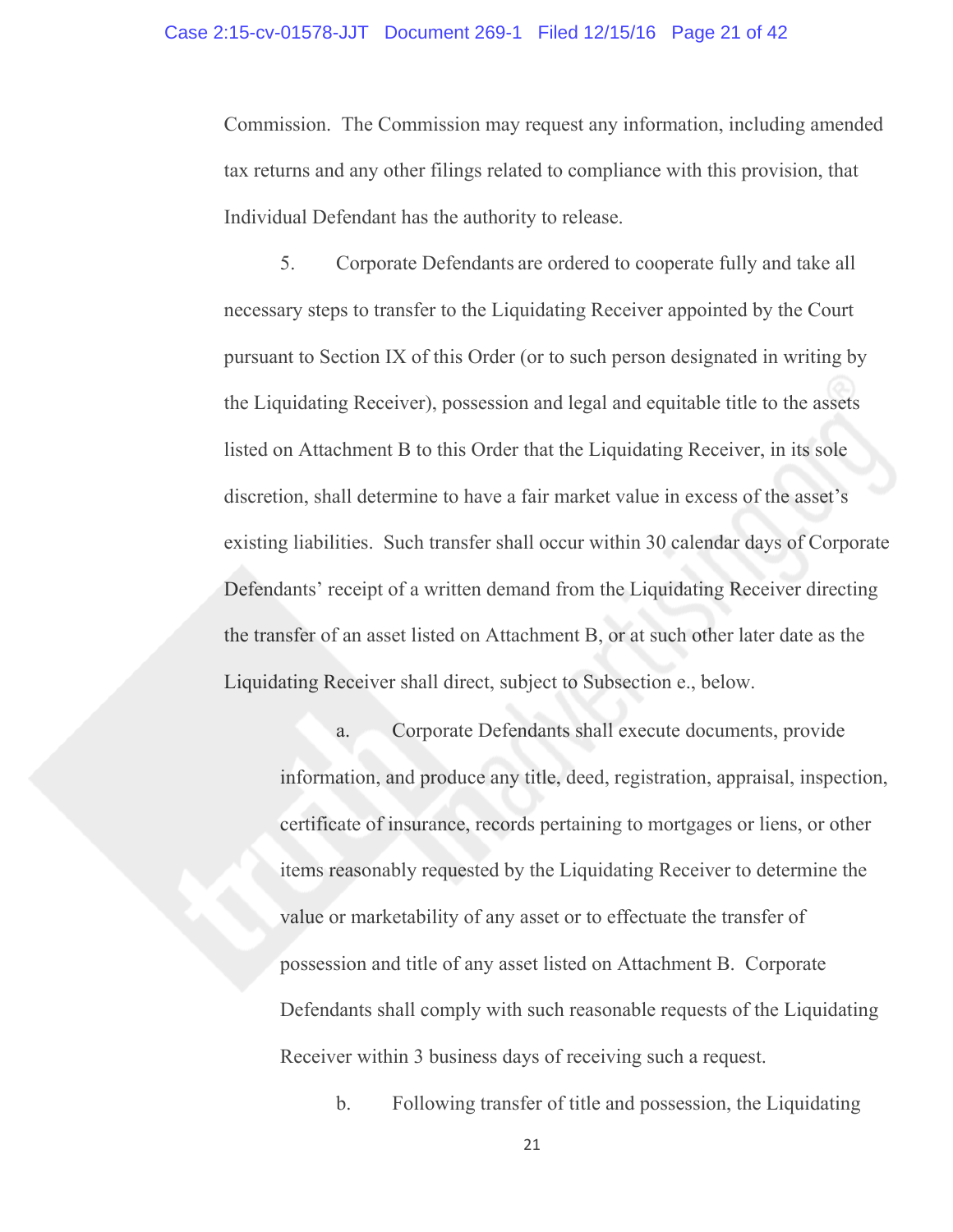Commission. The Commission may request any information, including amended tax returns and any other filings related to compliance with this provision, that Individual Defendant has the authority to release.

5. Corporate Defendants are ordered to cooperate fully and take all necessary steps to transfer to the Liquidating Receiver appointed by the Court pursuant to Section IX of this Order (or to such person designated in writing by the Liquidating Receiver), possession and legal and equitable title to the assets listed on Attachment B to this Order that the Liquidating Receiver, in its sole discretion, shall determine to have a fair market value in excess of the asset's existing liabilities. Such transfer shall occur within 30 calendar days of Corporate Defendants' receipt of a written demand from the Liquidating Receiver directing the transfer of an asset listed on Attachment B, or at such other later date as the Liquidating Receiver shall direct, subject to Subsection e., below.

a. Corporate Defendants shall execute documents, provide information, and produce any title, deed, registration, appraisal, inspection, certificate of insurance, records pertaining to mortgages or liens, or other items reasonably requested by the Liquidating Receiver to determine the value or marketability of any asset or to effectuate the transfer of possession and title of any asset listed on Attachment B. Corporate Defendants shall comply with such reasonable requests of the Liquidating Receiver within 3 business days of receiving such a request.

b. Following transfer of title and possession, the Liquidating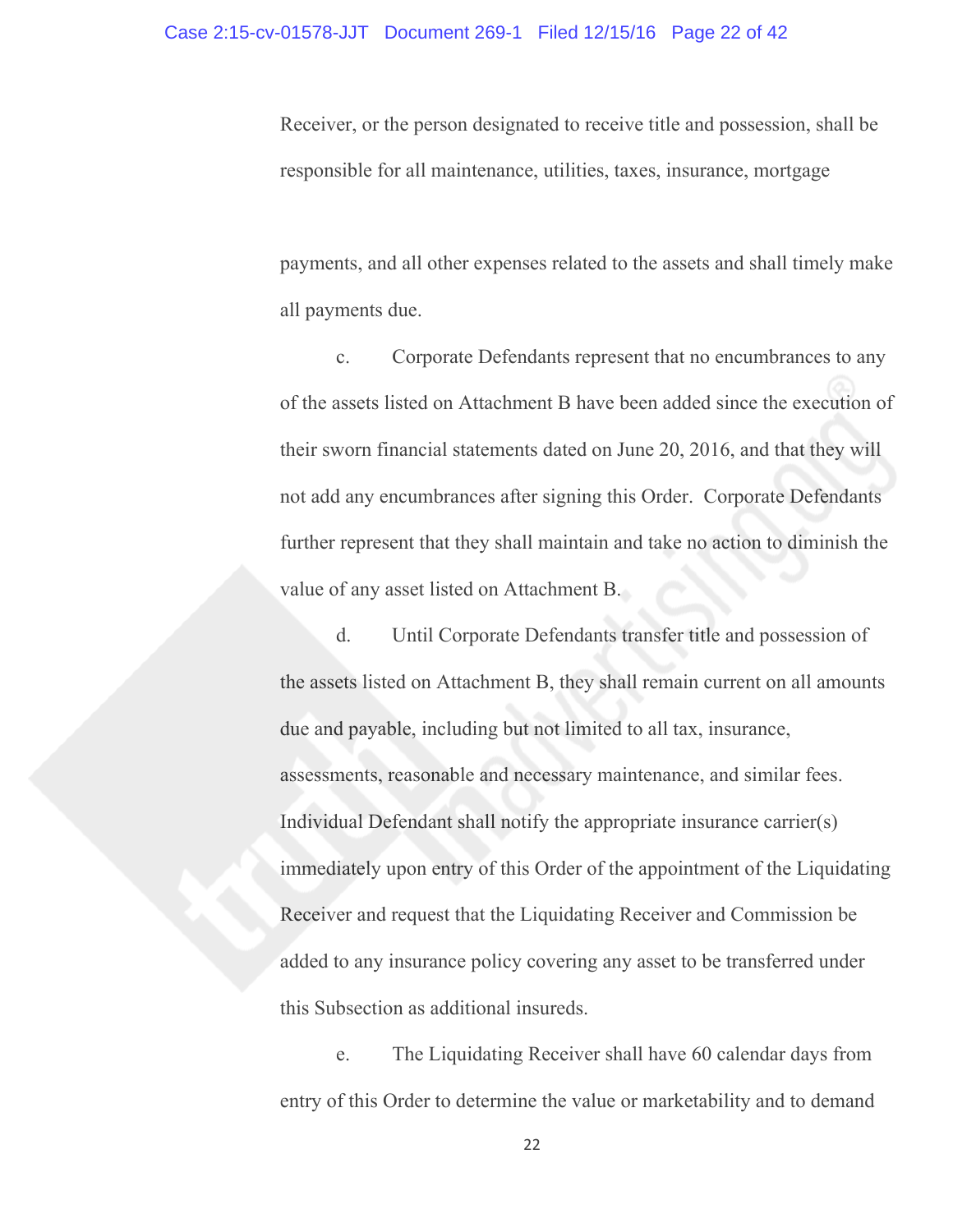Receiver, or the person designated to receive title and possession, shall be responsible for all maintenance, utilities, taxes, insurance, mortgage payments, and all other expenses related to the assets and shall timely make all payments due.

c. Corporate Defendants represent that no encumbrances to any of the assets listed on Attachment B have been added since the execution of their sworn financial statements dated on June 20, 2016, and that they will not add any encumbrances after signing this Order. Corporate Defendants further represent that they shall maintain and take no action to diminish the value of any asset listed on Attachment B.

d. Until Corporate Defendants transfer title and possession of the assets listed on Attachment B, they shall remain current on all amounts due and payable, including but not limited to all tax, insurance, assessments, reasonable and necessary maintenance, and similar fees. Individual Defendant shall notify the appropriate insurance carrier(s) immediately upon entry of this Order of the appointment of the Liquidating Receiver and request that the Liquidating Receiver and Commission be added to any insurance policy covering any asset to be transferred under this Subsection as additional insureds.

e. The Liquidating Receiver shall have 60 calendar days from entry of this Order to determine the value or marketability and to demand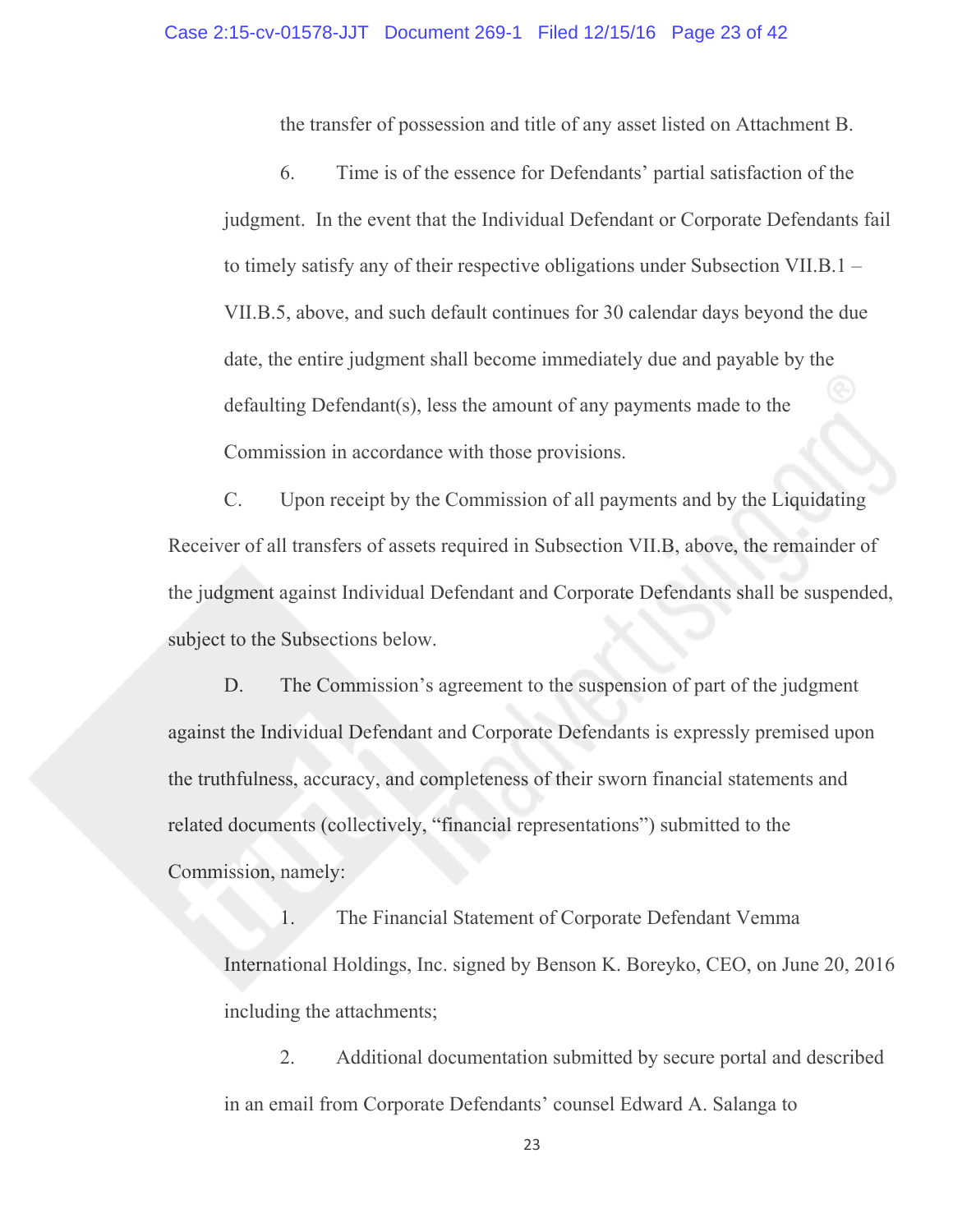the transfer of possession and title of any asset listed on Attachment B.

6. Time is of the essence for Defendants' partial satisfaction of the judgment. In the event that the Individual Defendant or Corporate Defendants fail to timely satisfy any of their respective obligations under Subsection VII.B.1 – VII.B.5, above, and such default continues for 30 calendar days beyond the due date, the entire judgment shall become immediately due and payable by the defaulting Defendant(s), less the amount of any payments made to the Commission in accordance with those provisions.

C. Upon receipt by the Commission of all payments and by the Liquidating Receiver of all transfers of assets required in Subsection VII.B, above, the remainder of the judgment against Individual Defendant and Corporate Defendants shall be suspended, subject to the Subsections below.

D. The Commission's agreement to the suspension of part of the judgment against the Individual Defendant and Corporate Defendants is expressly premised upon the truthfulness, accuracy, and completeness of their sworn financial statements and related documents (collectively, "financial representations") submitted to the Commission, namely:

1. The Financial Statement of Corporate Defendant Vemma International Holdings, Inc. signed by Benson K. Boreyko, CEO, on June 20, 2016 including the attachments;

2. Additional documentation submitted by secure portal and described in an email from Corporate Defendants' counsel Edward A. Salanga to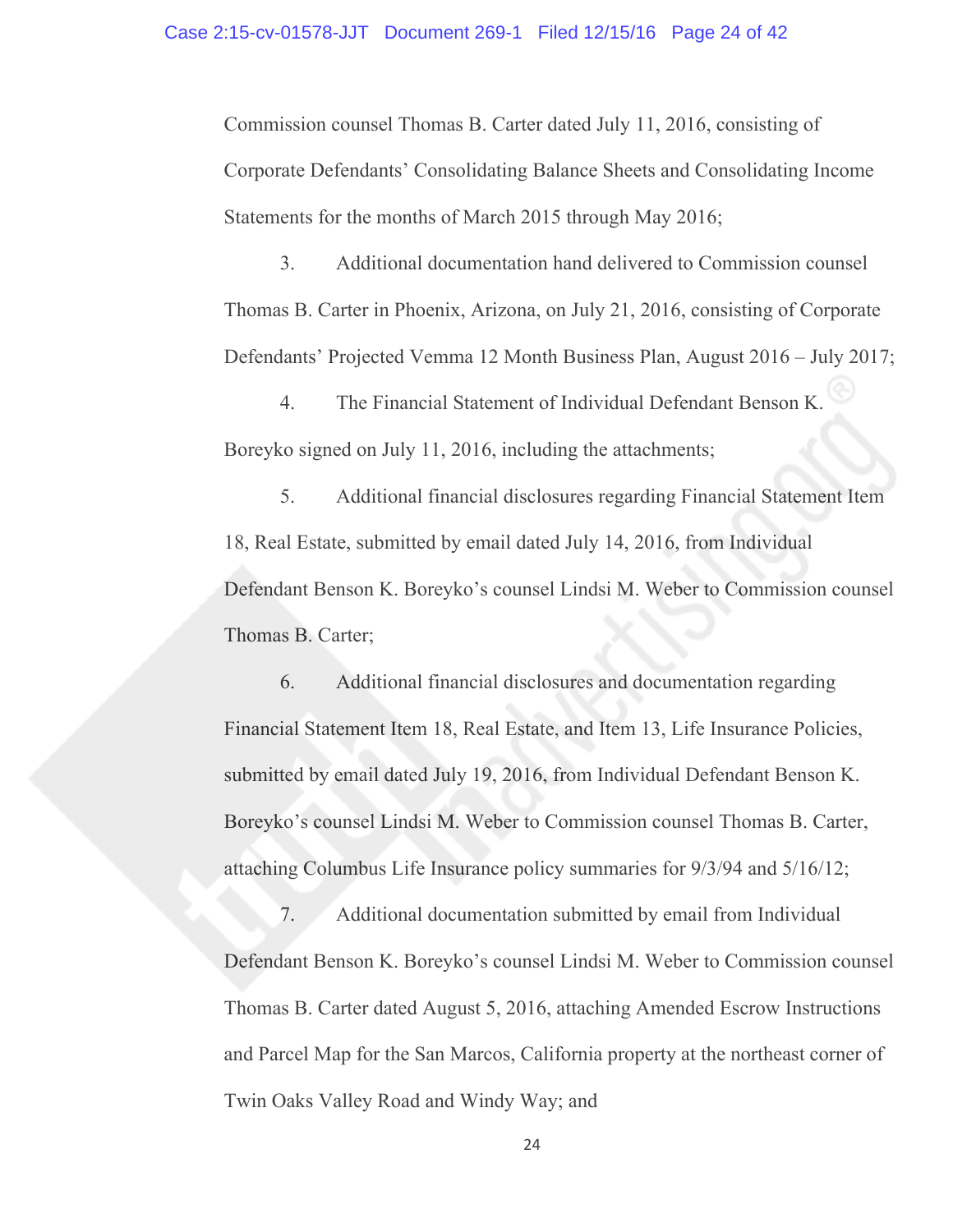Commission counsel Thomas B. Carter dated July 11, 2016, consisting of Corporate Defendants' Consolidating Balance Sheets and Consolidating Income Statements for the months of March 2015 through May 2016;

3. Additional documentation hand delivered to Commission counsel Thomas B. Carter in Phoenix, Arizona, on July 21, 2016, consisting of Corporate Defendants' Projected Vemma 12 Month Business Plan, August 2016 – July 2017;

4. The Financial Statement of Individual Defendant Benson K. Boreyko signed on July 11, 2016, including the attachments;

5. Additional financial disclosures regarding Financial Statement Item 18, Real Estate, submitted by email dated July 14, 2016, from Individual Defendant Benson K. Boreyko's counsel Lindsi M. Weber to Commission counsel Thomas B. Carter;

6. Additional financial disclosures and documentation regarding Financial Statement Item 18, Real Estate, and Item 13, Life Insurance Policies, submitted by email dated July 19, 2016, from Individual Defendant Benson K. Boreyko's counsel Lindsi M. Weber to Commission counsel Thomas B. Carter, attaching Columbus Life Insurance policy summaries for 9/3/94 and 5/16/12;

7. Additional documentation submitted by email from Individual Defendant Benson K. Boreyko's counsel Lindsi M. Weber to Commission counsel Thomas B. Carter dated August 5, 2016, attaching Amended Escrow Instructions and Parcel Map for the San Marcos, California property at the northeast corner of Twin Oaks Valley Road and Windy Way; and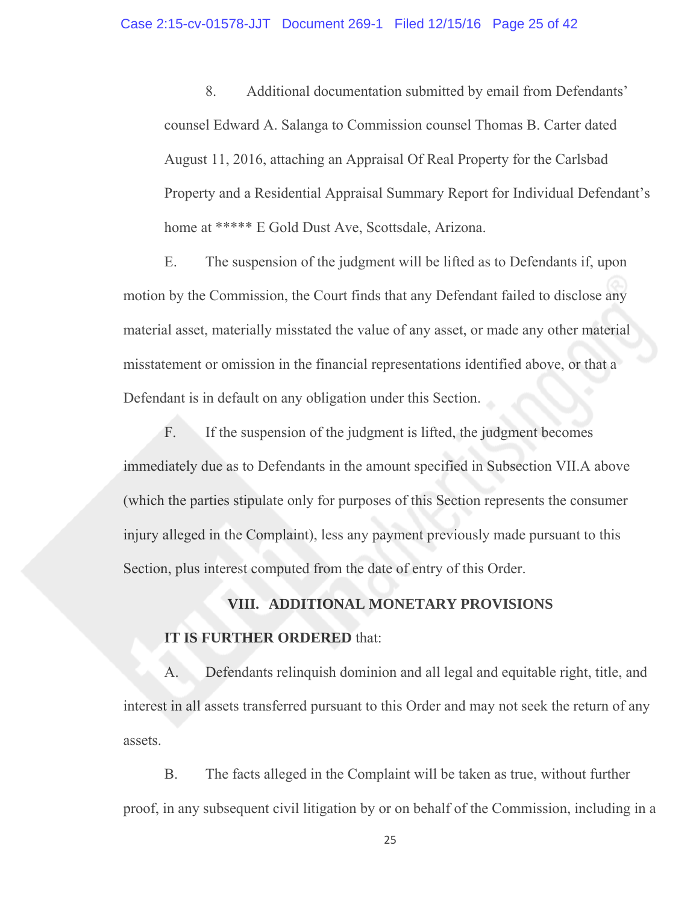8. Additional documentation submitted by email from Defendants' counsel Edward A. Salanga to Commission counsel Thomas B. Carter dated August 11, 2016, attaching an Appraisal Of Real Property for the Carlsbad Property and a Residential Appraisal Summary Report for Individual Defendant's home at ***** E Gold Dust Ave, Scottsdale, Arizona.

E. The suspension of the judgment will be lifted as to Defendants if, upon motion by the Commission, the Court finds that any Defendant failed to disclose any material asset, materially misstated the value of any asset, or made any other material misstatement or omission in the financial representations identified above, or that a Defendant is in default on any obligation under this Section.

F. If the suspension of the judgment is lifted, the judgment becomes immediately due as to Defendants in the amount specified in Subsection VII.A above (which the parties stipulate only for purposes of this Section represents the consumer injury alleged in the Complaint), less any payment previously made pursuant to this Section, plus interest computed from the date of entry of this Order.

## VIII. ADDITIONAL MONETARY PROVISIONS

**IT IS FURTHER ORDERED** that:

A. Defendants relinquish dominion and all legal and equitable right, title, and interest in all assets transferred pursuant to this Order and may not seek the return of any assets.

B. The facts alleged in the Complaint will be taken as true, without further proof, in any subsequent civil litigation by or on behalf of the Commission, including in a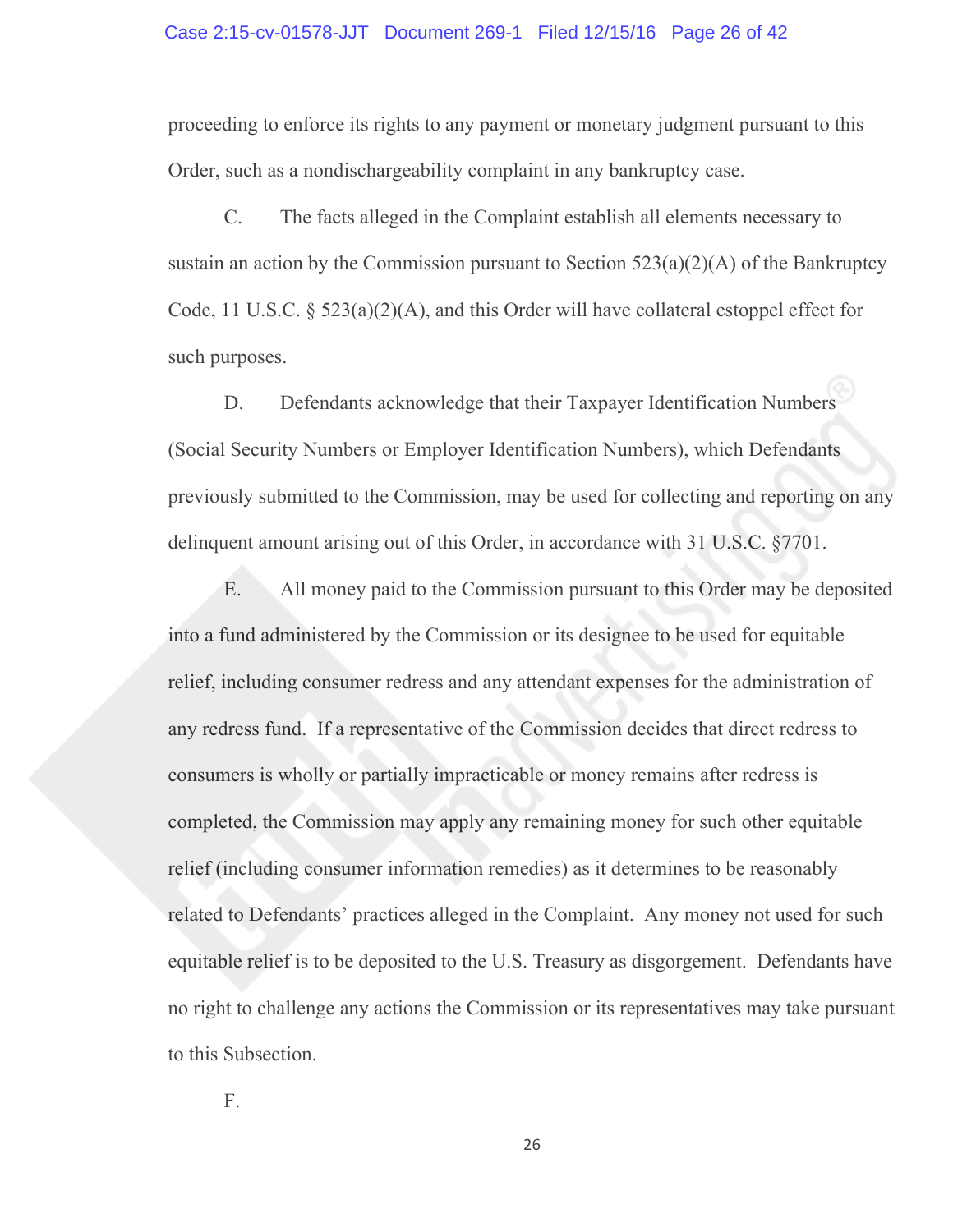proceeding to enforce its rights to any payment or monetary judgment pursuant to this Order, such as a nondischargeability complaint in any bankruptcy case.

C. The facts alleged in the Complaint establish all elements necessary to sustain an action by the Commission pursuant to Section 523(a)(2)(A) of the Bankruptcy Code, 11 U.S.C. § 523(a)(2)(A), and this Order will have collateral estoppel effect for such purposes.

D. Defendants acknowledge that their Taxpayer Identification Numbers (Social Security Numbers or Employer Identification Numbers), which Defendants previously submitted to the Commission, may be used for collecting and reporting on any delinquent amount arising out of this Order, in accordance with 31 U.S.C. §7701.

E. All money paid to the Commission pursuant to this Order may be deposited into a fund administered by the Commission or its designee to be used for equitable relief, including consumer redress and any attendant expenses for the administration of any redress fund. If a representative of the Commission decides that direct redress to consumers is wholly or partially impracticable or money remains after redress is completed, the Commission may apply any remaining money for such other equitable relief (including consumer information remedies) as it determines to be reasonably related to Defendants' practices alleged in the Complaint. Any money not used for such equitable relief is to be deposited to the U.S. Treasury as disgorgement. Defendants have no right to challenge any actions the Commission or its representatives may take pursuant to this Subsection.

F.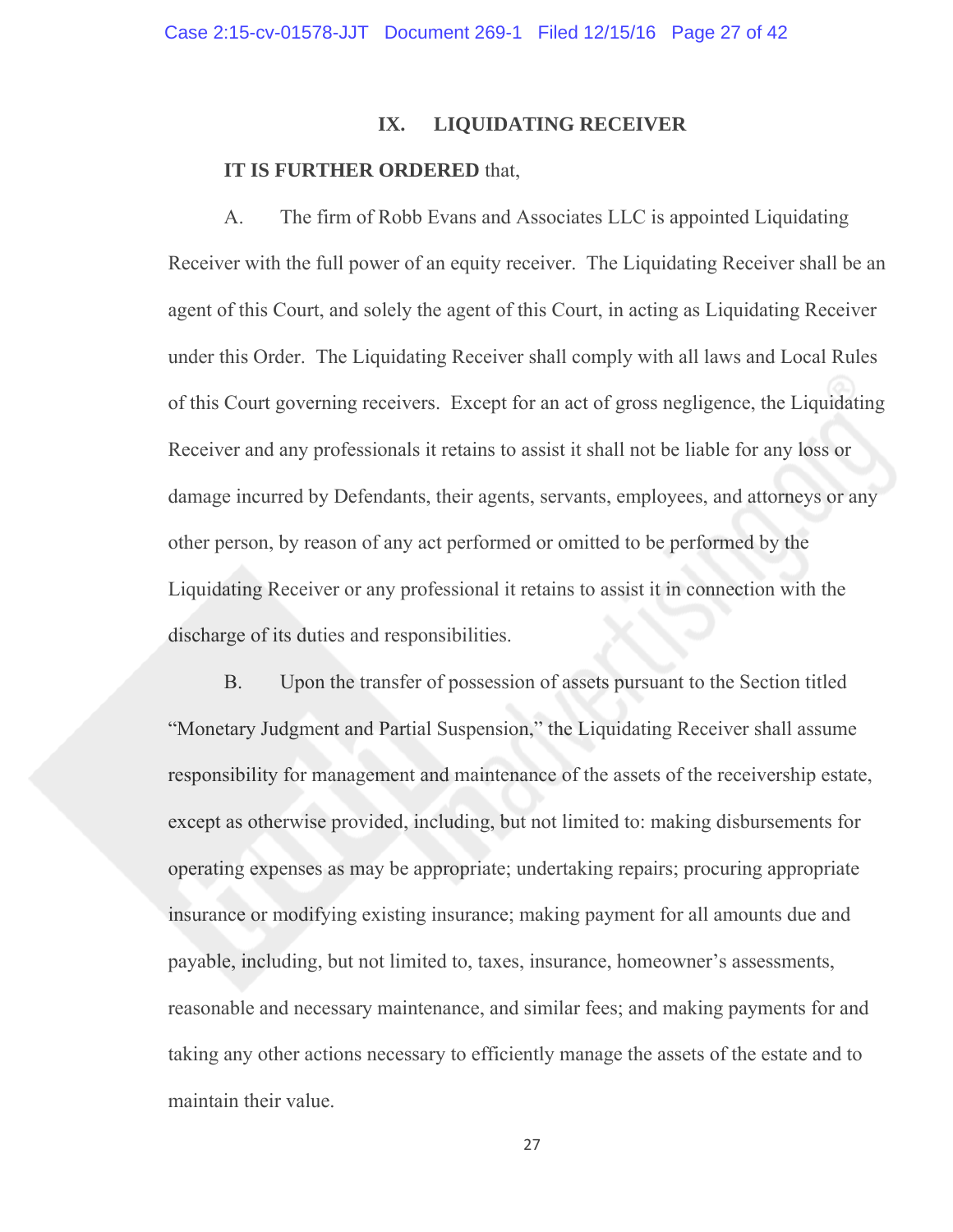## IX. LIQUIDATING RECEIVER

**IT IS FURTHER ORDERED** that,

A. The firm of Robb Evans and Associates LLC is appointed Liquidating Receiver with the full power of an equity receiver. The Liquidating Receiver shall be an agent of this Court, and solely the agent of this Court, in acting as Liquidating Receiver under this Order. The Liquidating Receiver shall comply with all laws and Local Rules of this Court governing receivers. Except for an act of gross negligence, the Liquidating Receiver and any professionals it retains to assist it shall not be liable for any loss or damage incurred by Defendants, their agents, servants, employees, and attorneys or any other person, by reason of any act performed or omitted to be performed by the Liquidating Receiver or any professional it retains to assist it in connection with the discharge of its duties and responsibilities.

B. Upon the transfer of possession of assets pursuant to the Section titled "Monetary Judgment and Partial Suspension," the Liquidating Receiver shall assume responsibility for management and maintenance of the assets of the receivership estate, except as otherwise provided, including, but not limited to: making disbursements for operating expenses as may be appropriate; undertaking repairs; procuring appropriate insurance or modifying existing insurance; making payment for all amounts due and payable, including, but not limited to, taxes, insurance, homeowner's assessments, reasonable and necessary maintenance, and similar fees; and making payments for and taking any other actions necessary to efficiently manage the assets of the estate and to maintain their value.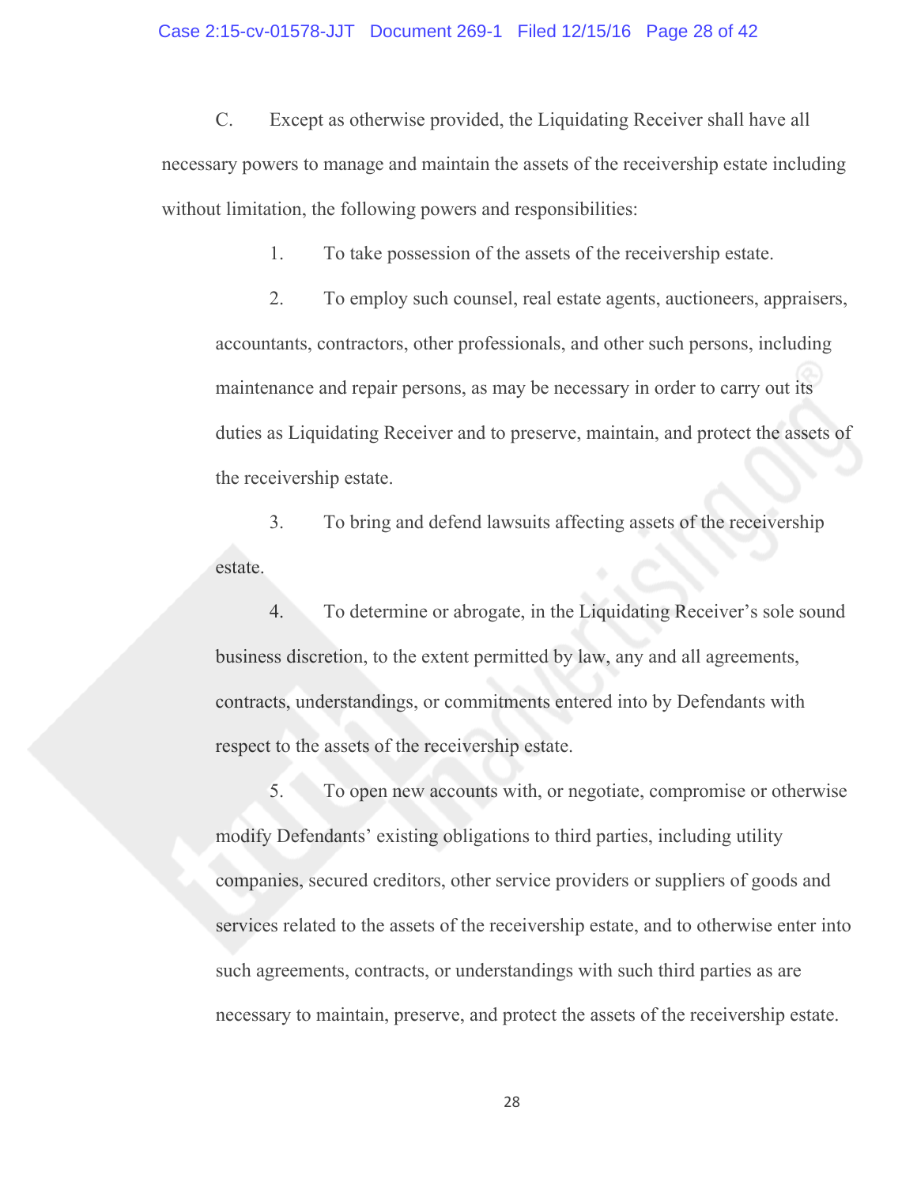C. Except as otherwise provided, the Liquidating Receiver shall have all necessary powers to manage and maintain the assets of the receivership estate including without limitation, the following powers and responsibilities:

1. To take possession of the assets of the receivership estate.

2. To employ such counsel, real estate agents, auctioneers, appraisers, accountants, contractors, other professionals, and other such persons, including maintenance and repair persons, as may be necessary in order to carry out its duties as Liquidating Receiver and to preserve, maintain, and protect the assets of the receivership estate.

3. To bring and defend lawsuits affecting assets of the receivership estate.

4. To determine or abrogate, in the Liquidating Receiver's sole sound business discretion, to the extent permitted by law, any and all agreements, contracts, understandings, or commitments entered into by Defendants with respect to the assets of the receivership estate.

5. To open new accounts with, or negotiate, compromise or otherwise modify Defendants' existing obligations to third parties, including utility companies, secured creditors, other service providers or suppliers of goods and services related to the assets of the receivership estate, and to otherwise enter into such agreements, contracts, or understandings with such third parties as are necessary to maintain, preserve, and protect the assets of the receivership estate.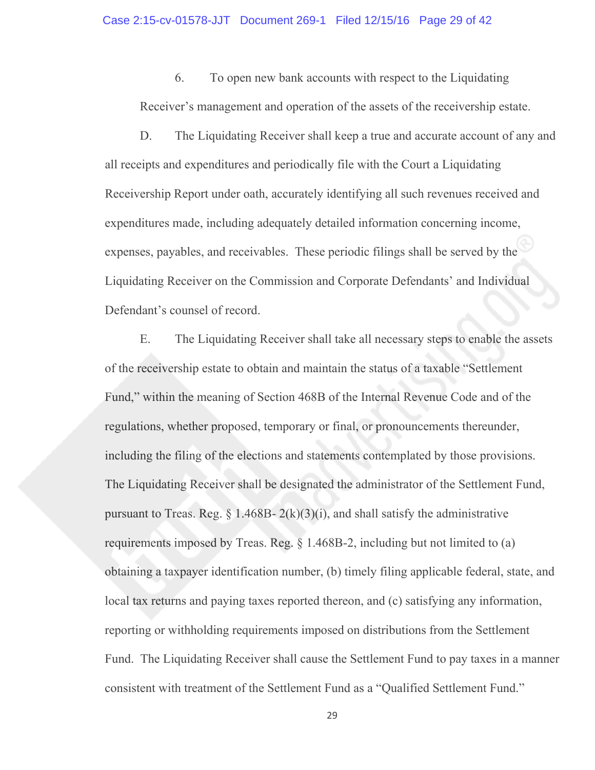6. To open new bank accounts with respect to the Liquidating Receiver's management and operation of the assets of the receivership estate.

D. The Liquidating Receiver shall keep a true and accurate account of any and all receipts and expenditures and periodically file with the Court a Liquidating Receivership Report under oath, accurately identifying all such revenues received and expenditures made, including adequately detailed information concerning income, expenses, payables, and receivables. These periodic filings shall be served by the Liquidating Receiver on the Commission and Corporate Defendants' and Individual Defendant's counsel of record.

E. The Liquidating Receiver shall take all necessary steps to enable the assets of the receivership estate to obtain and maintain the status of a taxable "Settlement Fund," within the meaning of Section 468B of the Internal Revenue Code and of the regulations, whether proposed, temporary or final, or pronouncements thereunder, including the filing of the elections and statements contemplated by those provisions. The Liquidating Receiver shall be designated the administrator of the Settlement Fund, pursuant to Treas. Reg. § 1.468B- 2(k)(3)(i), and shall satisfy the administrative requirements imposed by Treas. Reg. § 1.468B-2, including but not limited to (a) obtaining a taxpayer identification number, (b) timely filing applicable federal, state, and local tax returns and paying taxes reported thereon, and (c) satisfying any information, reporting or withholding requirements imposed on distributions from the Settlement Fund. The Liquidating Receiver shall cause the Settlement Fund to pay taxes in a manner consistent with treatment of the Settlement Fund as a "Qualified Settlement Fund."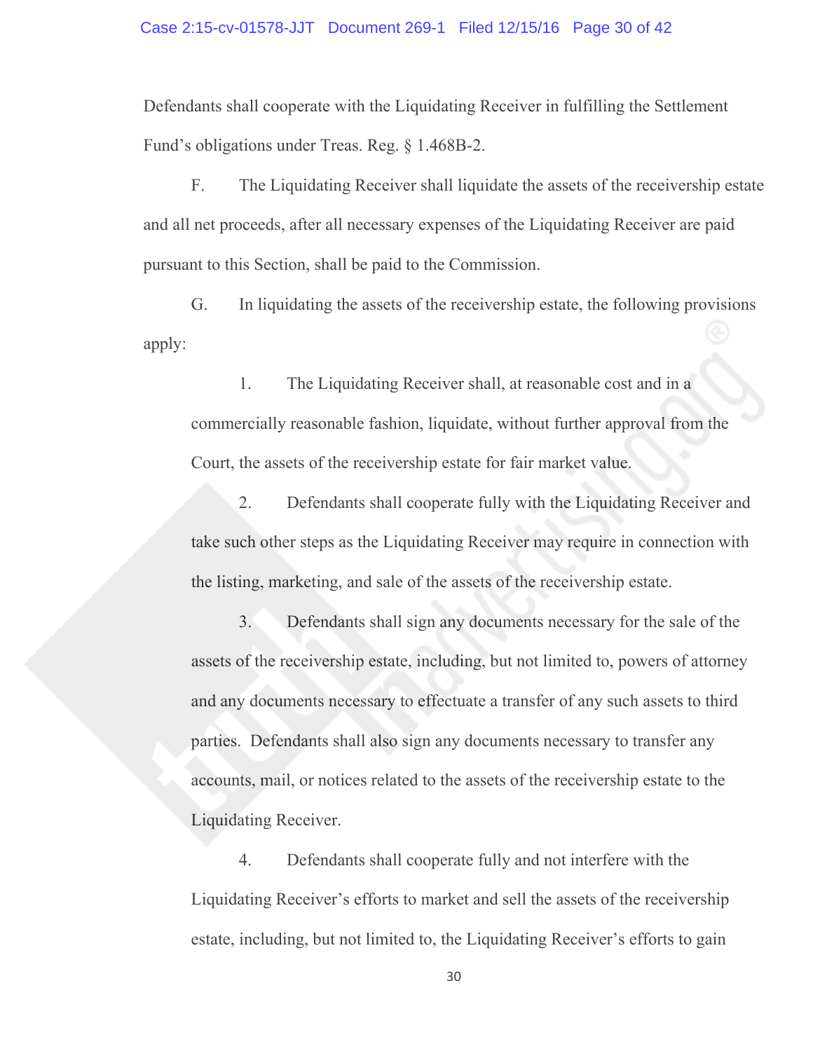Defendants shall cooperate with the Liquidating Receiver in fulfilling the Settlement Fund's obligations under Treas. Reg. § 1.468B-2.

F. The Liquidating Receiver shall liquidate the assets of the receivership estate and all net proceeds, after all necessary expenses of the Liquidating Receiver are paid pursuant to this Section, shall be paid to the Commission.

G. In liquidating the assets of the receivership estate, the following provisions apply:

1. The Liquidating Receiver shall, at reasonable cost and in a commercially reasonable fashion, liquidate, without further approval from the Court, the assets of the receivership estate for fair market value.

2. Defendants shall cooperate fully with the Liquidating Receiver and take such other steps as the Liquidating Receiver may require in connection with the listing, marketing, and sale of the assets of the receivership estate.

3. Defendants shall sign any documents necessary for the sale of the assets of the receivership estate, including, but not limited to, powers of attorney and any documents necessary to effectuate a transfer of any such assets to third parties. Defendants shall also sign any documents necessary to transfer any accounts, mail, or notices related to the assets of the receivership estate to the Liquidating Receiver.

4. Defendants shall cooperate fully and not interfere with the Liquidating Receiver's efforts to market and sell the assets of the receivership estate, including, but not limited to, the Liquidating Receiver's efforts to gain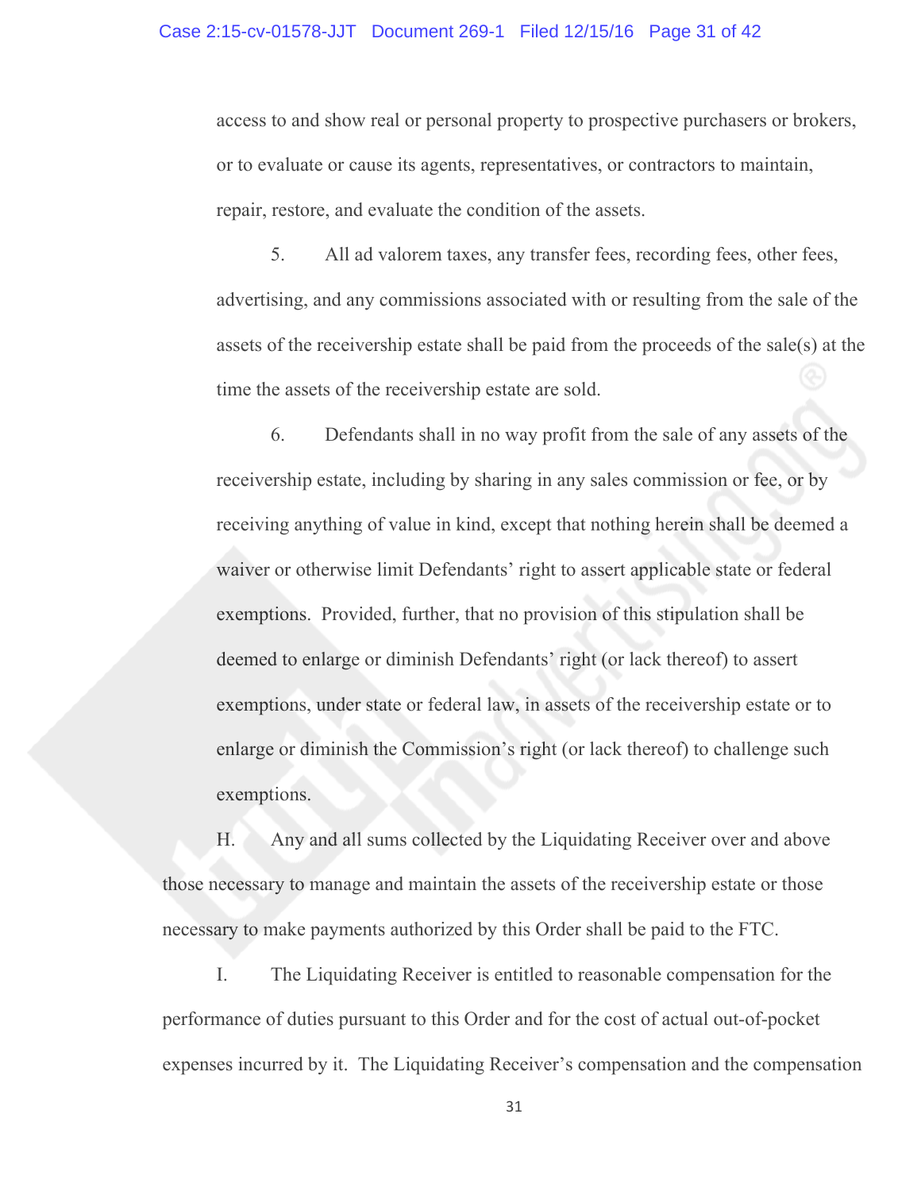access to and show real or personal property to prospective purchasers or brokers, or to evaluate or cause its agents, representatives, or contractors to maintain, repair, restore, and evaluate the condition of the assets.

5. All ad valorem taxes, any transfer fees, recording fees, other fees, advertising, and any commissions associated with or resulting from the sale of the assets of the receivership estate shall be paid from the proceeds of the sale(s) at the time the assets of the receivership estate are sold.

6. Defendants shall in no way profit from the sale of any assets of the receivership estate, including by sharing in any sales commission or fee, or by receiving anything of value in kind, except that nothing herein shall be deemed a waiver or otherwise limit Defendants' right to assert applicable state or federal exemptions. Provided, further, that no provision of this stipulation shall be deemed to enlarge or diminish Defendants' right (or lack thereof) to assert exemptions, under state or federal law, in assets of the receivership estate or to enlarge or diminish the Commission's right (or lack thereof) to challenge such exemptions.

H. Any and all sums collected by the Liquidating Receiver over and above those necessary to manage and maintain the assets of the receivership estate or those necessary to make payments authorized by this Order shall be paid to the FTC.

I. The Liquidating Receiver is entitled to reasonable compensation for the performance of duties pursuant to this Order and for the cost of actual out-of-pocket expenses incurred by it. The Liquidating Receiver's compensation and the compensation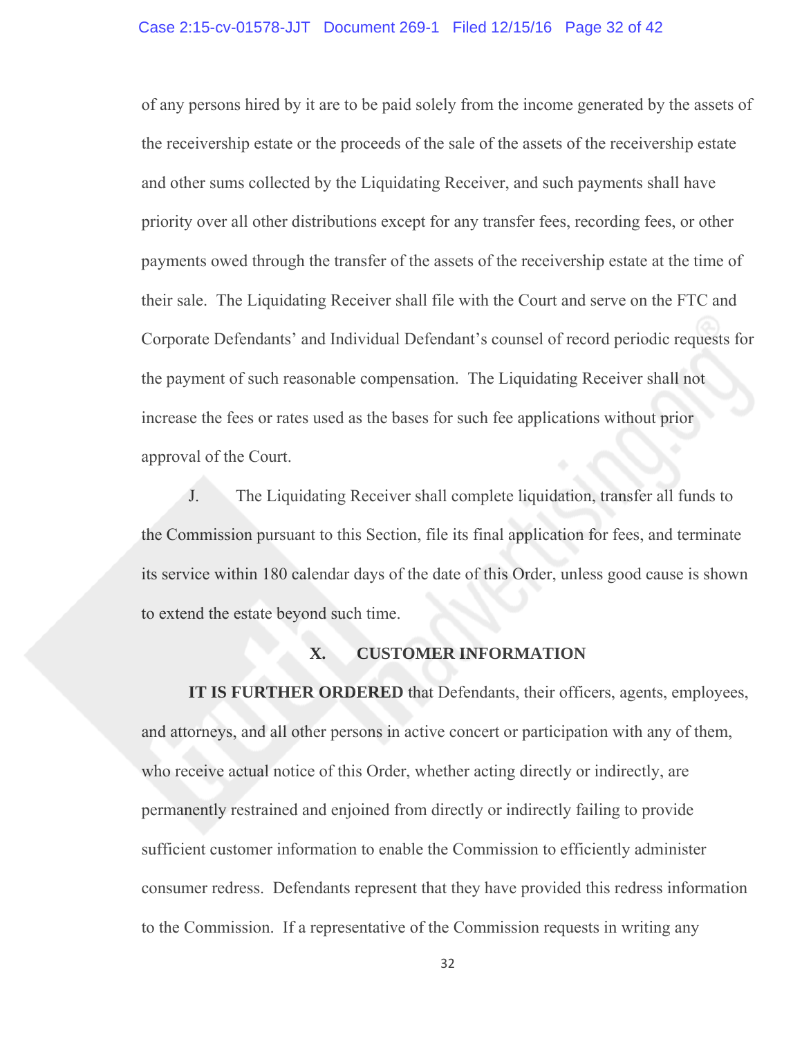of any persons hired by it are to be paid solely from the income generated by the assets of the receivership estate or the proceeds of the sale of the assets of the receivership estate and other sums collected by the Liquidating Receiver, and such payments shall have priority over all other distributions except for any transfer fees, recording fees, or other payments owed through the transfer of the assets of the receivership estate at the time of their sale. The Liquidating Receiver shall file with the Court and serve on the FTC and Corporate Defendants' and Individual Defendant's counsel of record periodic requests for the payment of such reasonable compensation. The Liquidating Receiver shall not increase the fees or rates used as the bases for such fee applications without prior approval of the Court.

J. The Liquidating Receiver shall complete liquidation, transfer all funds to the Commission pursuant to this Section, file its final application for fees, and terminate its service within 180 calendar days of the date of this Order, unless good cause is shown to extend the estate beyond such time.

## X. CUSTOMER INFORMATION

**IT IS FURTHER ORDERED** that Defendants, their officers, agents, employees, and attorneys, and all other persons in active concert or participation with any of them, who receive actual notice of this Order, whether acting directly or indirectly, are permanently restrained and enjoined from directly or indirectly failing to provide sufficient customer information to enable the Commission to efficiently administer consumer redress. Defendants represent that they have provided this redress information to the Commission. If a representative of the Commission requests in writing any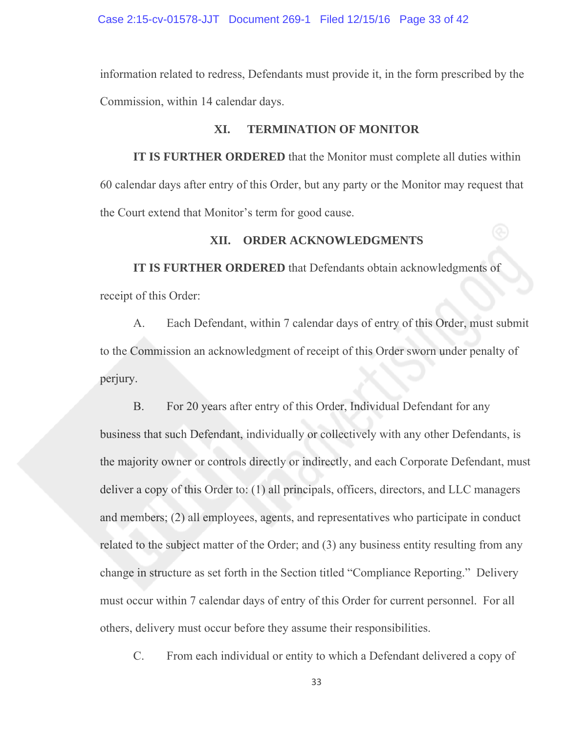information related to redress, Defendants must provide it, in the form prescribed by the Commission, within 14 calendar days.

## XI. TERMINATION OF MONITOR

**IT IS FURTHER ORDERED** that the Monitor must complete all duties within 60 calendar days after entry of this Order, but any party or the Monitor may request that the Court extend that Monitor's term for good cause.

## XII. ORDER ACKNOWLEDGMENTS

**IT IS FURTHER ORDERED** that Defendants obtain acknowledgments of receipt of this Order:

A. Each Defendant, within 7 calendar days of entry of this Order, must submit to the Commission an acknowledgment of receipt of this Order sworn under penalty of perjury.

B. For 20 years after entry of this Order, Individual Defendant for any business that such Defendant, individually or collectively with any other Defendants, is the majority owner or controls directly or indirectly, and each Corporate Defendant, must deliver a copy of this Order to: (1) all principals, officers, directors, and LLC managers and members; (2) all employees, agents, and representatives who participate in conduct related to the subject matter of the Order; and (3) any business entity resulting from any change in structure as set forth in the Section titled "Compliance Reporting." Delivery must occur within 7 calendar days of entry of this Order for current personnel. For all others, delivery must occur before they assume their responsibilities.

C. From each individual or entity to which a Defendant delivered a copy of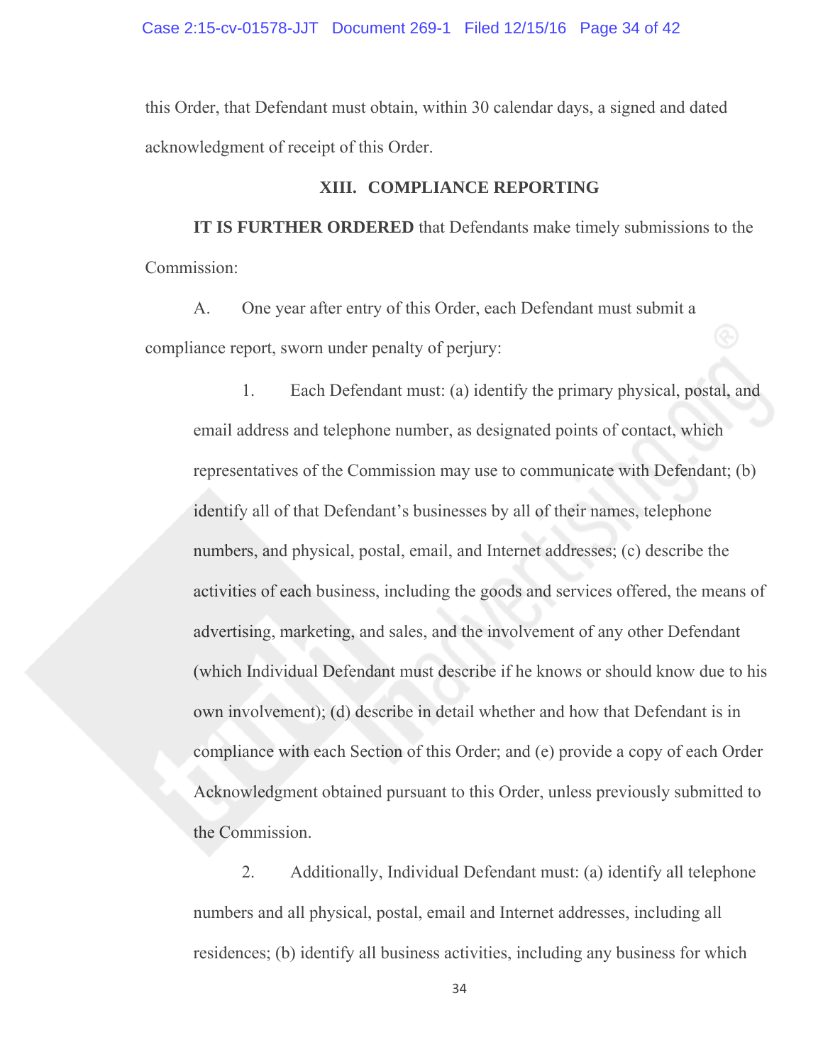this Order, that Defendant must obtain, within 30 calendar days, a signed and dated acknowledgment of receipt of this Order.

## XIII. COMPLIANCE REPORTING

**IT IS FURTHER ORDERED** that Defendants make timely submissions to the Commission:

A. One year after entry of this Order, each Defendant must submit a compliance report, sworn under penalty of perjury:

1. Each Defendant must: (a) identify the primary physical, postal, and email address and telephone number, as designated points of contact, which representatives of the Commission may use to communicate with Defendant; (b) identify all of that Defendant's businesses by all of their names, telephone numbers, and physical, postal, email, and Internet addresses; (c) describe the activities of each business, including the goods and services offered, the means of advertising, marketing, and sales, and the involvement of any other Defendant (which Individual Defendant must describe if he knows or should know due to his own involvement); (d) describe in detail whether and how that Defendant is in compliance with each Section of this Order; and (e) provide a copy of each Order Acknowledgment obtained pursuant to this Order, unless previously submitted to the Commission.

2. Additionally, Individual Defendant must: (a) identify all telephone numbers and all physical, postal, email and Internet addresses, including all residences; (b) identify all business activities, including any business for which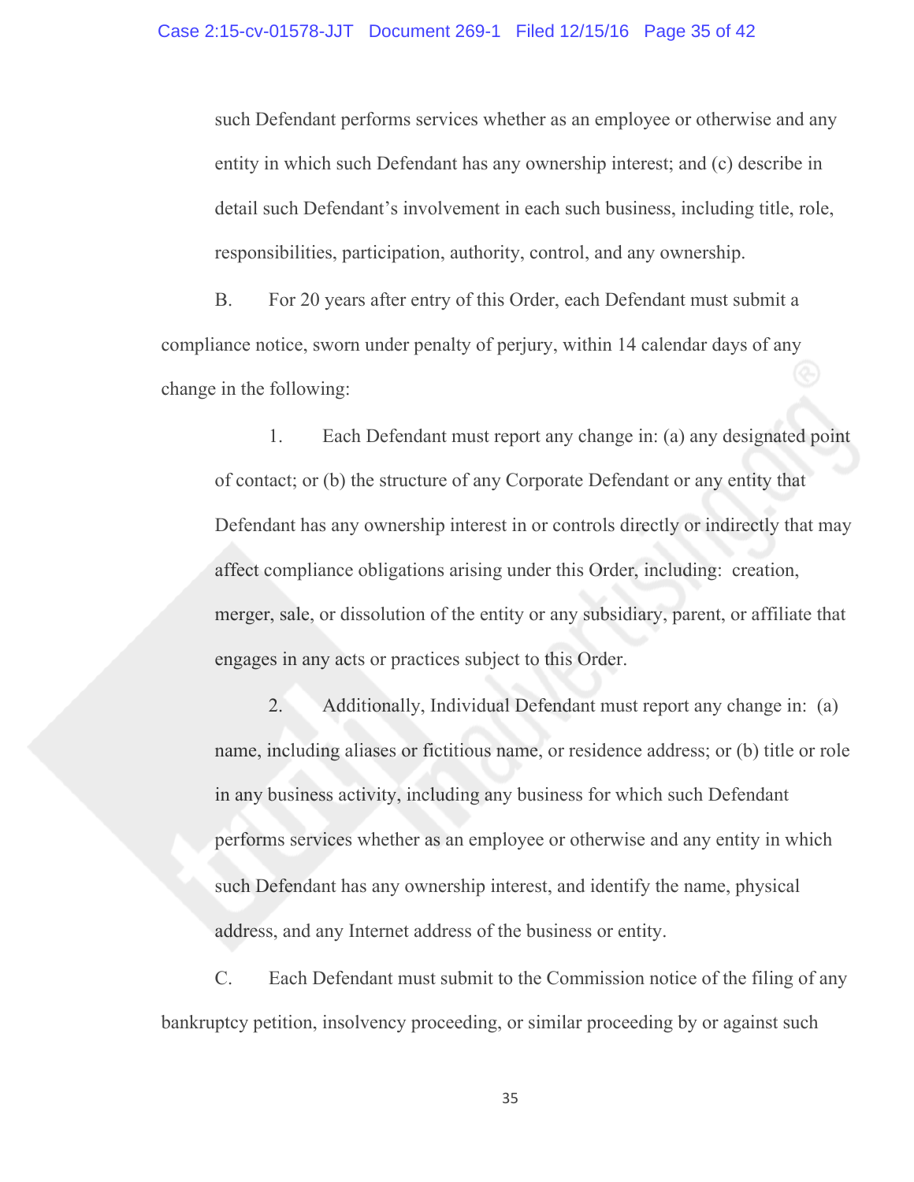such Defendant performs services whether as an employee or otherwise and any entity in which such Defendant has any ownership interest; and (c) describe in detail such Defendant's involvement in each such business, including title, role, responsibilities, participation, authority, control, and any ownership.

B. For 20 years after entry of this Order, each Defendant must submit a compliance notice, sworn under penalty of perjury, within 14 calendar days of any change in the following:

1. Each Defendant must report any change in: (a) any designated point of contact; or (b) the structure of any Corporate Defendant or any entity that Defendant has any ownership interest in or controls directly or indirectly that may affect compliance obligations arising under this Order, including: creation, merger, sale, or dissolution of the entity or any subsidiary, parent, or affiliate that engages in any acts or practices subject to this Order.

2. Additionally, Individual Defendant must report any change in: (a) name, including aliases or fictitious name, or residence address; or (b) title or role in any business activity, including any business for which such Defendant performs services whether as an employee or otherwise and any entity in which such Defendant has any ownership interest, and identify the name, physical address, and any Internet address of the business or entity.

C. Each Defendant must submit to the Commission notice of the filing of any bankruptcy petition, insolvency proceeding, or similar proceeding by or against such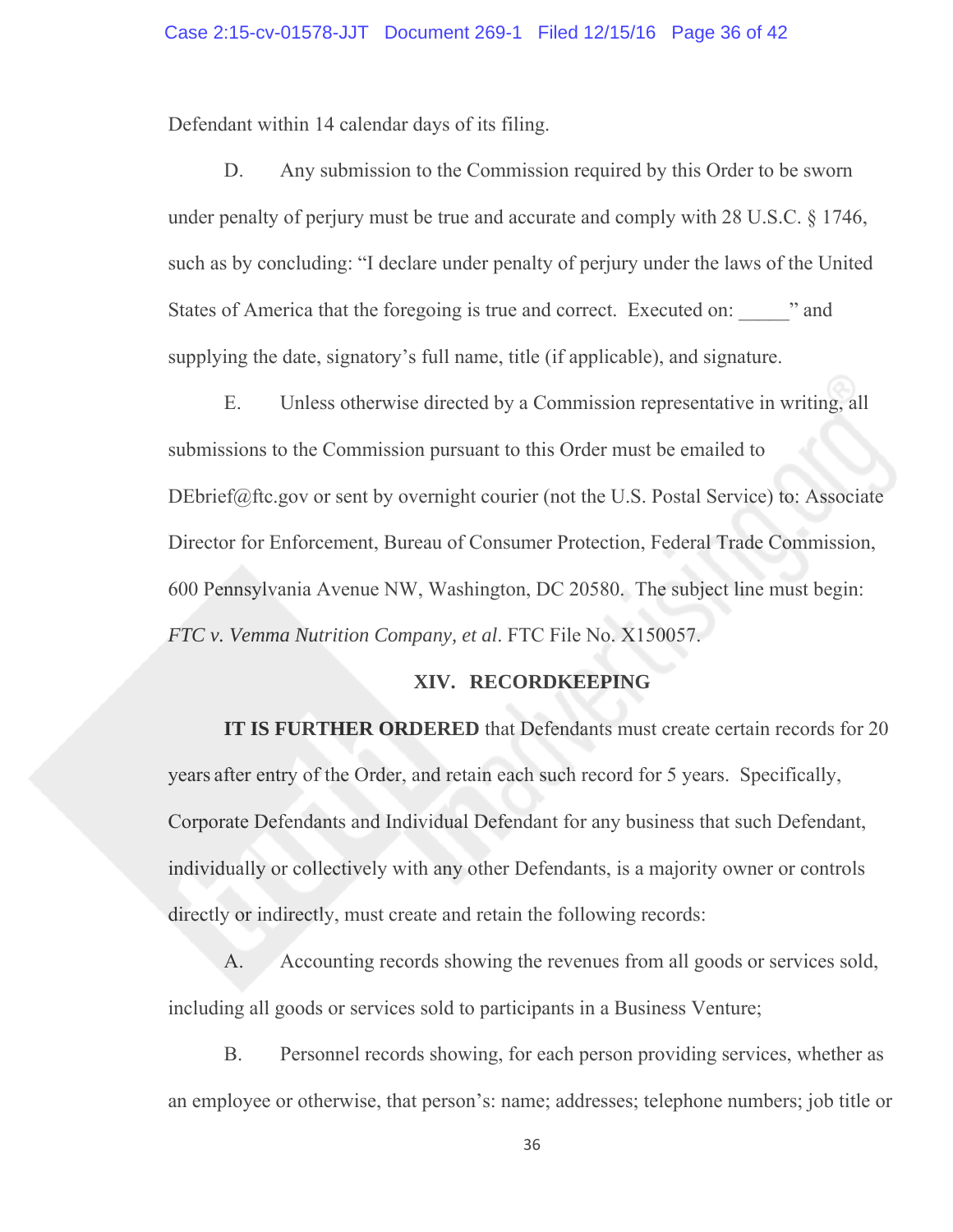Defendant within 14 calendar days of its filing.

D. Any submission to the Commission required by this Order to be sworn under penalty of perjury must be true and accurate and comply with 28 U.S.C. § 1746, such as by concluding: "I declare under penalty of perjury under the laws of the United States of America that the foregoing is true and correct. Executed on: _____" and supplying the date, signatory's full name, title (if applicable), and signature.

E. Unless otherwise directed by a Commission representative in writing, all submissions to the Commission pursuant to this Order must be emailed to DEbrief@ftc.gov or sent by overnight courier (not the U.S. Postal Service) to: Associate Director for Enforcement, Bureau of Consumer Protection, Federal Trade Commission, 600 Pennsylvania Avenue NW, Washington, DC 20580. The subject line must begin: *FTC v. Vemma Nutrition Company, et al*. FTC File No. X150057.

## XIV. RECORDKEEPING

**IT IS FURTHER ORDERED** that Defendants must create certain records for 20 years after entry of the Order, and retain each such record for 5 years. Specifically, Corporate Defendants and Individual Defendant for any business that such Defendant, individually or collectively with any other Defendants, is a majority owner or controls directly or indirectly, must create and retain the following records:

A. Accounting records showing the revenues from all goods or services sold, including all goods or services sold to participants in a Business Venture;

B. Personnel records showing, for each person providing services, whether as an employee or otherwise, that person's: name; addresses; telephone numbers; job title or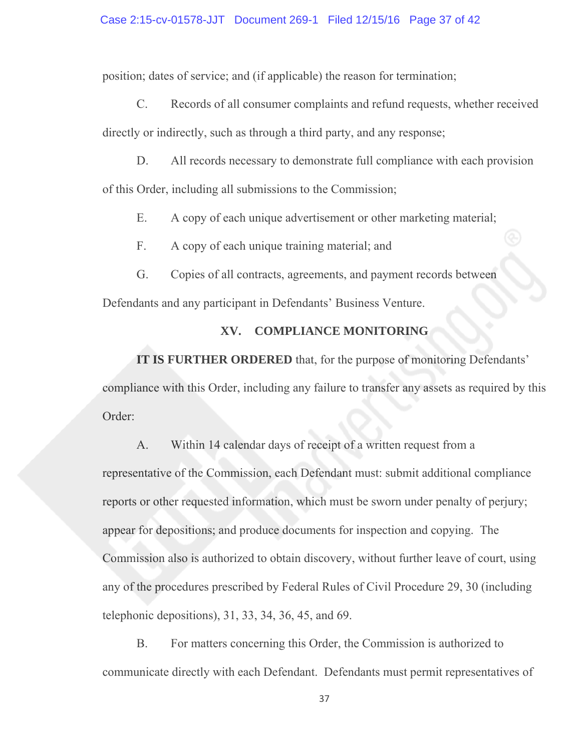position; dates of service; and (if applicable) the reason for termination;

C. Records of all consumer complaints and refund requests, whether received directly or indirectly, such as through a third party, and any response;

D. All records necessary to demonstrate full compliance with each provision of this Order, including all submissions to the Commission;

E. A copy of each unique advertisement or other marketing material;

F. A copy of each unique training material; and

G. Copies of all contracts, agreements, and payment records between Defendants and any participant in Defendants' Business Venture.

## XV. COMPLIANCE MONITORING

**IT IS FURTHER ORDERED** that, for the purpose of monitoring Defendants' compliance with this Order, including any failure to transfer any assets as required by this Order:

A. Within 14 calendar days of receipt of a written request from a representative of the Commission, each Defendant must: submit additional compliance reports or other requested information, which must be sworn under penalty of perjury; appear for depositions; and produce documents for inspection and copying. The Commission also is authorized to obtain discovery, without further leave of court, using any of the procedures prescribed by Federal Rules of Civil Procedure 29, 30 (including telephonic depositions), 31, 33, 34, 36, 45, and 69.

B. For matters concerning this Order, the Commission is authorized to communicate directly with each Defendant. Defendants must permit representatives of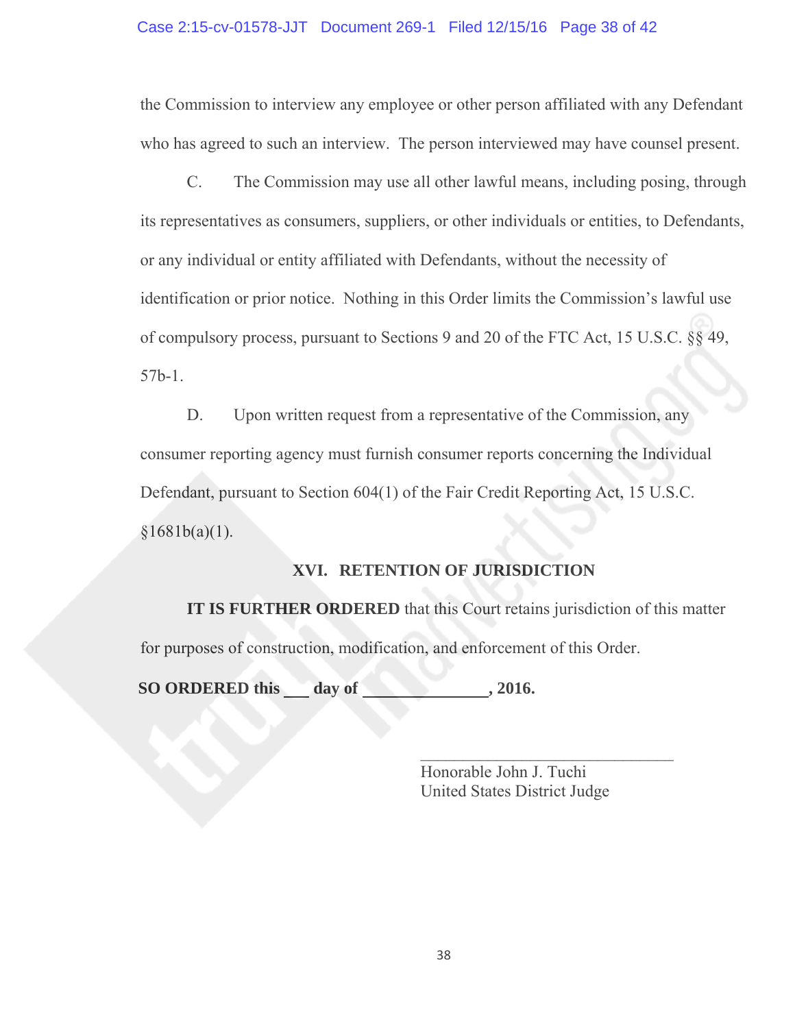the Commission to interview any employee or other person affiliated with any Defendant who has agreed to such an interview. The person interviewed may have counsel present.

C. The Commission may use all other lawful means, including posing, through its representatives as consumers, suppliers, or other individuals or entities, to Defendants, or any individual or entity affiliated with Defendants, without the necessity of identification or prior notice. Nothing in this Order limits the Commission's lawful use of compulsory process, pursuant to Sections 9 and 20 of the FTC Act, 15 U.S.C. §§ 49, 57b-1.

D. Upon written request from a representative of the Commission, any consumer reporting agency must furnish consumer reports concerning the Individual Defendant, pursuant to Section 604(1) of the Fair Credit Reporting Act, 15 U.S.C. §1681b(a)(1).

## XVI. RETENTION OF JURISDICTION

**IT IS FURTHER ORDERED** that this Court retains jurisdiction of this matter for purposes of construction, modification, and enforcement of this Order.

**SO ORDERED this ___ day of ______________, 2016.**

_______________________________
Honorable John J. Tuchi
United States District Judge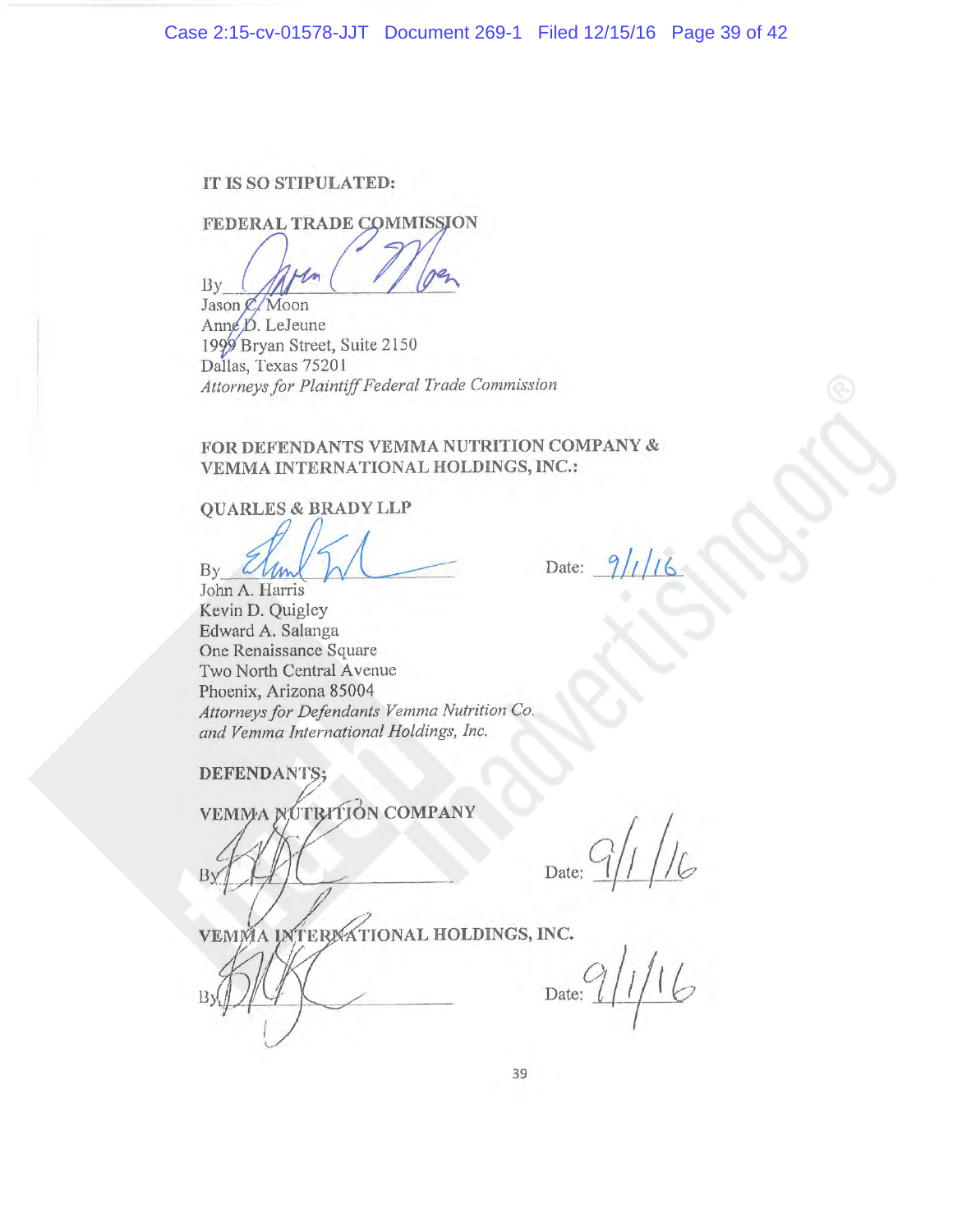**IT IS SO STIPULATED:**

**FEDERAL TRADE COMMISSION**

By\_\_\_\_\_\_\_\_\_\_\_\_\_\_\_\_\_\_\_\_\_\_\_\_
Jason C. Moon
Anne D. LeJeune
1999 Bryan Street, Suite 2150
Dallas, Texas 75201
*Attorneys for Plaintiff Federal Trade Commission*

**FOR DEFENDANTS VEMMA NUTRITION COMPANY & VEMMA INTERNATIONAL HOLDINGS, INC.:**

**QUARLES & BRADY LLP**

By\_\_\_\_\_\_\_\_\_\_\_\_\_\_\_\_\_\_\_\_\_\_\_\_ Date: 9/1/16
John A. Harris
Kevin D. Quigley
Edward A. Salanga
One Renaissance Square
Two North Central Avenue
Phoenix, Arizona 85004
*Attorneys for Defendants Vemma Nutrition Co. and Vemma International Holdings, Inc.*

**DEFENDANTS:**

**VEMMA NUTRITION COMPANY**

By\_\_\_\_\_\_\_\_\_\_\_\_\_\_\_\_\_\_\_\_\_\_\_\_ Date: 9/1/16

**VEMMA INTERNATIONAL HOLDINGS, INC.**

By\_\_\_\_\_\_\_\_\_\_\_\_\_\_\_\_\_\_\_\_\_\_\_\_ Date: 9/1/16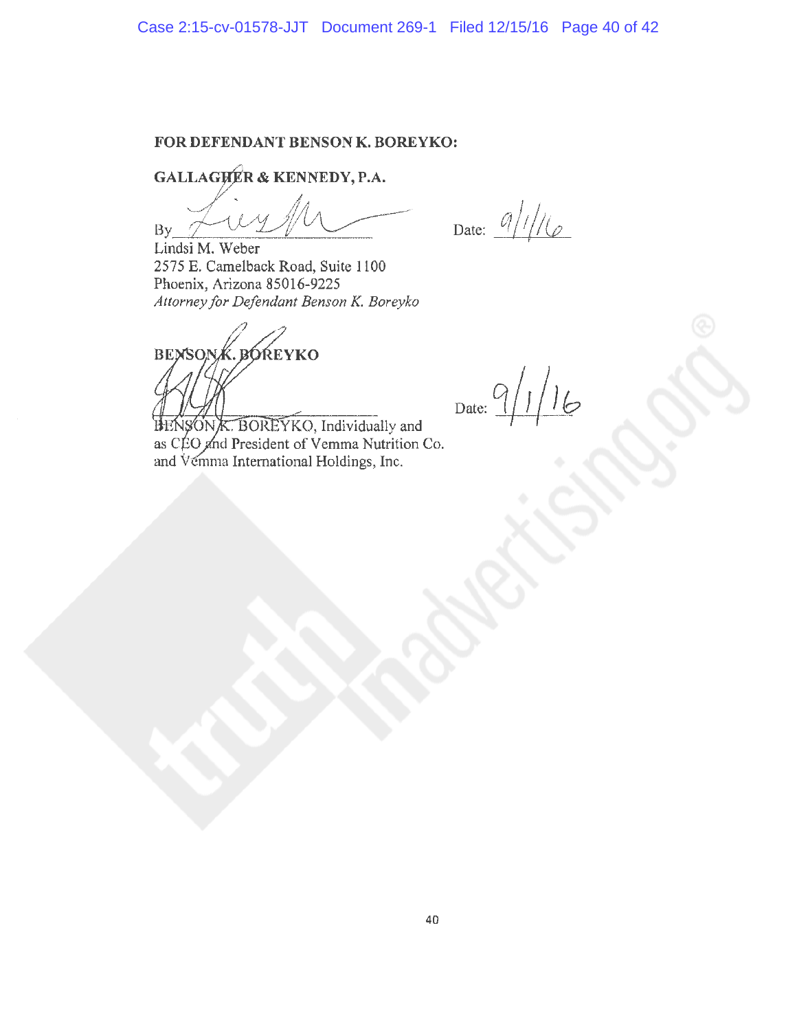**FOR DEFENDANT BENSON K. BOREYKO:**

**GALLAGHER & KENNEDY, P.A.**

By ______________________ Date: 9/1/16

Lindsi M. Weber
2575 E. Camelback Road, Suite 1100
Phoenix, Arizona 85016-9225
*Attorney for Defendant Benson K. Boreyko*

**BENSON K. BOREYKO**

______________________ Date: 9/1/16

BENSON K. BOREYKO, Individually and as CEO and President of Vemma Nutrition Co. and Vemma International Holdings, Inc.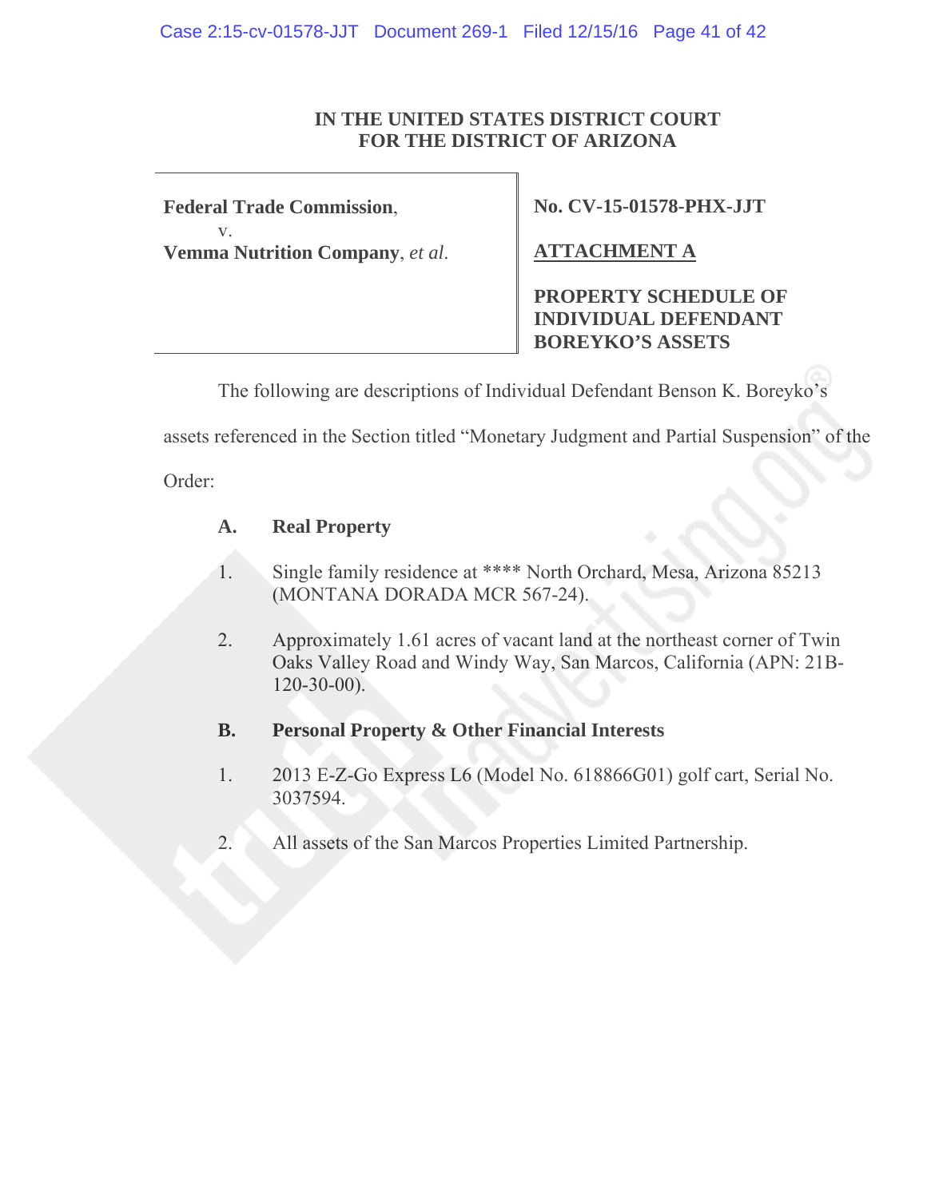**IN THE UNITED STATES DISTRICT COURT**
**FOR THE DISTRICT OF ARIZONA**

| **Federal Trade Commission**,<br>v.<br>**Vemma Nutrition Company**, *et al*. | **No. CV-15-01578-PHX-JJT**<br><br>**ATTACHMENT A**<br><br>**PROPERTY SCHEDULE OF INDIVIDUAL DEFENDANT BOREYKO'S ASSETS** |
|---|---|

The following are descriptions of Individual Defendant Benson K. Boreyko's assets referenced in the Section titled "Monetary Judgment and Partial Suspension" of the Order:

**A. Real Property**

1. Single family residence at **** North Orchard, Mesa, Arizona 85213 (MONTANA DORADA MCR 567-24).

2. Approximately 1.61 acres of vacant land at the northeast corner of Twin Oaks Valley Road and Windy Way, San Marcos, California (APN: 21B-120-30-00).

**B. Personal Property & Other Financial Interests**

1. 2013 E-Z-Go Express L6 (Model No. 618866G01) golf cart, Serial No. 3037594.

2. All assets of the San Marcos Properties Limited Partnership.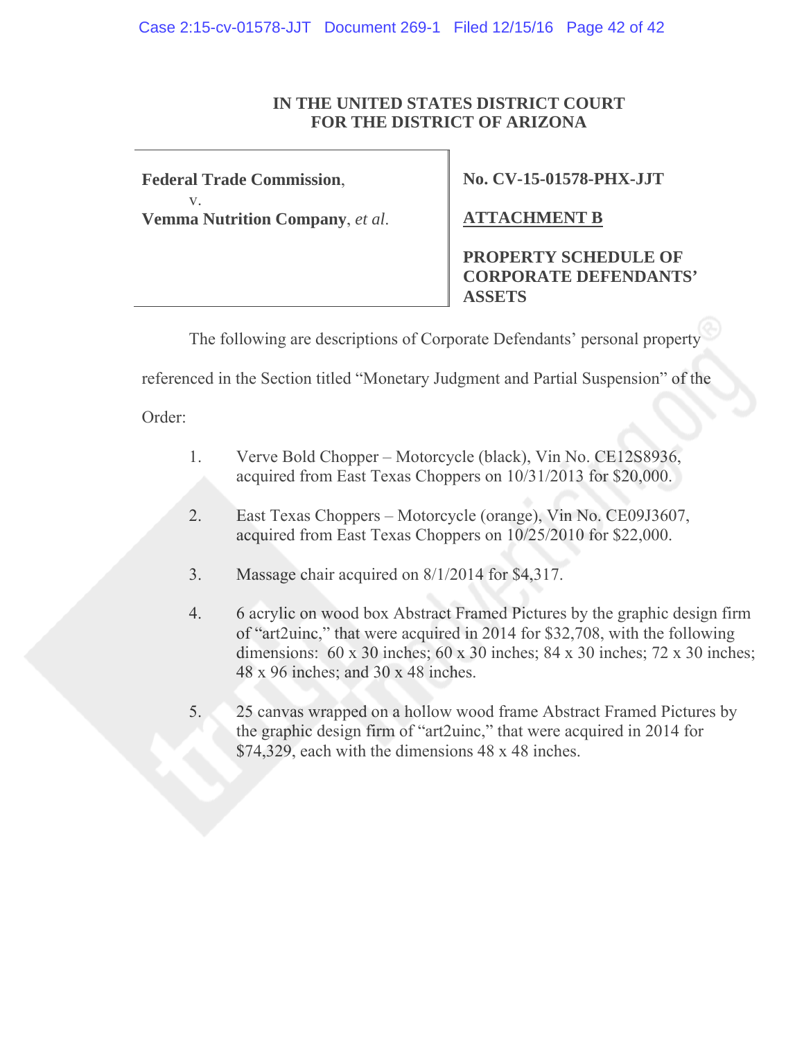**IN THE UNITED STATES DISTRICT COURT**
**FOR THE DISTRICT OF ARIZONA**

| | |
|---|---|
| **Federal Trade Commission**, v. **Vemma Nutrition Company**, *et al*. | **No. CV-15-01578-PHX-JJT** |
| | **ATTACHMENT B** |
| | **PROPERTY SCHEDULE OF CORPORATE DEFENDANTS' ASSETS** |

The following are descriptions of Corporate Defendants' personal property referenced in the Section titled "Monetary Judgment and Partial Suspension" of the Order:

1. Verve Bold Chopper – Motorcycle (black), Vin No. CE12S8936, acquired from East Texas Choppers on 10/31/2013 for $20,000.

2. East Texas Choppers – Motorcycle (orange), Vin No. CE09J3607, acquired from East Texas Choppers on 10/25/2010 for $22,000.

3. Massage chair acquired on 8/1/2014 for $4,317.

4. 6 acrylic on wood box Abstract Framed Pictures by the graphic design firm of "art2uinc," that were acquired in 2014 for $32,708, with the following dimensions: 60 x 30 inches; 60 x 30 inches; 84 x 30 inches; 72 x 30 inches; 48 x 96 inches; and 30 x 48 inches.

5. 25 canvas wrapped on a hollow wood frame Abstract Framed Pictures by the graphic design firm of "art2uinc," that were acquired in 2014 for $74,329, each with the dimensions 48 x 48 inches.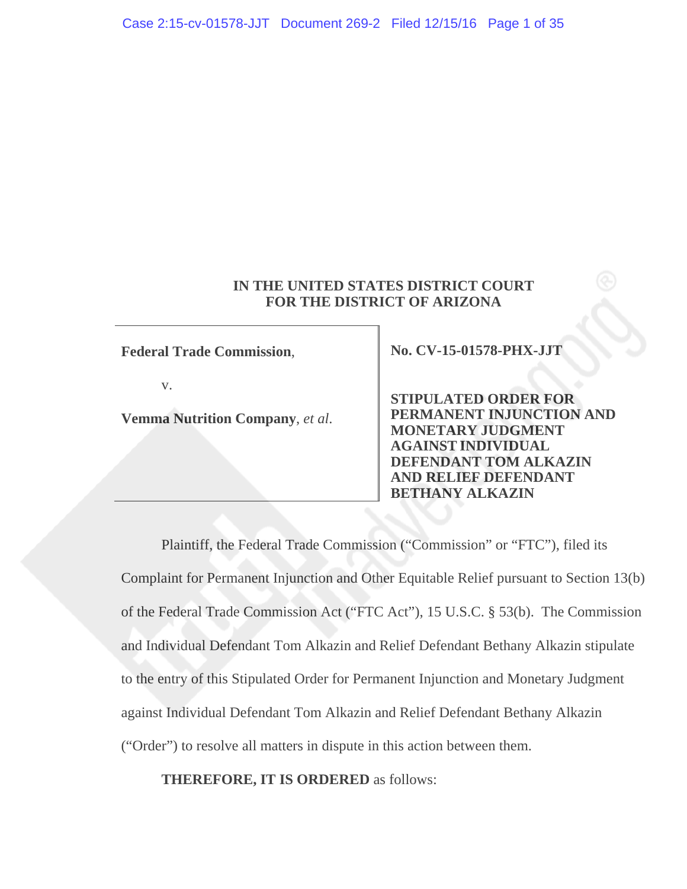**IN THE UNITED STATES DISTRICT COURT**
**FOR THE DISTRICT OF ARIZONA**

| | |
|---|---|
| **Federal Trade Commission**, <br><br> v. <br><br> **Vemma Nutrition Company**, *et al*. | **No. CV-15-01578-PHX-JJT** <br><br> **STIPULATED ORDER FOR PERMANENT INJUNCTION AND MONETARY JUDGMENT AGAINST INDIVIDUAL DEFENDANT TOM ALKAZIN AND RELIEF DEFENDANT BETHANY ALKAZIN** |

Plaintiff, the Federal Trade Commission ("Commission" or "FTC"), filed its Complaint for Permanent Injunction and Other Equitable Relief pursuant to Section 13(b) of the Federal Trade Commission Act ("FTC Act"), 15 U.S.C. § 53(b). The Commission and Individual Defendant Tom Alkazin and Relief Defendant Bethany Alkazin stipulate to the entry of this Stipulated Order for Permanent Injunction and Monetary Judgment against Individual Defendant Tom Alkazin and Relief Defendant Bethany Alkazin ("Order") to resolve all matters in dispute in this action between them.

**THEREFORE, IT IS ORDERED** as follows: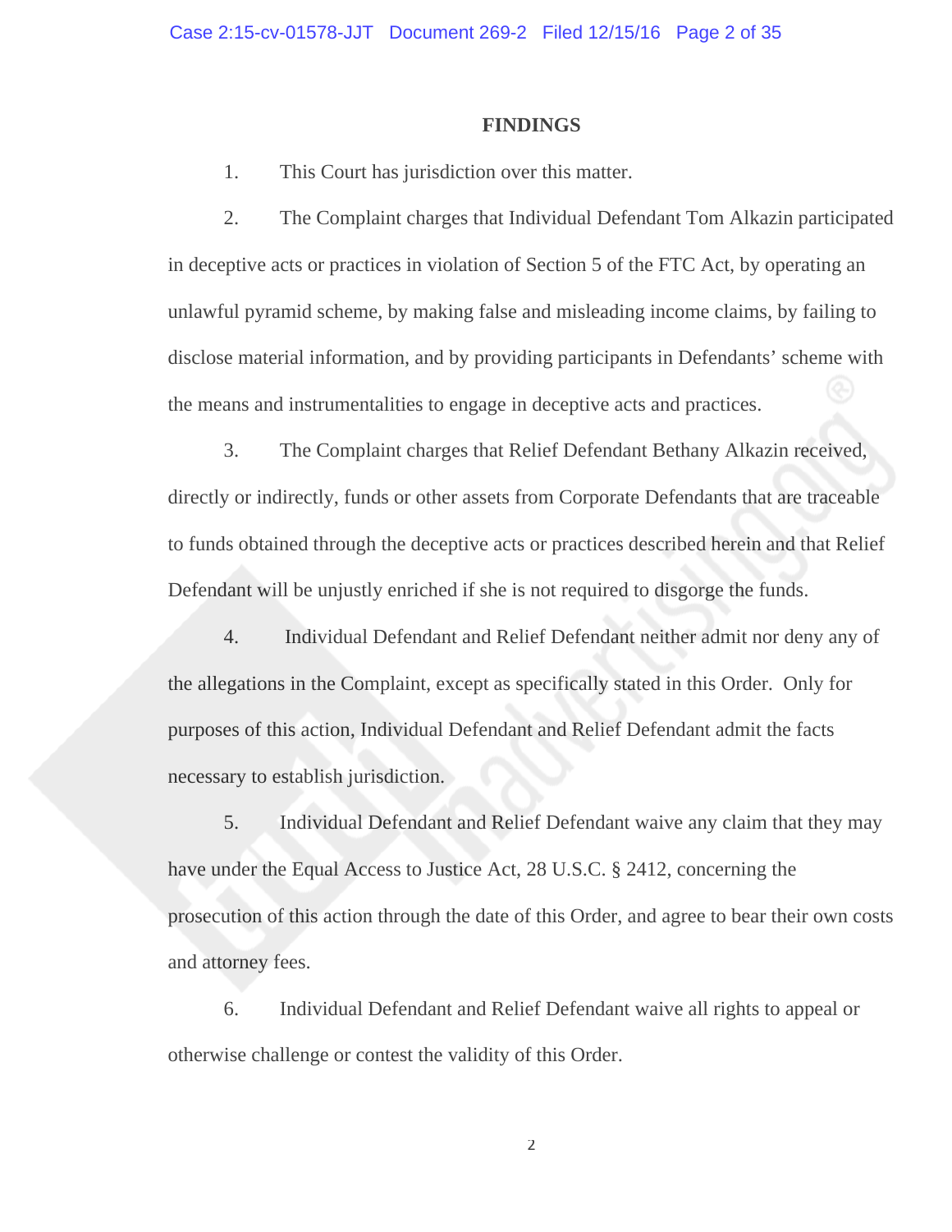## FINDINGS

1. This Court has jurisdiction over this matter.

2. The Complaint charges that Individual Defendant Tom Alkazin participated in deceptive acts or practices in violation of Section 5 of the FTC Act, by operating an unlawful pyramid scheme, by making false and misleading income claims, by failing to disclose material information, and by providing participants in Defendants' scheme with the means and instrumentalities to engage in deceptive acts and practices.

3. The Complaint charges that Relief Defendant Bethany Alkazin received, directly or indirectly, funds or other assets from Corporate Defendants that are traceable to funds obtained through the deceptive acts or practices described herein and that Relief Defendant will be unjustly enriched if she is not required to disgorge the funds.

4. Individual Defendant and Relief Defendant neither admit nor deny any of the allegations in the Complaint, except as specifically stated in this Order. Only for purposes of this action, Individual Defendant and Relief Defendant admit the facts necessary to establish jurisdiction.

5. Individual Defendant and Relief Defendant waive any claim that they may have under the Equal Access to Justice Act, 28 U.S.C. § 2412, concerning the prosecution of this action through the date of this Order, and agree to bear their own costs and attorney fees.

6. Individual Defendant and Relief Defendant waive all rights to appeal or otherwise challenge or contest the validity of this Order.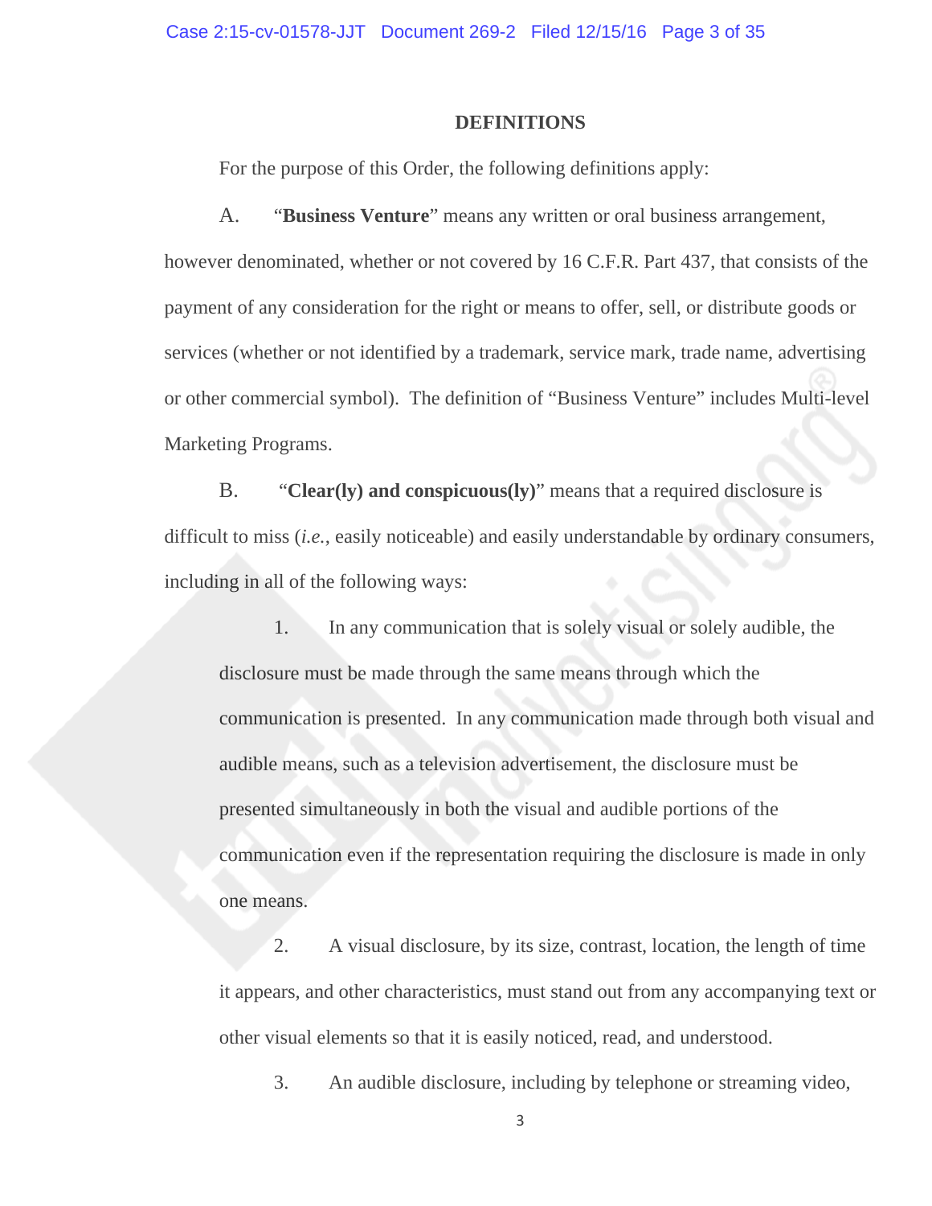## DEFINITIONS

For the purpose of this Order, the following definitions apply:

A. "**Business Venture**" means any written or oral business arrangement, however denominated, whether or not covered by 16 C.F.R. Part 437, that consists of the payment of any consideration for the right or means to offer, sell, or distribute goods or services (whether or not identified by a trademark, service mark, trade name, advertising or other commercial symbol). The definition of "Business Venture" includes Multi-level Marketing Programs.

B. "**Clear(ly) and conspicuous(ly)**" means that a required disclosure is difficult to miss (*i.e.*, easily noticeable) and easily understandable by ordinary consumers, including in all of the following ways:

1. In any communication that is solely visual or solely audible, the disclosure must be made through the same means through which the communication is presented. In any communication made through both visual and audible means, such as a television advertisement, the disclosure must be presented simultaneously in both the visual and audible portions of the communication even if the representation requiring the disclosure is made in only one means.

2. A visual disclosure, by its size, contrast, location, the length of time it appears, and other characteristics, must stand out from any accompanying text or other visual elements so that it is easily noticed, read, and understood.

3. An audible disclosure, including by telephone or streaming video,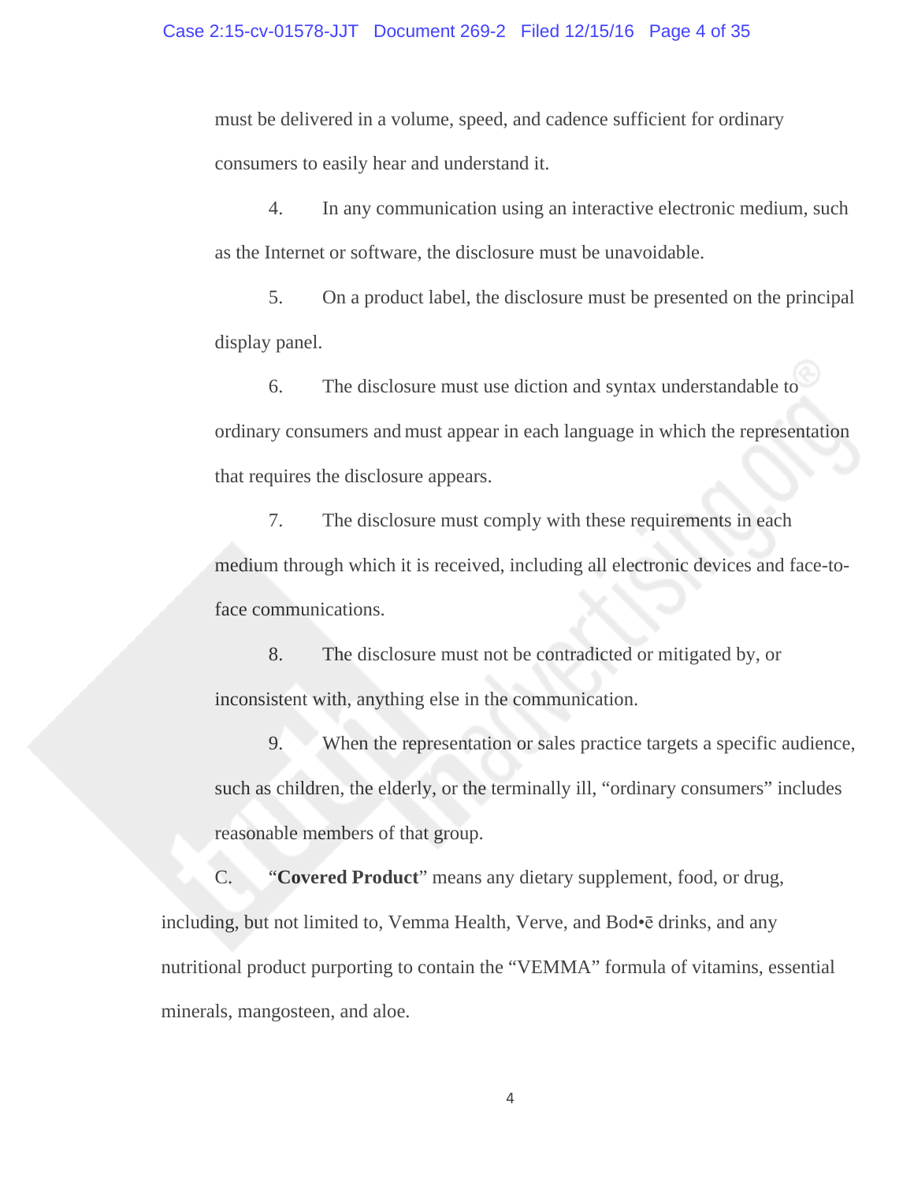must be delivered in a volume, speed, and cadence sufficient for ordinary consumers to easily hear and understand it.

4. In any communication using an interactive electronic medium, such as the Internet or software, the disclosure must be unavoidable.

5. On a product label, the disclosure must be presented on the principal display panel.

6. The disclosure must use diction and syntax understandable to ordinary consumers and must appear in each language in which the representation that requires the disclosure appears.

7. The disclosure must comply with these requirements in each medium through which it is received, including all electronic devices and face-to-face communications.

8. The disclosure must not be contradicted or mitigated by, or inconsistent with, anything else in the communication.

9. When the representation or sales practice targets a specific audience, such as children, the elderly, or the terminally ill, "ordinary consumers" includes reasonable members of that group.

C. "**Covered Product**" means any dietary supplement, food, or drug, including, but not limited to, Vemma Health, Verve, and Bod•ē drinks, and any nutritional product purporting to contain the "VEMMA" formula of vitamins, essential minerals, mangosteen, and aloe.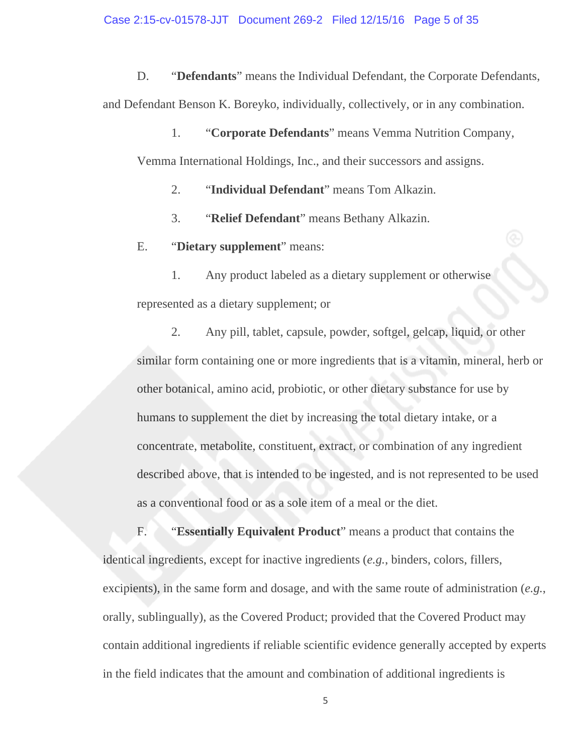D. "**Defendants**" means the Individual Defendant, the Corporate Defendants, and Defendant Benson K. Boreyko, individually, collectively, or in any combination.

1. "**Corporate Defendants**" means Vemma Nutrition Company, Vemma International Holdings, Inc., and their successors and assigns.

2. "**Individual Defendant**" means Tom Alkazin.

3. "**Relief Defendant**" means Bethany Alkazin.

E. "**Dietary supplement**" means:

1. Any product labeled as a dietary supplement or otherwise represented as a dietary supplement; or

2. Any pill, tablet, capsule, powder, softgel, gelcap, liquid, or other similar form containing one or more ingredients that is a vitamin, mineral, herb or other botanical, amino acid, probiotic, or other dietary substance for use by humans to supplement the diet by increasing the total dietary intake, or a concentrate, metabolite, constituent, extract, or combination of any ingredient described above, that is intended to be ingested, and is not represented to be used as a conventional food or as a sole item of a meal or the diet.

F. "**Essentially Equivalent Product**" means a product that contains the identical ingredients, except for inactive ingredients (*e.g.*, binders, colors, fillers, excipients), in the same form and dosage, and with the same route of administration (*e.g.*, orally, sublingually), as the Covered Product; provided that the Covered Product may contain additional ingredients if reliable scientific evidence generally accepted by experts in the field indicates that the amount and combination of additional ingredients is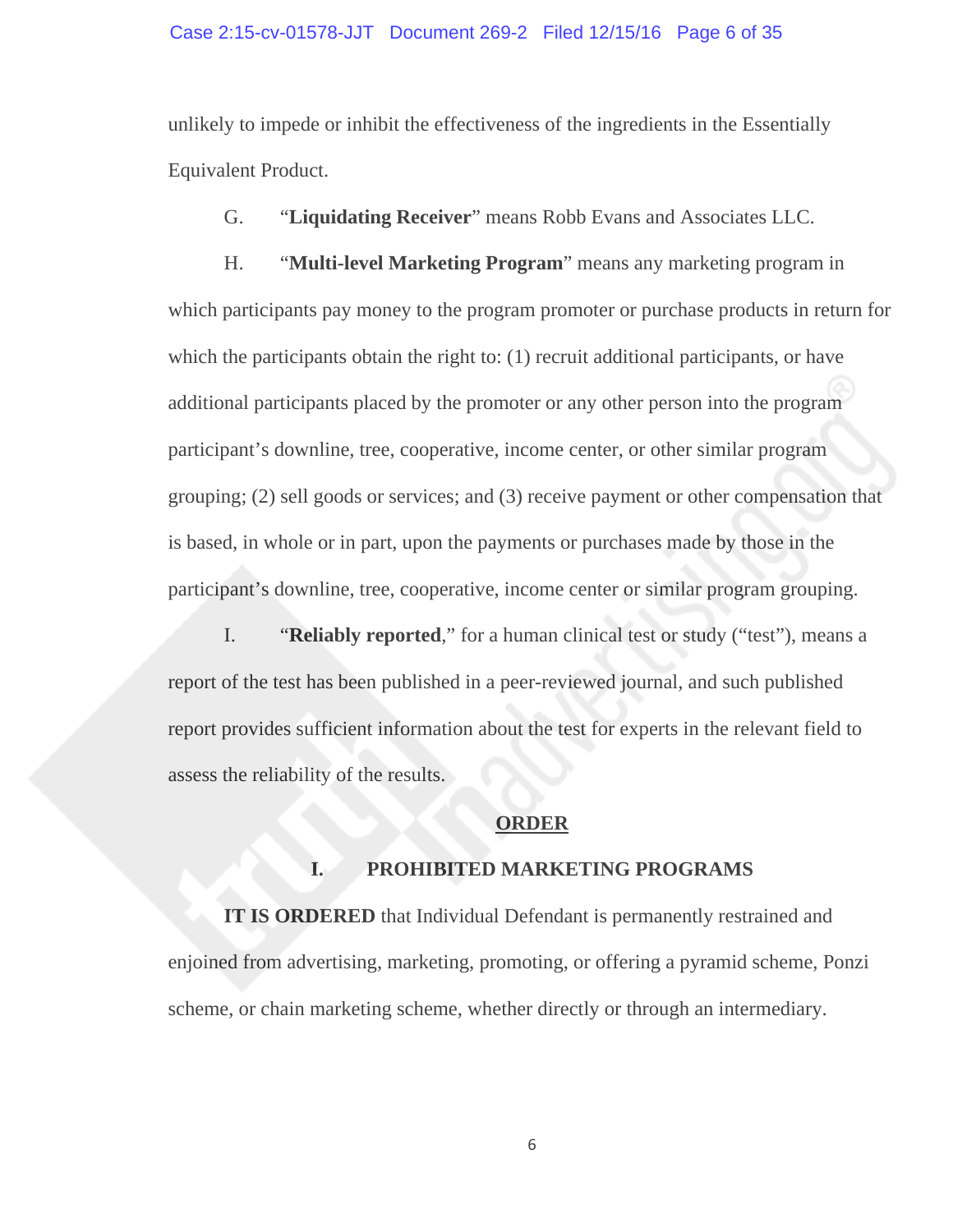unlikely to impede or inhibit the effectiveness of the ingredients in the Essentially Equivalent Product.

G. "**Liquidating Receiver**" means Robb Evans and Associates LLC.

H. "**Multi-level Marketing Program**" means any marketing program in which participants pay money to the program promoter or purchase products in return for which the participants obtain the right to: (1) recruit additional participants, or have additional participants placed by the promoter or any other person into the program participant's downline, tree, cooperative, income center, or other similar program grouping; (2) sell goods or services; and (3) receive payment or other compensation that is based, in whole or in part, upon the payments or purchases made by those in the participant's downline, tree, cooperative, income center or similar program grouping.

I. "**Reliably reported**," for a human clinical test or study ("test"), means a report of the test has been published in a peer-reviewed journal, and such published report provides sufficient information about the test for experts in the relevant field to assess the reliability of the results.

## ORDER

### I. PROHIBITED MARKETING PROGRAMS

**IT IS ORDERED** that Individual Defendant is permanently restrained and enjoined from advertising, marketing, promoting, or offering a pyramid scheme, Ponzi scheme, or chain marketing scheme, whether directly or through an intermediary.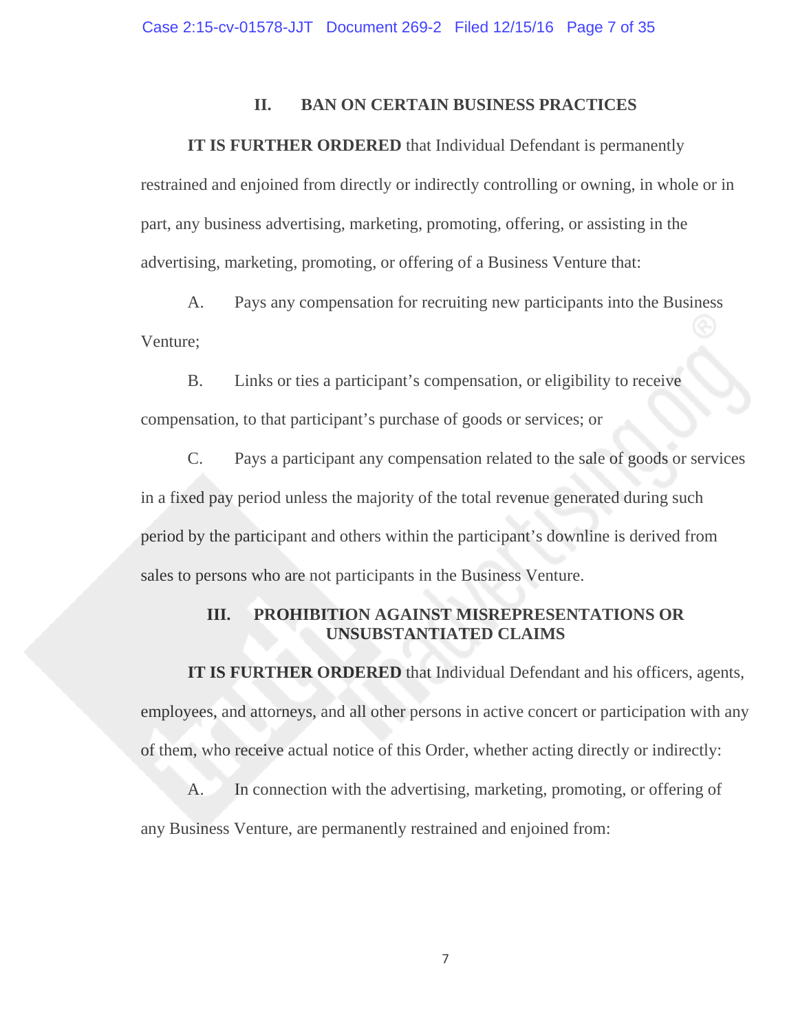## II. BAN ON CERTAIN BUSINESS PRACTICES

**IT IS FURTHER ORDERED** that Individual Defendant is permanently restrained and enjoined from directly or indirectly controlling or owning, in whole or in part, any business advertising, marketing, promoting, offering, or assisting in the advertising, marketing, promoting, or offering of a Business Venture that:

A. Pays any compensation for recruiting new participants into the Business Venture;

B. Links or ties a participant's compensation, or eligibility to receive compensation, to that participant's purchase of goods or services; or

C. Pays a participant any compensation related to the sale of goods or services in a fixed pay period unless the majority of the total revenue generated during such period by the participant and others within the participant's downline is derived from sales to persons who are not participants in the Business Venture.

## III. PROHIBITION AGAINST MISREPRESENTATIONS OR UNSUBSTANTIATED CLAIMS

**IT IS FURTHER ORDERED** that Individual Defendant and his officers, agents, employees, and attorneys, and all other persons in active concert or participation with any of them, who receive actual notice of this Order, whether acting directly or indirectly:

A. In connection with the advertising, marketing, promoting, or offering of any Business Venture, are permanently restrained and enjoined from: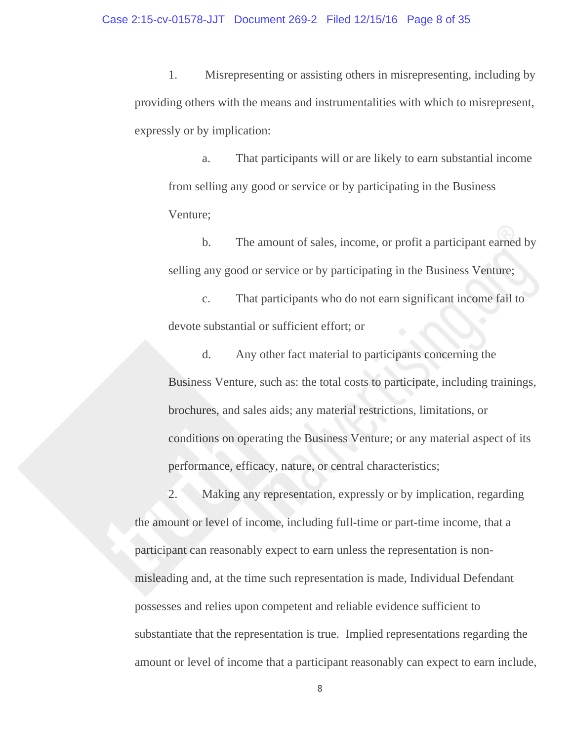1. Misrepresenting or assisting others in misrepresenting, including by providing others with the means and instrumentalities with which to misrepresent, expressly or by implication:

   a. That participants will or are likely to earn substantial income from selling any good or service or by participating in the Business Venture;

   b. The amount of sales, income, or profit a participant earned by selling any good or service or by participating in the Business Venture;

   c. That participants who do not earn significant income fail to devote substantial or sufficient effort; or

   d. Any other fact material to participants concerning the Business Venture, such as: the total costs to participate, including trainings, brochures, and sales aids; any material restrictions, limitations, or conditions on operating the Business Venture; or any material aspect of its performance, efficacy, nature, or central characteristics;

2. Making any representation, expressly or by implication, regarding the amount or level of income, including full-time or part-time income, that a participant can reasonably expect to earn unless the representation is non-misleading and, at the time such representation is made, Individual Defendant possesses and relies upon competent and reliable evidence sufficient to substantiate that the representation is true. Implied representations regarding the amount or level of income that a participant reasonably can expect to earn include,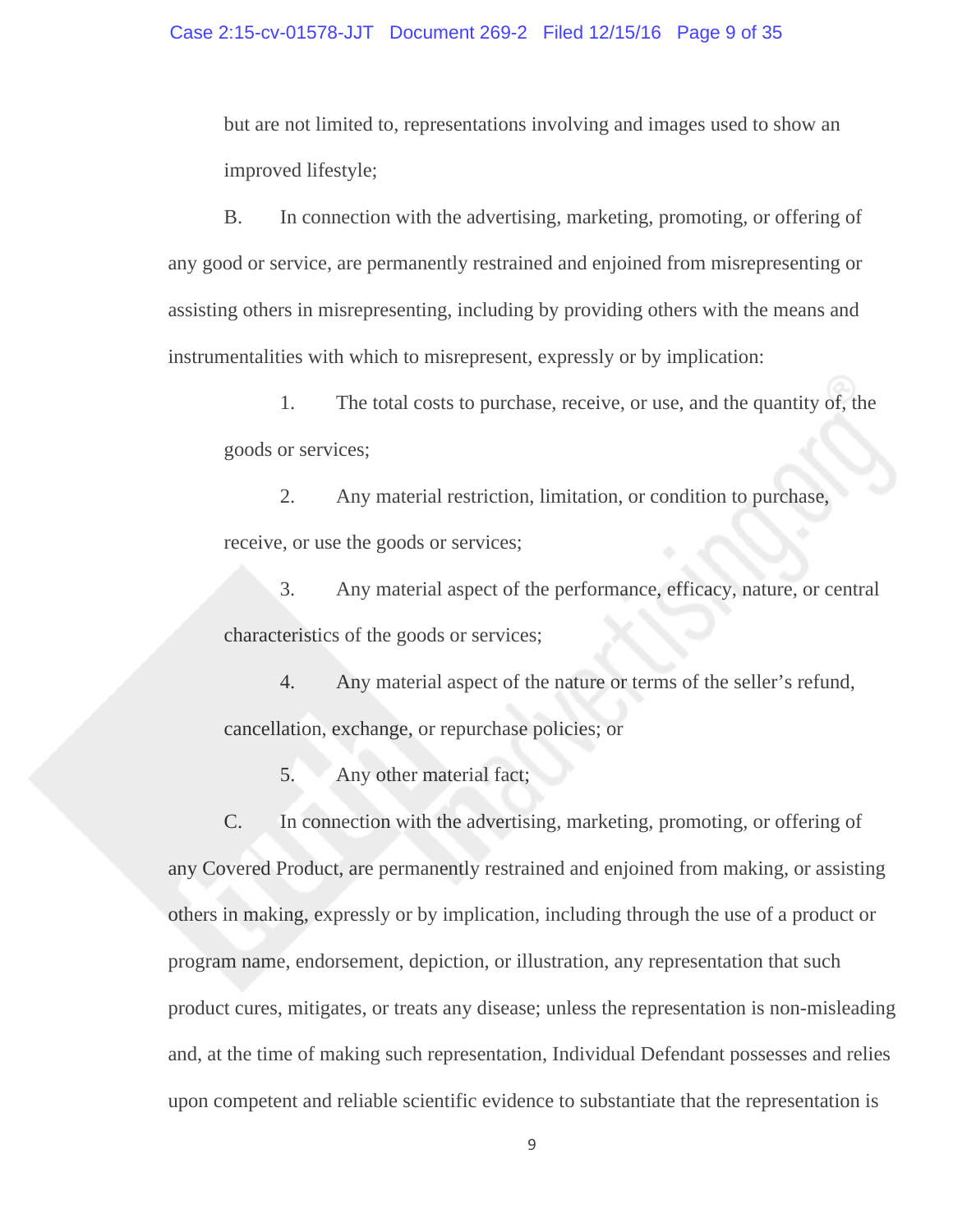but are not limited to, representations involving and images used to show an improved lifestyle;

B. In connection with the advertising, marketing, promoting, or offering of any good or service, are permanently restrained and enjoined from misrepresenting or assisting others in misrepresenting, including by providing others with the means and instrumentalities with which to misrepresent, expressly or by implication:

1. The total costs to purchase, receive, or use, and the quantity of, the goods or services;

2. Any material restriction, limitation, or condition to purchase, receive, or use the goods or services;

3. Any material aspect of the performance, efficacy, nature, or central characteristics of the goods or services;

4. Any material aspect of the nature or terms of the seller's refund, cancellation, exchange, or repurchase policies; or

5. Any other material fact;

C. In connection with the advertising, marketing, promoting, or offering of any Covered Product, are permanently restrained and enjoined from making, or assisting others in making, expressly or by implication, including through the use of a product or program name, endorsement, depiction, or illustration, any representation that such product cures, mitigates, or treats any disease; unless the representation is non-misleading and, at the time of making such representation, Individual Defendant possesses and relies upon competent and reliable scientific evidence to substantiate that the representation is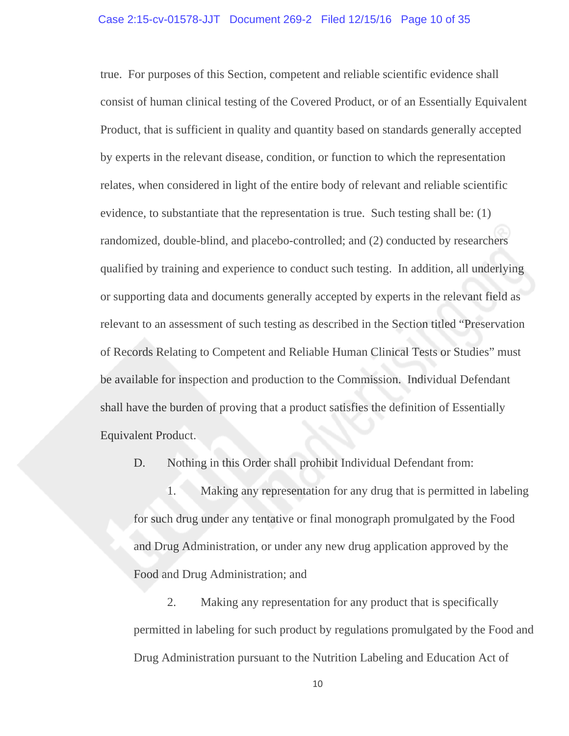true. For purposes of this Section, competent and reliable scientific evidence shall consist of human clinical testing of the Covered Product, or of an Essentially Equivalent Product, that is sufficient in quality and quantity based on standards generally accepted by experts in the relevant disease, condition, or function to which the representation relates, when considered in light of the entire body of relevant and reliable scientific evidence, to substantiate that the representation is true. Such testing shall be: (1) randomized, double-blind, and placebo-controlled; and (2) conducted by researchers qualified by training and experience to conduct such testing. In addition, all underlying or supporting data and documents generally accepted by experts in the relevant field as relevant to an assessment of such testing as described in the Section titled "Preservation of Records Relating to Competent and Reliable Human Clinical Tests or Studies" must be available for inspection and production to the Commission. Individual Defendant shall have the burden of proving that a product satisfies the definition of Essentially Equivalent Product.

D. Nothing in this Order shall prohibit Individual Defendant from:

1. Making any representation for any drug that is permitted in labeling for such drug under any tentative or final monograph promulgated by the Food and Drug Administration, or under any new drug application approved by the Food and Drug Administration; and

2. Making any representation for any product that is specifically permitted in labeling for such product by regulations promulgated by the Food and Drug Administration pursuant to the Nutrition Labeling and Education Act of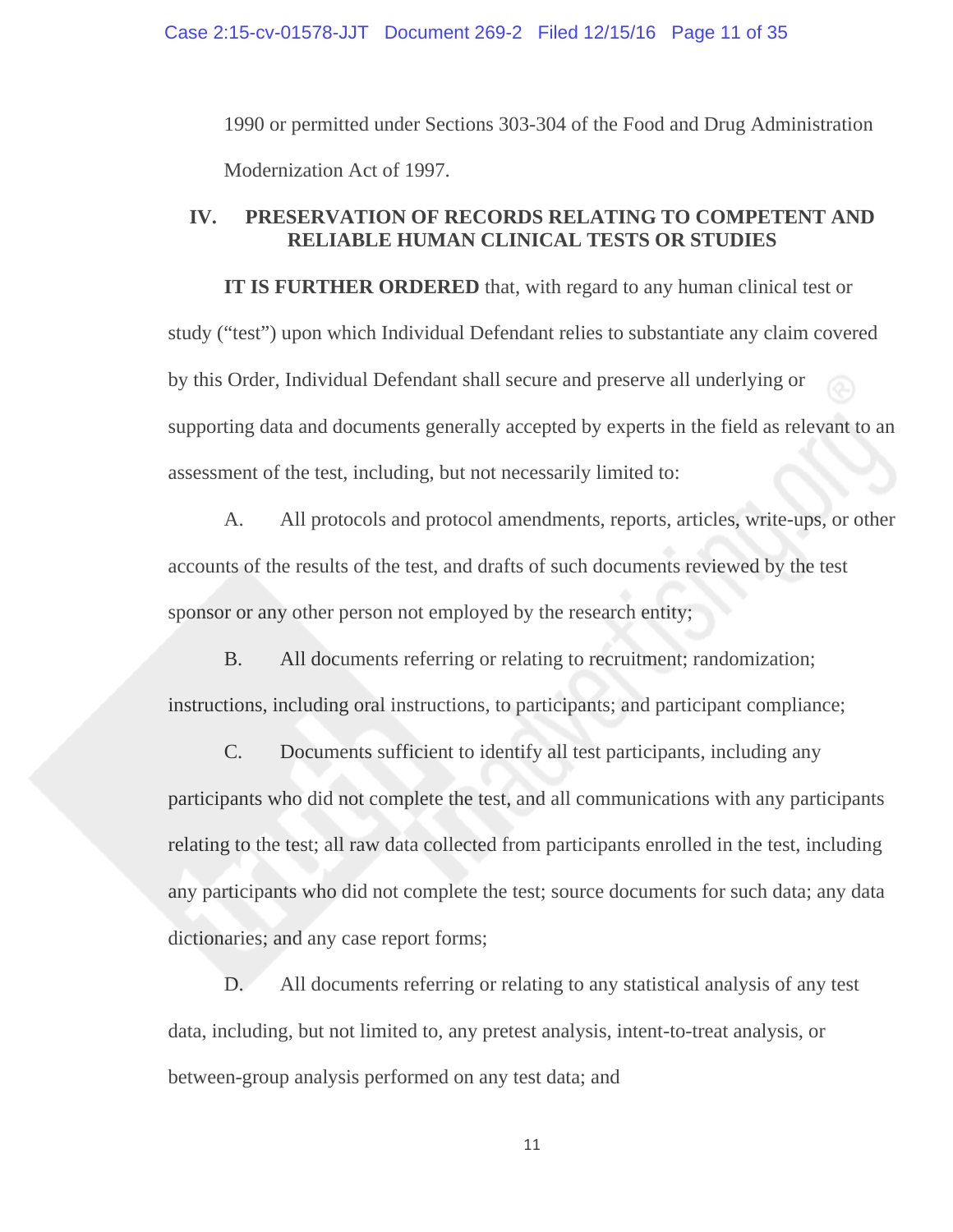1990 or permitted under Sections 303-304 of the Food and Drug Administration Modernization Act of 1997.

## IV. PRESERVATION OF RECORDS RELATING TO COMPETENT AND RELIABLE HUMAN CLINICAL TESTS OR STUDIES

**IT IS FURTHER ORDERED** that, with regard to any human clinical test or study ("test") upon which Individual Defendant relies to substantiate any claim covered by this Order, Individual Defendant shall secure and preserve all underlying or supporting data and documents generally accepted by experts in the field as relevant to an assessment of the test, including, but not necessarily limited to:

A. All protocols and protocol amendments, reports, articles, write-ups, or other accounts of the results of the test, and drafts of such documents reviewed by the test sponsor or any other person not employed by the research entity;

B. All documents referring or relating to recruitment; randomization; instructions, including oral instructions, to participants; and participant compliance;

C. Documents sufficient to identify all test participants, including any participants who did not complete the test, and all communications with any participants relating to the test; all raw data collected from participants enrolled in the test, including any participants who did not complete the test; source documents for such data; any data dictionaries; and any case report forms;

D. All documents referring or relating to any statistical analysis of any test data, including, but not limited to, any pretest analysis, intent-to-treat analysis, or between-group analysis performed on any test data; and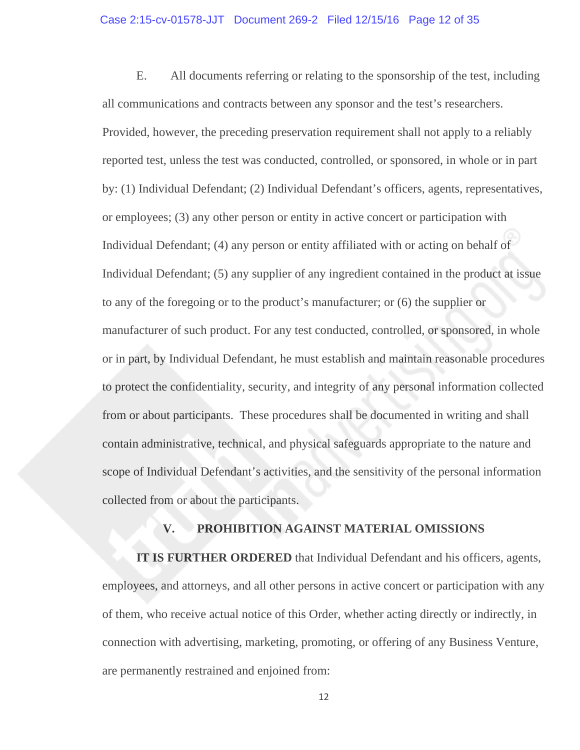E. All documents referring or relating to the sponsorship of the test, including all communications and contracts between any sponsor and the test's researchers. Provided, however, the preceding preservation requirement shall not apply to a reliably reported test, unless the test was conducted, controlled, or sponsored, in whole or in part by: (1) Individual Defendant; (2) Individual Defendant's officers, agents, representatives, or employees; (3) any other person or entity in active concert or participation with Individual Defendant; (4) any person or entity affiliated with or acting on behalf of Individual Defendant; (5) any supplier of any ingredient contained in the product at issue to any of the foregoing or to the product's manufacturer; or (6) the supplier or manufacturer of such product. For any test conducted, controlled, or sponsored, in whole or in part, by Individual Defendant, he must establish and maintain reasonable procedures to protect the confidentiality, security, and integrity of any personal information collected from or about participants. These procedures shall be documented in writing and shall contain administrative, technical, and physical safeguards appropriate to the nature and scope of Individual Defendant's activities, and the sensitivity of the personal information collected from or about the participants.

## V. PROHIBITION AGAINST MATERIAL OMISSIONS

**IT IS FURTHER ORDERED** that Individual Defendant and his officers, agents, employees, and attorneys, and all other persons in active concert or participation with any of them, who receive actual notice of this Order, whether acting directly or indirectly, in connection with advertising, marketing, promoting, or offering of any Business Venture, are permanently restrained and enjoined from: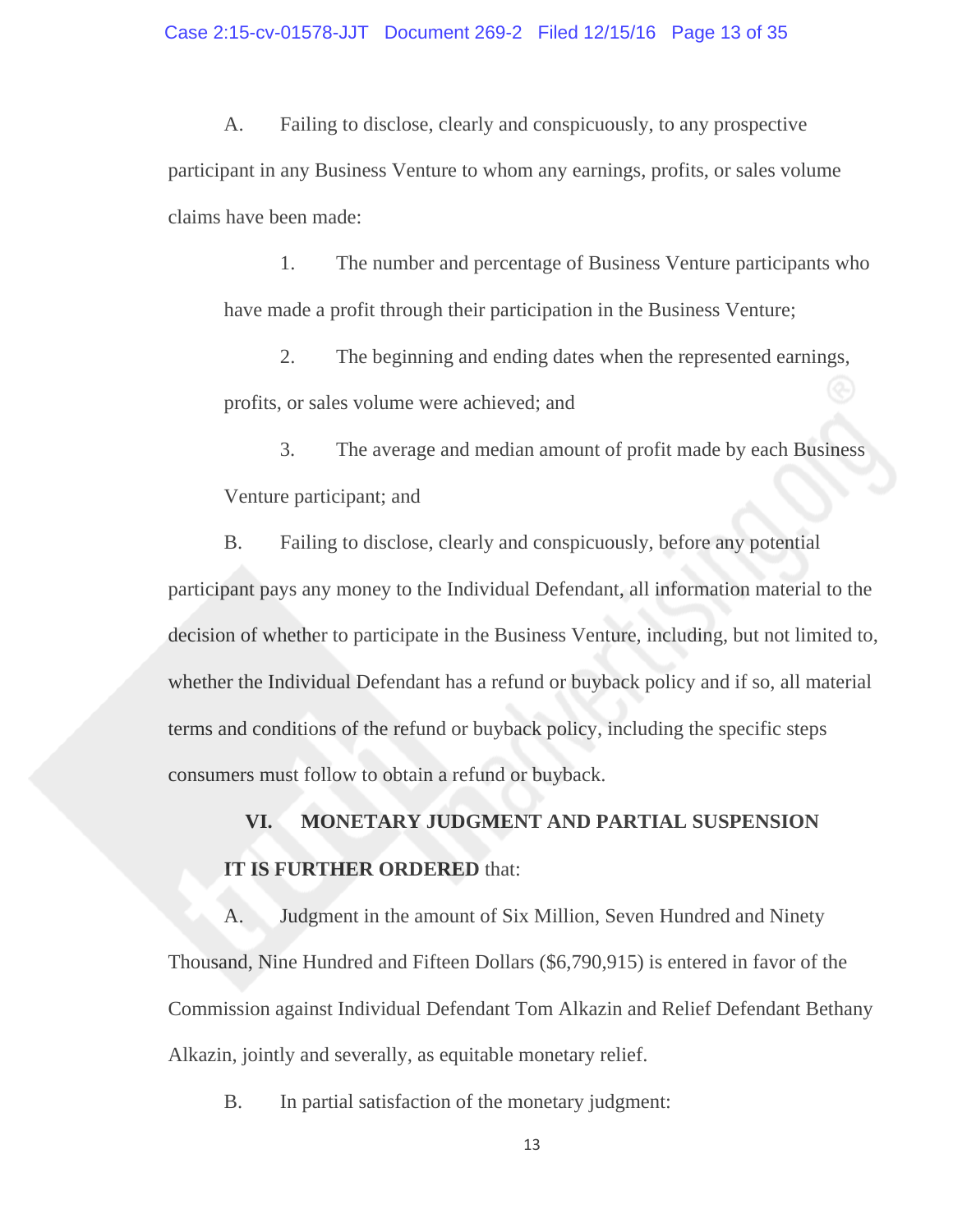A. Failing to disclose, clearly and conspicuously, to any prospective participant in any Business Venture to whom any earnings, profits, or sales volume claims have been made:

1. The number and percentage of Business Venture participants who have made a profit through their participation in the Business Venture;

2. The beginning and ending dates when the represented earnings, profits, or sales volume were achieved; and

3. The average and median amount of profit made by each Business Venture participant; and

B. Failing to disclose, clearly and conspicuously, before any potential participant pays any money to the Individual Defendant, all information material to the decision of whether to participate in the Business Venture, including, but not limited to, whether the Individual Defendant has a refund or buyback policy and if so, all material terms and conditions of the refund or buyback policy, including the specific steps consumers must follow to obtain a refund or buyback.

## VI. MONETARY JUDGMENT AND PARTIAL SUSPENSION

**IT IS FURTHER ORDERED** that:

A. Judgment in the amount of Six Million, Seven Hundred and Ninety Thousand, Nine Hundred and Fifteen Dollars ($6,790,915) is entered in favor of the Commission against Individual Defendant Tom Alkazin and Relief Defendant Bethany Alkazin, jointly and severally, as equitable monetary relief.

B. In partial satisfaction of the monetary judgment: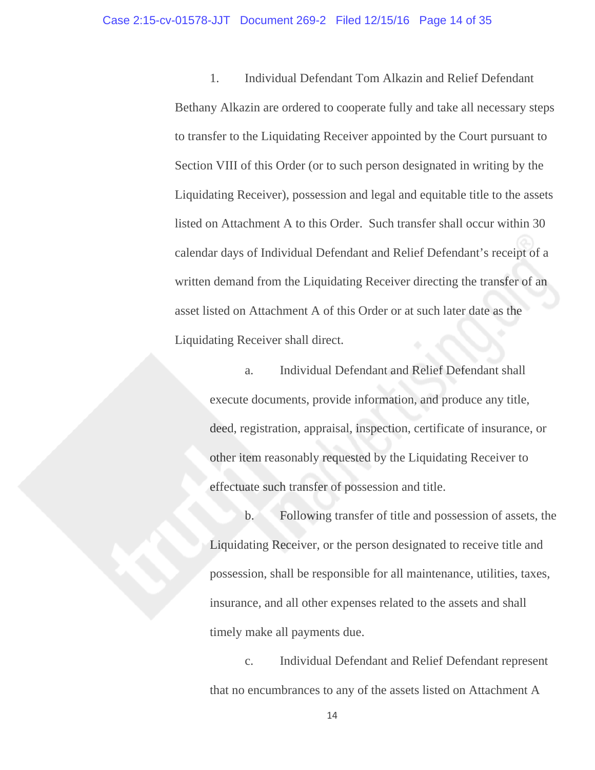1. Individual Defendant Tom Alkazin and Relief Defendant Bethany Alkazin are ordered to cooperate fully and take all necessary steps to transfer to the Liquidating Receiver appointed by the Court pursuant to Section VIII of this Order (or to such person designated in writing by the Liquidating Receiver), possession and legal and equitable title to the assets listed on Attachment A to this Order. Such transfer shall occur within 30 calendar days of Individual Defendant and Relief Defendant's receipt of a written demand from the Liquidating Receiver directing the transfer of an asset listed on Attachment A of this Order or at such later date as the Liquidating Receiver shall direct.

   a. Individual Defendant and Relief Defendant shall execute documents, provide information, and produce any title, deed, registration, appraisal, inspection, certificate of insurance, or other item reasonably requested by the Liquidating Receiver to effectuate such transfer of possession and title.

   b. Following transfer of title and possession of assets, the Liquidating Receiver, or the person designated to receive title and possession, shall be responsible for all maintenance, utilities, taxes, insurance, and all other expenses related to the assets and shall timely make all payments due.

   c. Individual Defendant and Relief Defendant represent that no encumbrances to any of the assets listed on Attachment A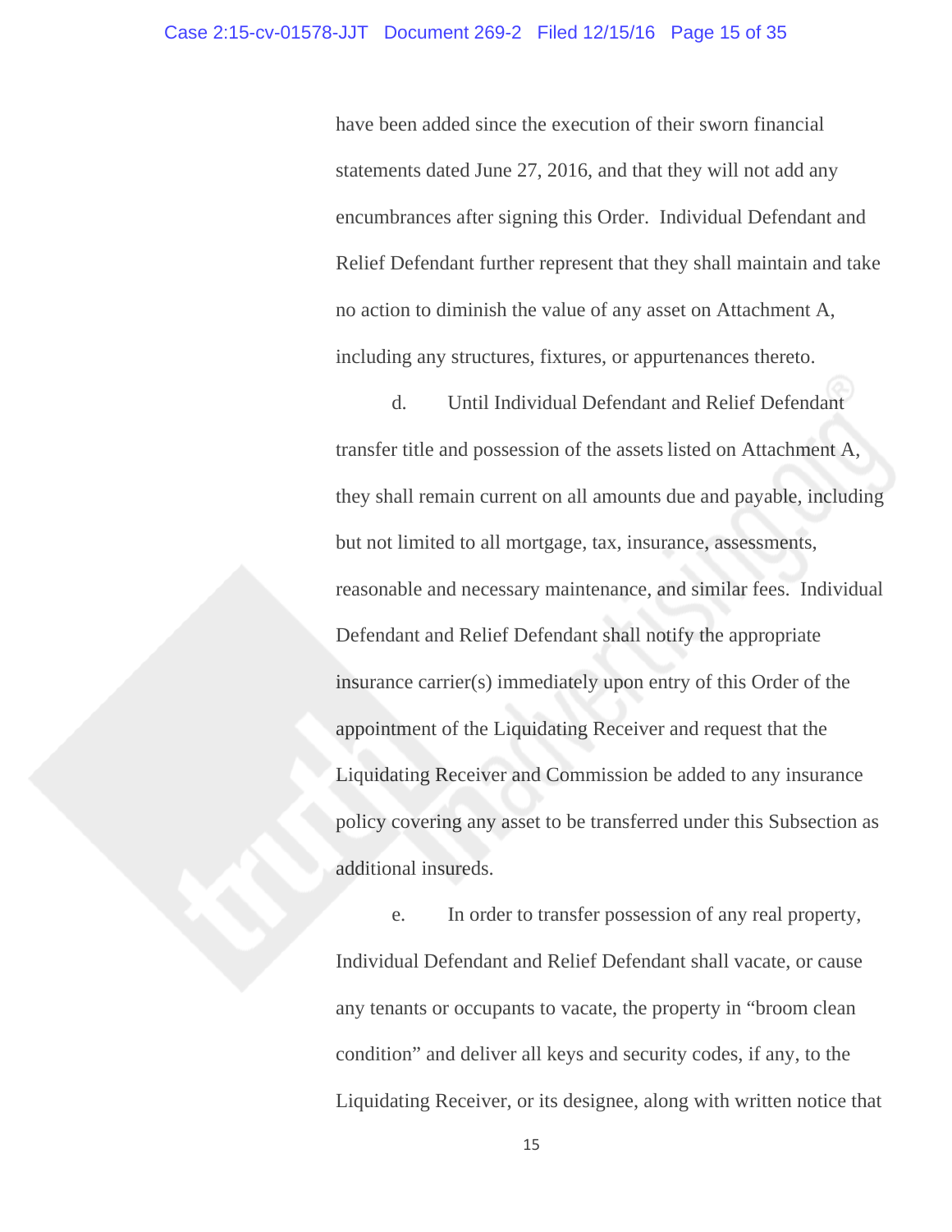have been added since the execution of their sworn financial statements dated June 27, 2016, and that they will not add any encumbrances after signing this Order. Individual Defendant and Relief Defendant further represent that they shall maintain and take no action to diminish the value of any asset on Attachment A, including any structures, fixtures, or appurtenances thereto.

d. Until Individual Defendant and Relief Defendant transfer title and possession of the assets listed on Attachment A, they shall remain current on all amounts due and payable, including but not limited to all mortgage, tax, insurance, assessments, reasonable and necessary maintenance, and similar fees. Individual Defendant and Relief Defendant shall notify the appropriate insurance carrier(s) immediately upon entry of this Order of the appointment of the Liquidating Receiver and request that the Liquidating Receiver and Commission be added to any insurance policy covering any asset to be transferred under this Subsection as additional insureds.

e. In order to transfer possession of any real property, Individual Defendant and Relief Defendant shall vacate, or cause any tenants or occupants to vacate, the property in "broom clean condition" and deliver all keys and security codes, if any, to the Liquidating Receiver, or its designee, along with written notice that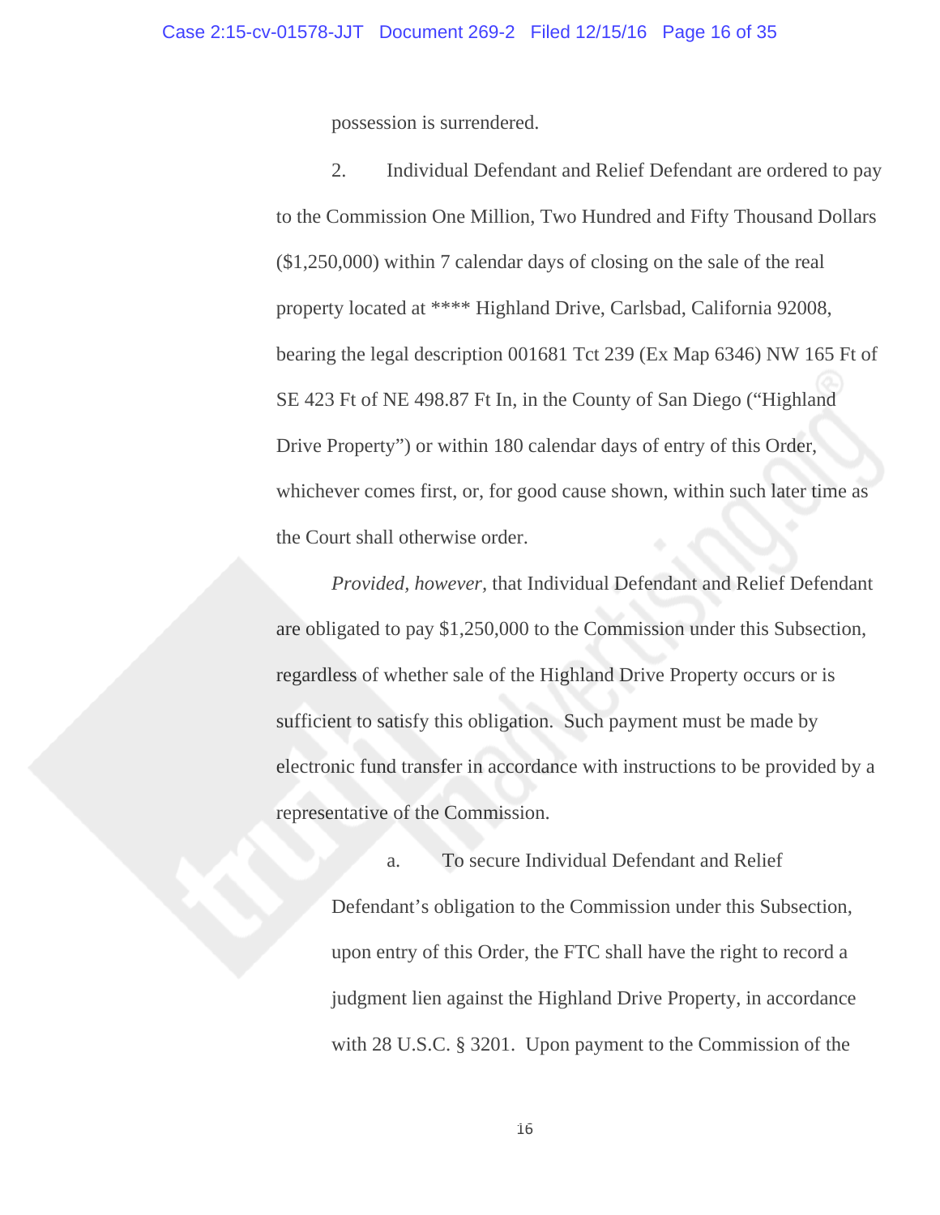possession is surrendered.

2. Individual Defendant and Relief Defendant are ordered to pay to the Commission One Million, Two Hundred and Fifty Thousand Dollars ($1,250,000) within 7 calendar days of closing on the sale of the real property located at **** Highland Drive, Carlsbad, California 92008, bearing the legal description 001681 Tct 239 (Ex Map 6346) NW 165 Ft of SE 423 Ft of NE 498.87 Ft In, in the County of San Diego (“Highland Drive Property”) or within 180 calendar days of entry of this Order, whichever comes first, or, for good cause shown, within such later time as the Court shall otherwise order.

*Provided, however*, that Individual Defendant and Relief Defendant are obligated to pay $1,250,000 to the Commission under this Subsection, regardless of whether sale of the Highland Drive Property occurs or is sufficient to satisfy this obligation. Such payment must be made by electronic fund transfer in accordance with instructions to be provided by a representative of the Commission.

a. To secure Individual Defendant and Relief Defendant’s obligation to the Commission under this Subsection, upon entry of this Order, the FTC shall have the right to record a judgment lien against the Highland Drive Property, in accordance with 28 U.S.C. § 3201. Upon payment to the Commission of the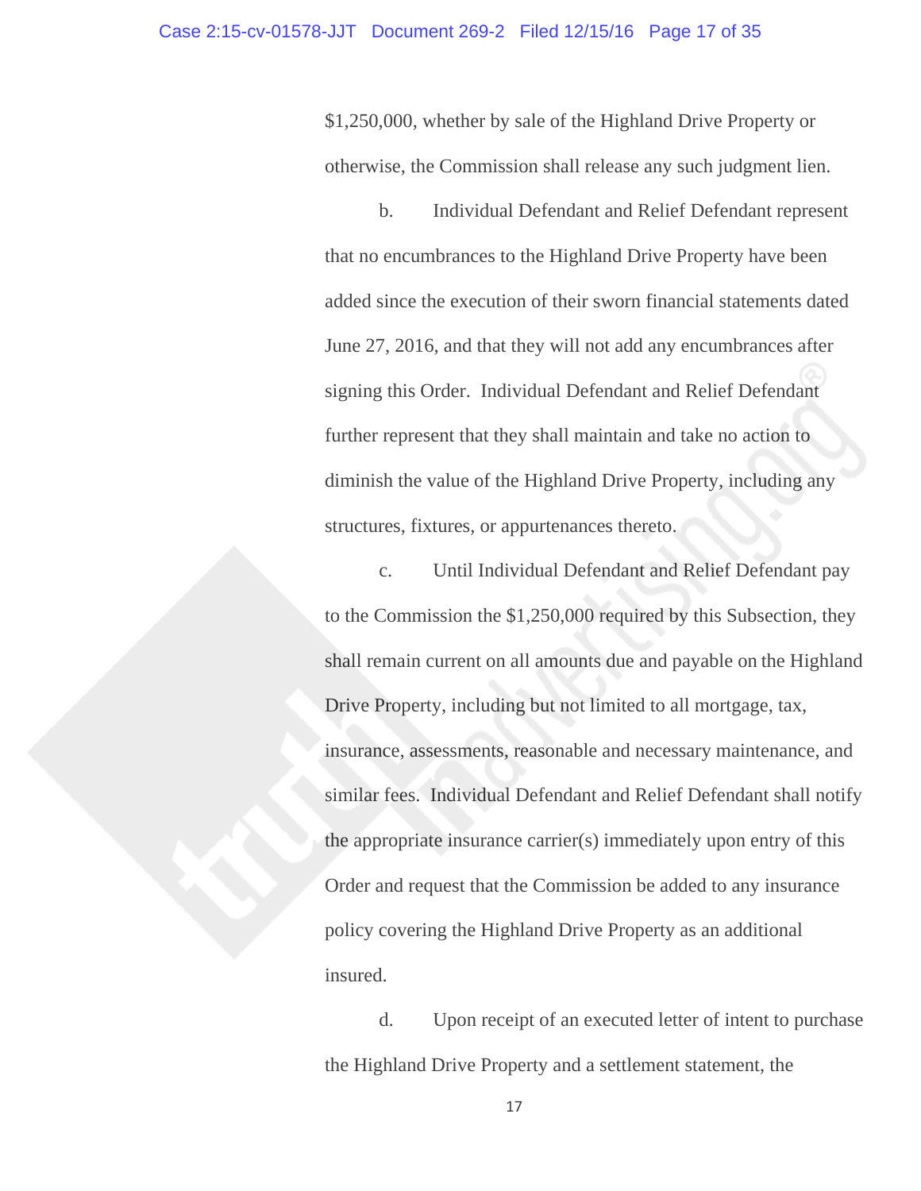$1,250,000, whether by sale of the Highland Drive Property or otherwise, the Commission shall release any such judgment lien.

b. Individual Defendant and Relief Defendant represent that no encumbrances to the Highland Drive Property have been added since the execution of their sworn financial statements dated June 27, 2016, and that they will not add any encumbrances after signing this Order. Individual Defendant and Relief Defendant further represent that they shall maintain and take no action to diminish the value of the Highland Drive Property, including any structures, fixtures, or appurtenances thereto.

c. Until Individual Defendant and Relief Defendant pay to the Commission the $1,250,000 required by this Subsection, they shall remain current on all amounts due and payable on the Highland Drive Property, including but not limited to all mortgage, tax, insurance, assessments, reasonable and necessary maintenance, and similar fees. Individual Defendant and Relief Defendant shall notify the appropriate insurance carrier(s) immediately upon entry of this Order and request that the Commission be added to any insurance policy covering the Highland Drive Property as an additional insured.

d. Upon receipt of an executed letter of intent to purchase the Highland Drive Property and a settlement statement, the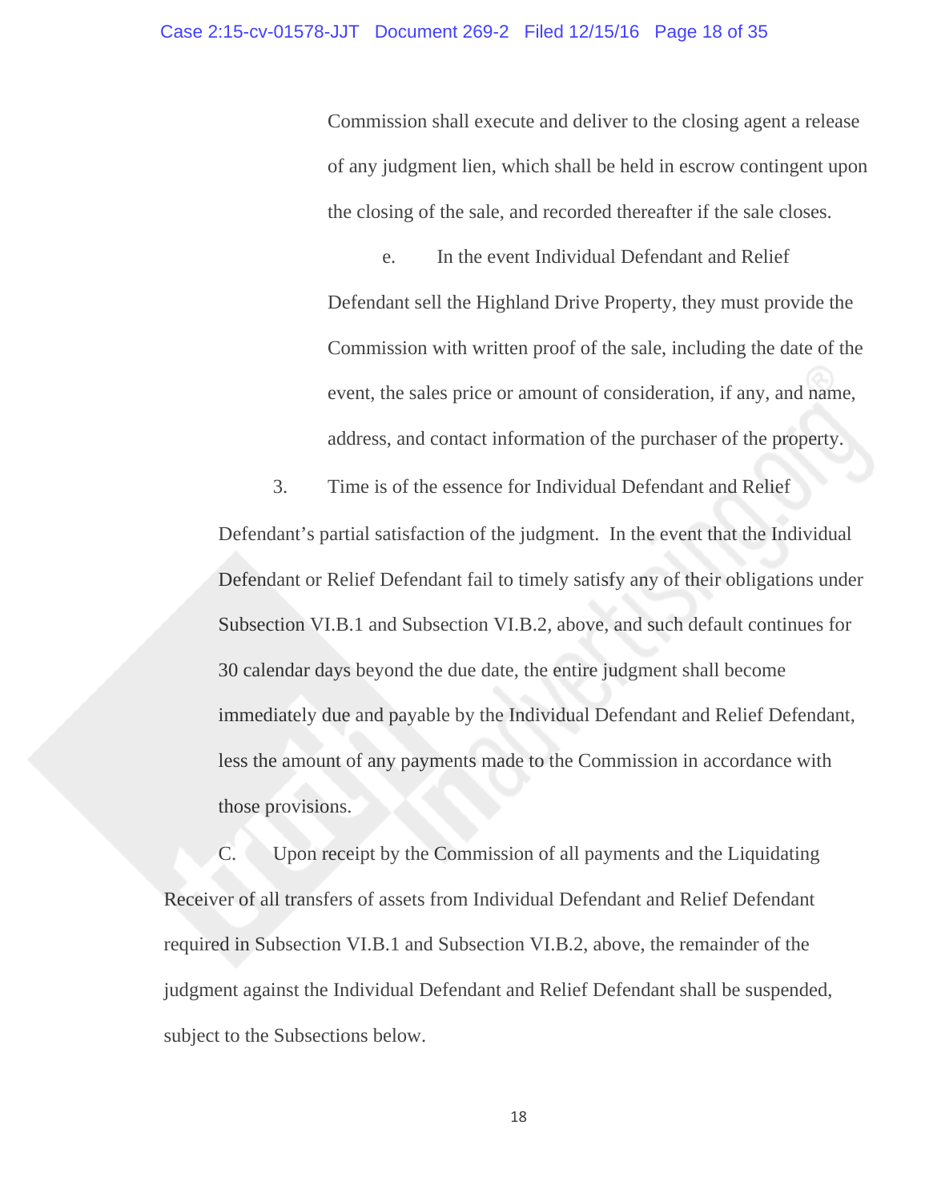Commission shall execute and deliver to the closing agent a release of any judgment lien, which shall be held in escrow contingent upon the closing of the sale, and recorded thereafter if the sale closes.

e. In the event Individual Defendant and Relief Defendant sell the Highland Drive Property, they must provide the Commission with written proof of the sale, including the date of the event, the sales price or amount of consideration, if any, and name, address, and contact information of the purchaser of the property.

3. Time is of the essence for Individual Defendant and Relief Defendant's partial satisfaction of the judgment. In the event that the Individual Defendant or Relief Defendant fail to timely satisfy any of their obligations under Subsection VI.B.1 and Subsection VI.B.2, above, and such default continues for 30 calendar days beyond the due date, the entire judgment shall become immediately due and payable by the Individual Defendant and Relief Defendant, less the amount of any payments made to the Commission in accordance with those provisions.

C. Upon receipt by the Commission of all payments and the Liquidating Receiver of all transfers of assets from Individual Defendant and Relief Defendant required in Subsection VI.B.1 and Subsection VI.B.2, above, the remainder of the judgment against the Individual Defendant and Relief Defendant shall be suspended, subject to the Subsections below.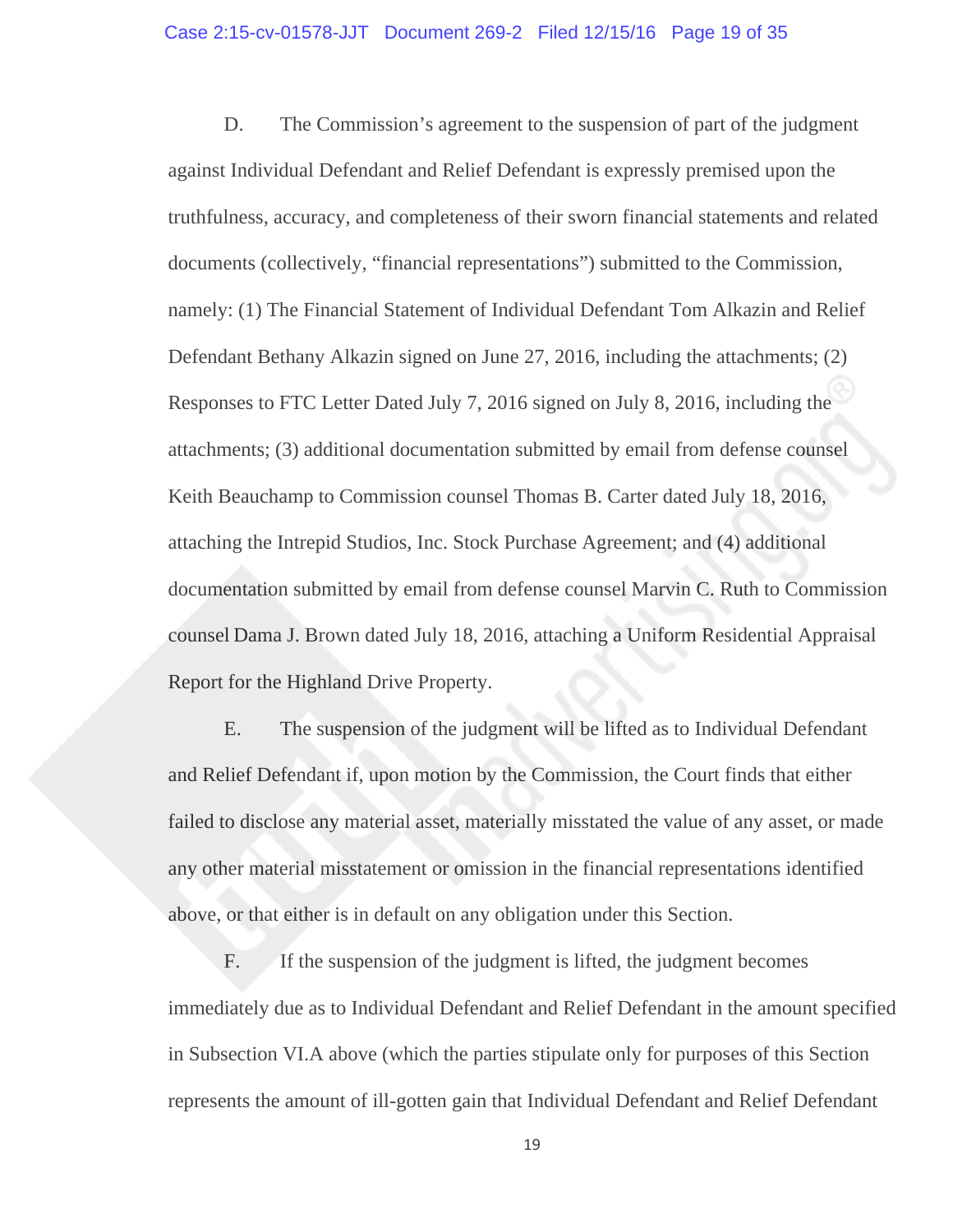D. The Commission's agreement to the suspension of part of the judgment against Individual Defendant and Relief Defendant is expressly premised upon the truthfulness, accuracy, and completeness of their sworn financial statements and related documents (collectively, "financial representations") submitted to the Commission, namely: (1) The Financial Statement of Individual Defendant Tom Alkazin and Relief Defendant Bethany Alkazin signed on June 27, 2016, including the attachments; (2) Responses to FTC Letter Dated July 7, 2016 signed on July 8, 2016, including the attachments; (3) additional documentation submitted by email from defense counsel Keith Beauchamp to Commission counsel Thomas B. Carter dated July 18, 2016, attaching the Intrepid Studios, Inc. Stock Purchase Agreement; and (4) additional documentation submitted by email from defense counsel Marvin C. Ruth to Commission counsel Dama J. Brown dated July 18, 2016, attaching a Uniform Residential Appraisal Report for the Highland Drive Property.

E. The suspension of the judgment will be lifted as to Individual Defendant and Relief Defendant if, upon motion by the Commission, the Court finds that either failed to disclose any material asset, materially misstated the value of any asset, or made any other material misstatement or omission in the financial representations identified above, or that either is in default on any obligation under this Section.

F. If the suspension of the judgment is lifted, the judgment becomes immediately due as to Individual Defendant and Relief Defendant in the amount specified in Subsection VI.A above (which the parties stipulate only for purposes of this Section represents the amount of ill-gotten gain that Individual Defendant and Relief Defendant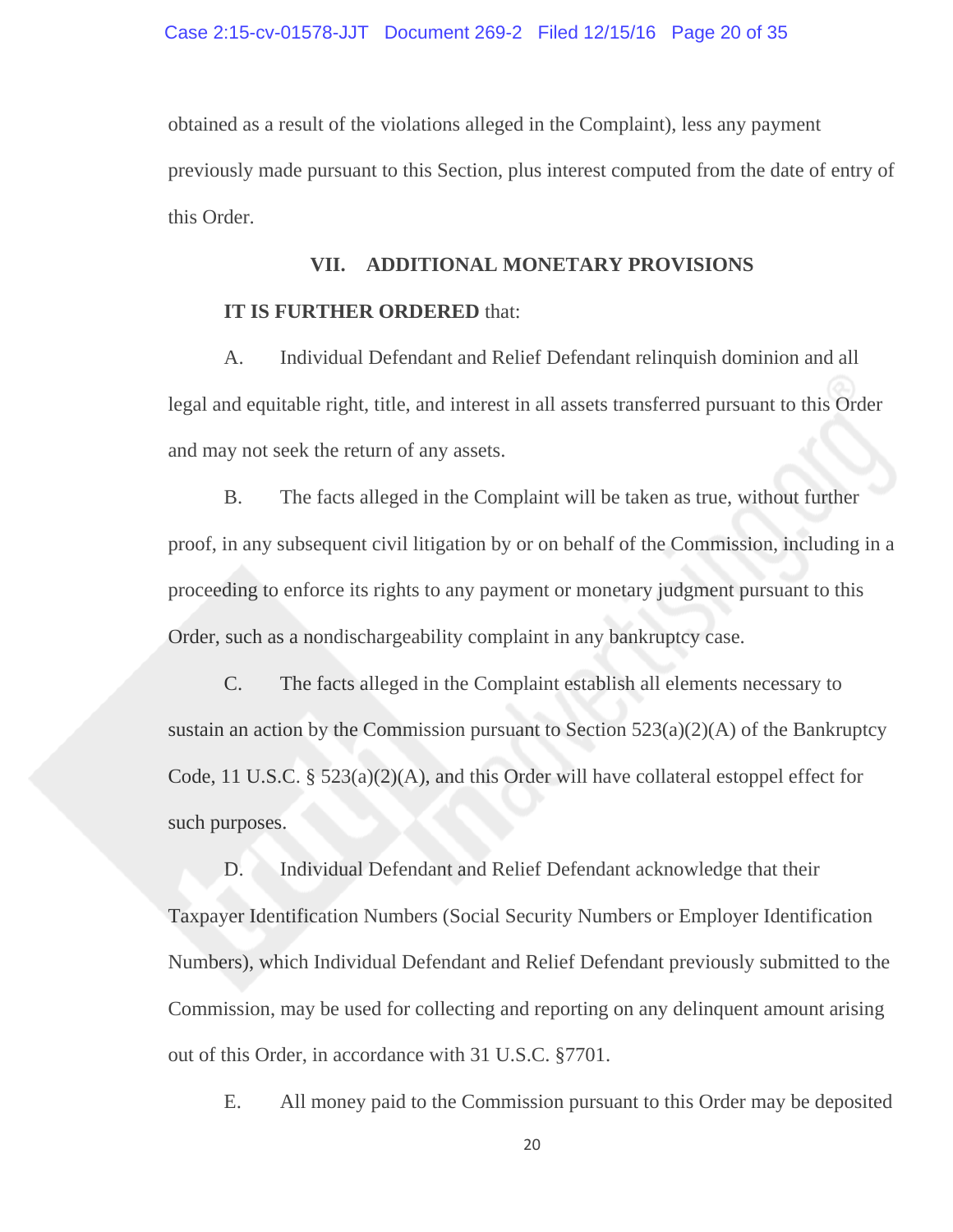obtained as a result of the violations alleged in the Complaint), less any payment previously made pursuant to this Section, plus interest computed from the date of entry of this Order.

## VII. ADDITIONAL MONETARY PROVISIONS

**IT IS FURTHER ORDERED** that:

A. Individual Defendant and Relief Defendant relinquish dominion and all legal and equitable right, title, and interest in all assets transferred pursuant to this Order and may not seek the return of any assets.

B. The facts alleged in the Complaint will be taken as true, without further proof, in any subsequent civil litigation by or on behalf of the Commission, including in a proceeding to enforce its rights to any payment or monetary judgment pursuant to this Order, such as a nondischargeability complaint in any bankruptcy case.

C. The facts alleged in the Complaint establish all elements necessary to sustain an action by the Commission pursuant to Section 523(a)(2)(A) of the Bankruptcy Code, 11 U.S.C. § 523(a)(2)(A), and this Order will have collateral estoppel effect for such purposes.

D. Individual Defendant and Relief Defendant acknowledge that their Taxpayer Identification Numbers (Social Security Numbers or Employer Identification Numbers), which Individual Defendant and Relief Defendant previously submitted to the Commission, may be used for collecting and reporting on any delinquent amount arising out of this Order, in accordance with 31 U.S.C. §7701.

E. All money paid to the Commission pursuant to this Order may be deposited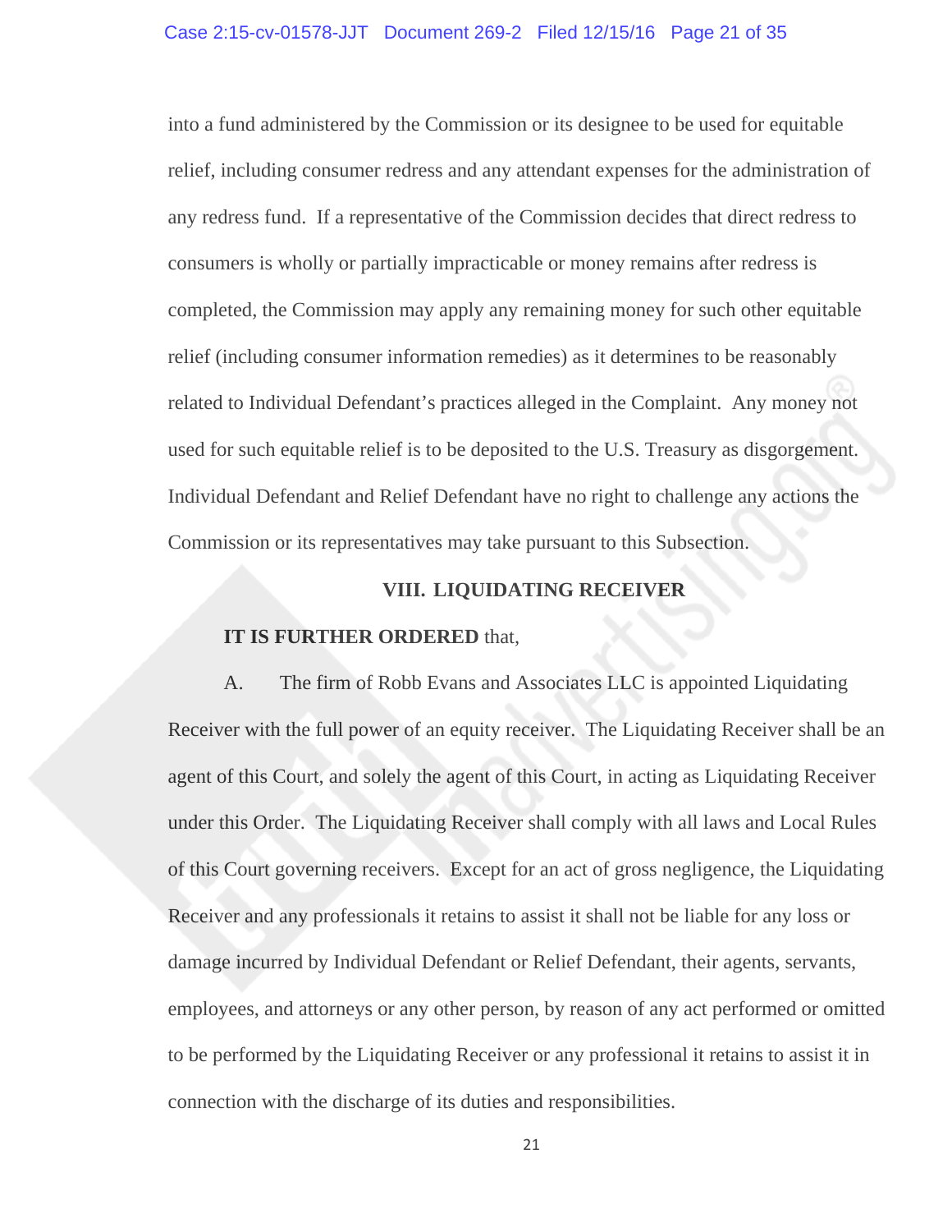into a fund administered by the Commission or its designee to be used for equitable relief, including consumer redress and any attendant expenses for the administration of any redress fund. If a representative of the Commission decides that direct redress to consumers is wholly or partially impracticable or money remains after redress is completed, the Commission may apply any remaining money for such other equitable relief (including consumer information remedies) as it determines to be reasonably related to Individual Defendant's practices alleged in the Complaint. Any money not used for such equitable relief is to be deposited to the U.S. Treasury as disgorgement. Individual Defendant and Relief Defendant have no right to challenge any actions the Commission or its representatives may take pursuant to this Subsection.

## VIII. LIQUIDATING RECEIVER

**IT IS FURTHER ORDERED** that,

A. The firm of Robb Evans and Associates LLC is appointed Liquidating Receiver with the full power of an equity receiver. The Liquidating Receiver shall be an agent of this Court, and solely the agent of this Court, in acting as Liquidating Receiver under this Order. The Liquidating Receiver shall comply with all laws and Local Rules of this Court governing receivers. Except for an act of gross negligence, the Liquidating Receiver and any professionals it retains to assist it shall not be liable for any loss or damage incurred by Individual Defendant or Relief Defendant, their agents, servants, employees, and attorneys or any other person, by reason of any act performed or omitted to be performed by the Liquidating Receiver or any professional it retains to assist it in connection with the discharge of its duties and responsibilities.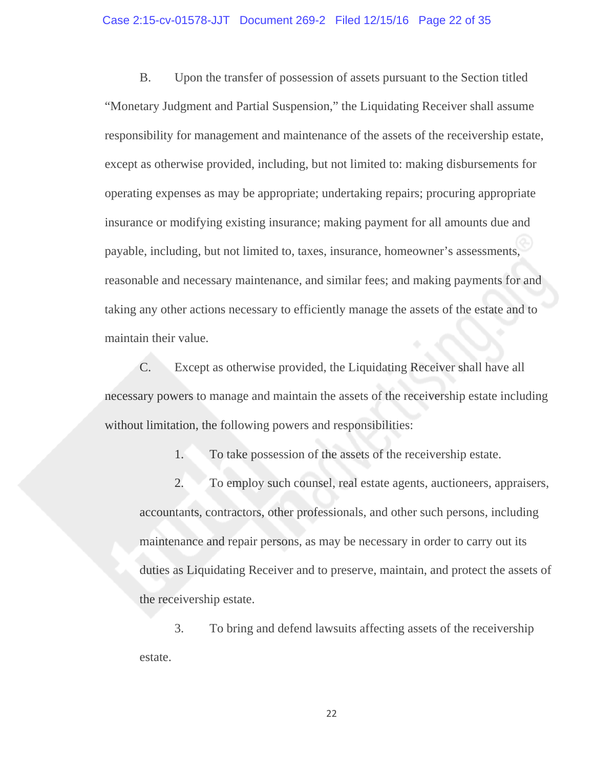B. Upon the transfer of possession of assets pursuant to the Section titled "Monetary Judgment and Partial Suspension," the Liquidating Receiver shall assume responsibility for management and maintenance of the assets of the receivership estate, except as otherwise provided, including, but not limited to: making disbursements for operating expenses as may be appropriate; undertaking repairs; procuring appropriate insurance or modifying existing insurance; making payment for all amounts due and payable, including, but not limited to, taxes, insurance, homeowner's assessments, reasonable and necessary maintenance, and similar fees; and making payments for and taking any other actions necessary to efficiently manage the assets of the estate and to maintain their value.

C. Except as otherwise provided, the Liquidating Receiver shall have all necessary powers to manage and maintain the assets of the receivership estate including without limitation, the following powers and responsibilities:

1. To take possession of the assets of the receivership estate.

2. To employ such counsel, real estate agents, auctioneers, appraisers, accountants, contractors, other professionals, and other such persons, including maintenance and repair persons, as may be necessary in order to carry out its duties as Liquidating Receiver and to preserve, maintain, and protect the assets of the receivership estate.

3. To bring and defend lawsuits affecting assets of the receivership estate.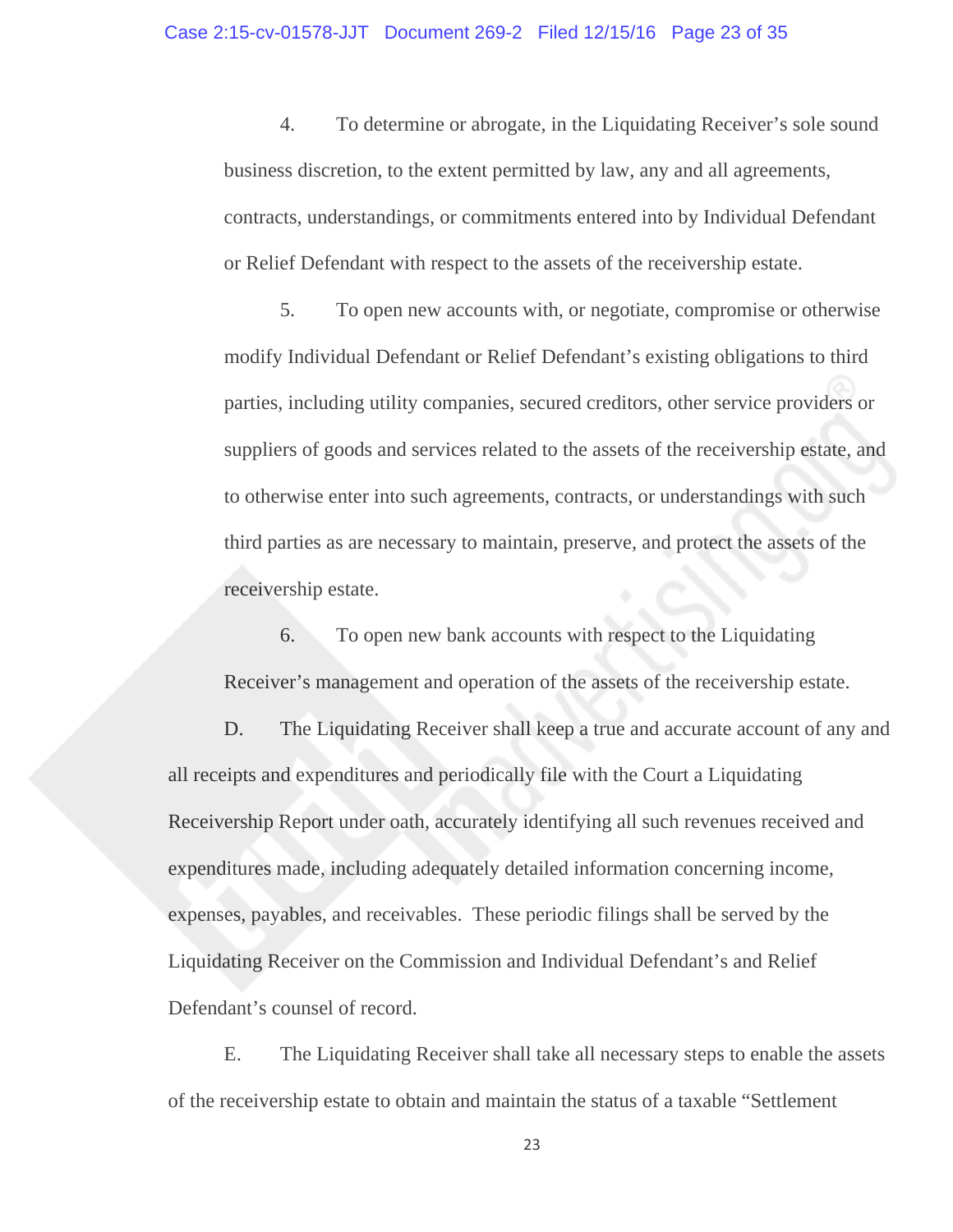4. To determine or abrogate, in the Liquidating Receiver's sole sound business discretion, to the extent permitted by law, any and all agreements, contracts, understandings, or commitments entered into by Individual Defendant or Relief Defendant with respect to the assets of the receivership estate.

5. To open new accounts with, or negotiate, compromise or otherwise modify Individual Defendant or Relief Defendant's existing obligations to third parties, including utility companies, secured creditors, other service providers or suppliers of goods and services related to the assets of the receivership estate, and to otherwise enter into such agreements, contracts, or understandings with such third parties as are necessary to maintain, preserve, and protect the assets of the receivership estate.

6. To open new bank accounts with respect to the Liquidating Receiver's management and operation of the assets of the receivership estate.

D. The Liquidating Receiver shall keep a true and accurate account of any and all receipts and expenditures and periodically file with the Court a Liquidating Receivership Report under oath, accurately identifying all such revenues received and expenditures made, including adequately detailed information concerning income, expenses, payables, and receivables. These periodic filings shall be served by the Liquidating Receiver on the Commission and Individual Defendant's and Relief Defendant's counsel of record.

E. The Liquidating Receiver shall take all necessary steps to enable the assets of the receivership estate to obtain and maintain the status of a taxable "Settlement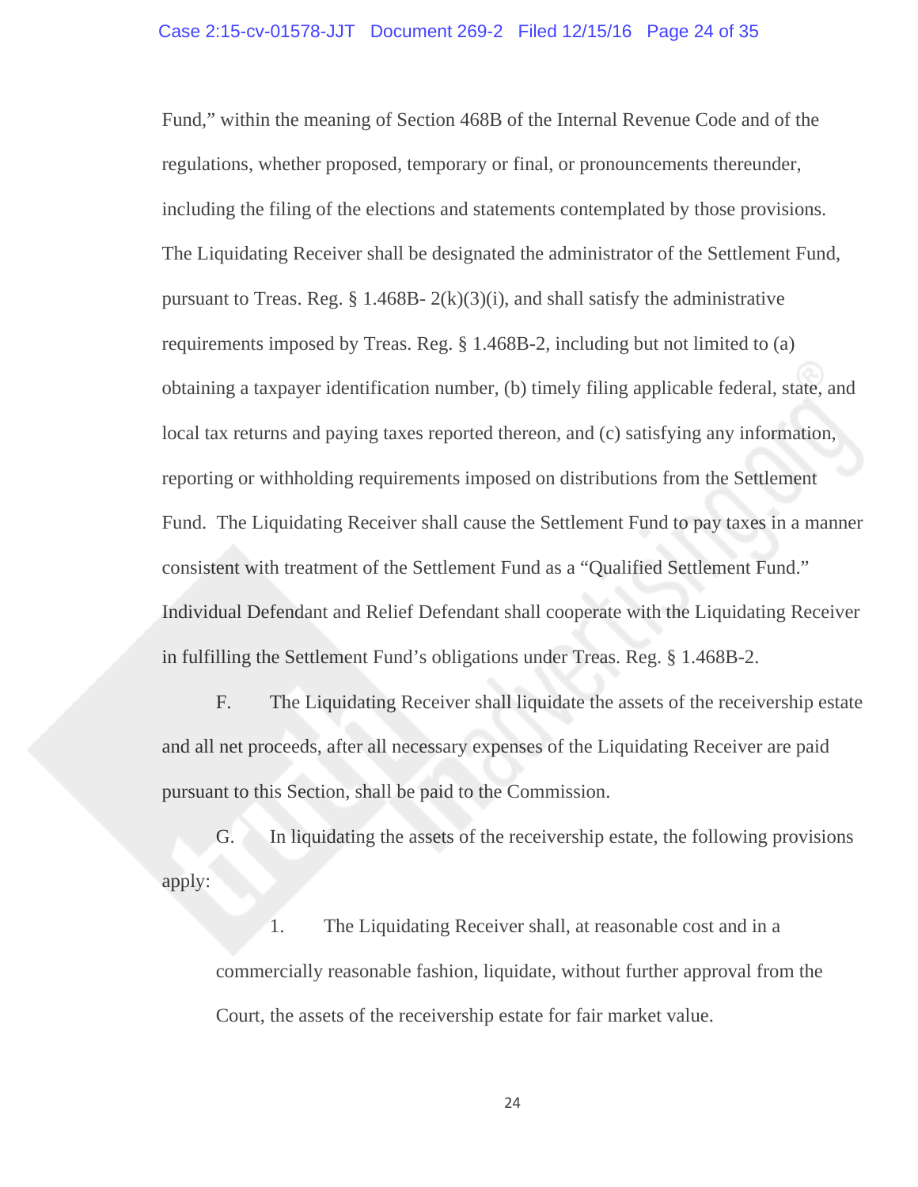Fund," within the meaning of Section 468B of the Internal Revenue Code and of the regulations, whether proposed, temporary or final, or pronouncements thereunder, including the filing of the elections and statements contemplated by those provisions. The Liquidating Receiver shall be designated the administrator of the Settlement Fund, pursuant to Treas. Reg. § 1.468B- 2(k)(3)(i), and shall satisfy the administrative requirements imposed by Treas. Reg. § 1.468B-2, including but not limited to (a) obtaining a taxpayer identification number, (b) timely filing applicable federal, state, and local tax returns and paying taxes reported thereon, and (c) satisfying any information, reporting or withholding requirements imposed on distributions from the Settlement Fund. The Liquidating Receiver shall cause the Settlement Fund to pay taxes in a manner consistent with treatment of the Settlement Fund as a "Qualified Settlement Fund." Individual Defendant and Relief Defendant shall cooperate with the Liquidating Receiver in fulfilling the Settlement Fund's obligations under Treas. Reg. § 1.468B-2.

F. The Liquidating Receiver shall liquidate the assets of the receivership estate and all net proceeds, after all necessary expenses of the Liquidating Receiver are paid pursuant to this Section, shall be paid to the Commission.

G. In liquidating the assets of the receivership estate, the following provisions apply:

1. The Liquidating Receiver shall, at reasonable cost and in a commercially reasonable fashion, liquidate, without further approval from the Court, the assets of the receivership estate for fair market value.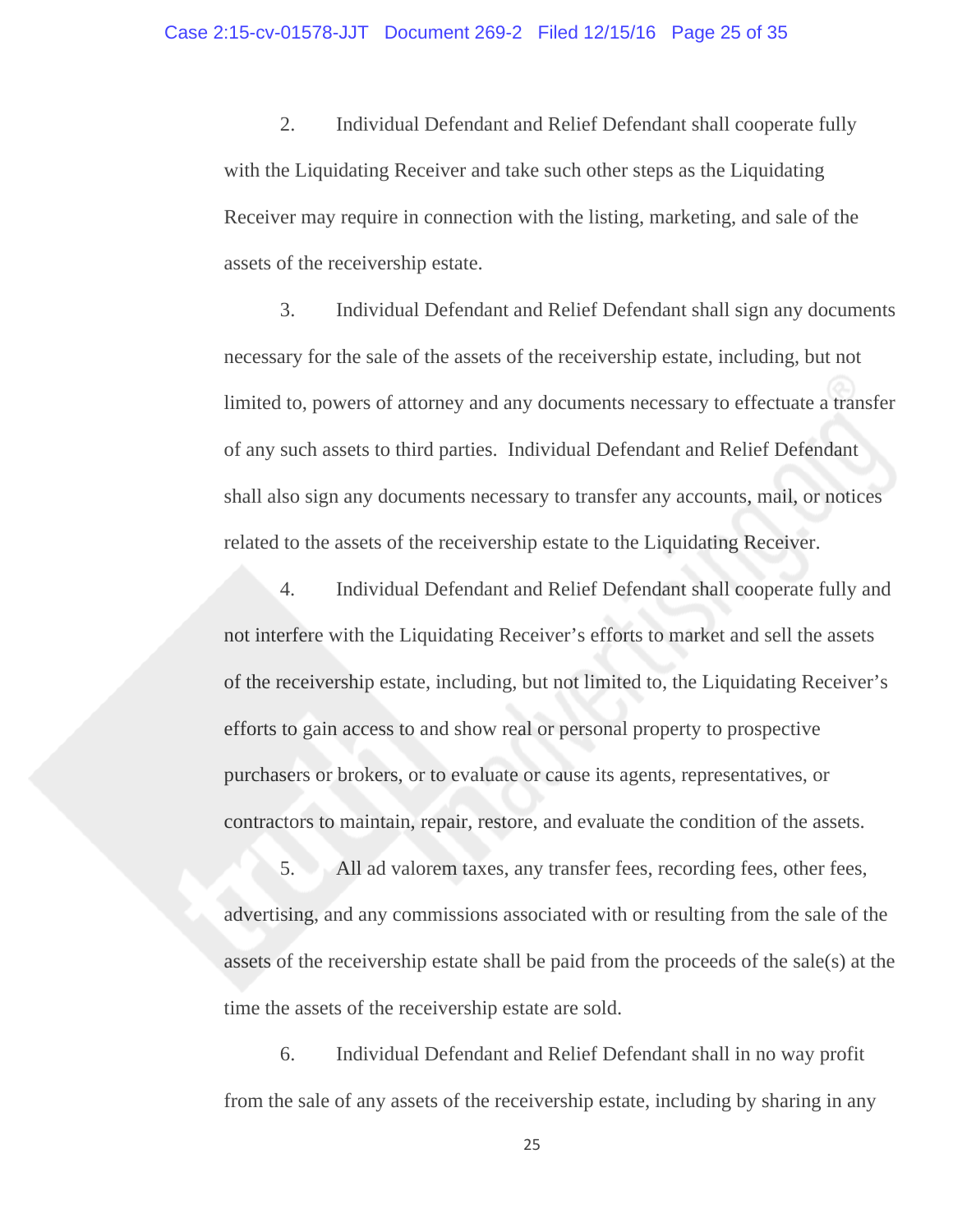2. Individual Defendant and Relief Defendant shall cooperate fully with the Liquidating Receiver and take such other steps as the Liquidating Receiver may require in connection with the listing, marketing, and sale of the assets of the receivership estate.

3. Individual Defendant and Relief Defendant shall sign any documents necessary for the sale of the assets of the receivership estate, including, but not limited to, powers of attorney and any documents necessary to effectuate a transfer of any such assets to third parties. Individual Defendant and Relief Defendant shall also sign any documents necessary to transfer any accounts, mail, or notices related to the assets of the receivership estate to the Liquidating Receiver.

4. Individual Defendant and Relief Defendant shall cooperate fully and not interfere with the Liquidating Receiver's efforts to market and sell the assets of the receivership estate, including, but not limited to, the Liquidating Receiver's efforts to gain access to and show real or personal property to prospective purchasers or brokers, or to evaluate or cause its agents, representatives, or contractors to maintain, repair, restore, and evaluate the condition of the assets.

5. All ad valorem taxes, any transfer fees, recording fees, other fees, advertising, and any commissions associated with or resulting from the sale of the assets of the receivership estate shall be paid from the proceeds of the sale(s) at the time the assets of the receivership estate are sold.

6. Individual Defendant and Relief Defendant shall in no way profit from the sale of any assets of the receivership estate, including by sharing in any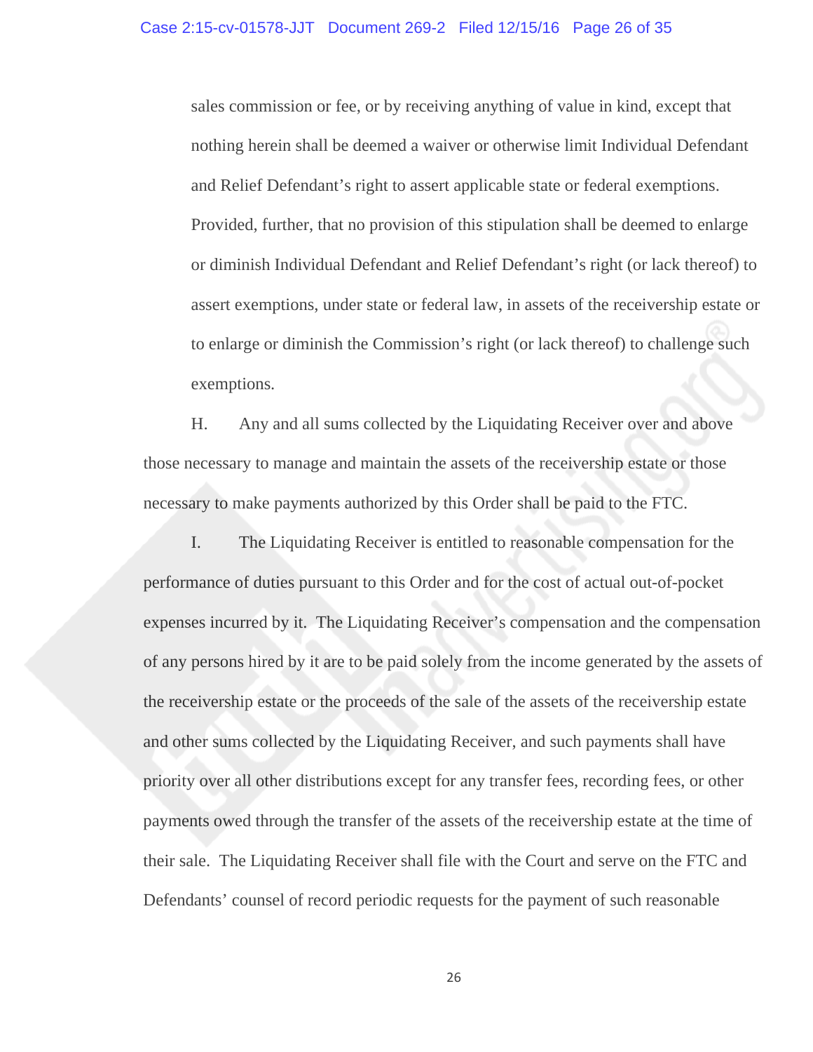sales commission or fee, or by receiving anything of value in kind, except that nothing herein shall be deemed a waiver or otherwise limit Individual Defendant and Relief Defendant's right to assert applicable state or federal exemptions. Provided, further, that no provision of this stipulation shall be deemed to enlarge or diminish Individual Defendant and Relief Defendant's right (or lack thereof) to assert exemptions, under state or federal law, in assets of the receivership estate or to enlarge or diminish the Commission's right (or lack thereof) to challenge such exemptions.

H. Any and all sums collected by the Liquidating Receiver over and above those necessary to manage and maintain the assets of the receivership estate or those necessary to make payments authorized by this Order shall be paid to the FTC.

I. The Liquidating Receiver is entitled to reasonable compensation for the performance of duties pursuant to this Order and for the cost of actual out-of-pocket expenses incurred by it. The Liquidating Receiver's compensation and the compensation of any persons hired by it are to be paid solely from the income generated by the assets of the receivership estate or the proceeds of the sale of the assets of the receivership estate and other sums collected by the Liquidating Receiver, and such payments shall have priority over all other distributions except for any transfer fees, recording fees, or other payments owed through the transfer of the assets of the receivership estate at the time of their sale. The Liquidating Receiver shall file with the Court and serve on the FTC and Defendants' counsel of record periodic requests for the payment of such reasonable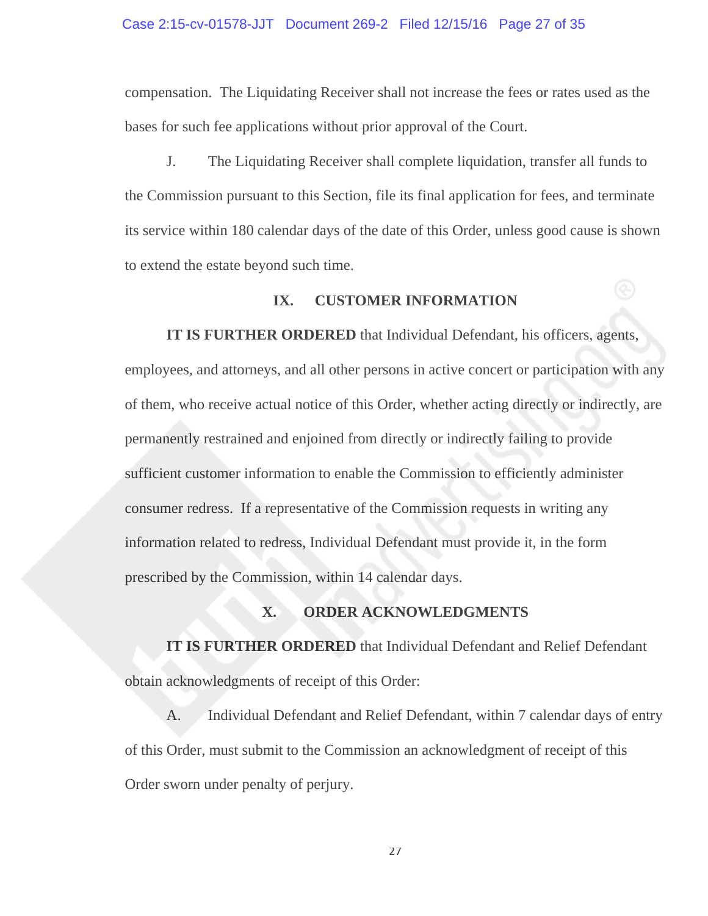compensation. The Liquidating Receiver shall not increase the fees or rates used as the bases for such fee applications without prior approval of the Court.

J. The Liquidating Receiver shall complete liquidation, transfer all funds to the Commission pursuant to this Section, file its final application for fees, and terminate its service within 180 calendar days of the date of this Order, unless good cause is shown to extend the estate beyond such time.

## IX. CUSTOMER INFORMATION

**IT IS FURTHER ORDERED** that Individual Defendant, his officers, agents, employees, and attorneys, and all other persons in active concert or participation with any of them, who receive actual notice of this Order, whether acting directly or indirectly, are permanently restrained and enjoined from directly or indirectly failing to provide sufficient customer information to enable the Commission to efficiently administer consumer redress. If a representative of the Commission requests in writing any information related to redress, Individual Defendant must provide it, in the form prescribed by the Commission, within 14 calendar days.

## X. ORDER ACKNOWLEDGMENTS

**IT IS FURTHER ORDERED** that Individual Defendant and Relief Defendant obtain acknowledgments of receipt of this Order:

A. Individual Defendant and Relief Defendant, within 7 calendar days of entry of this Order, must submit to the Commission an acknowledgment of receipt of this Order sworn under penalty of perjury.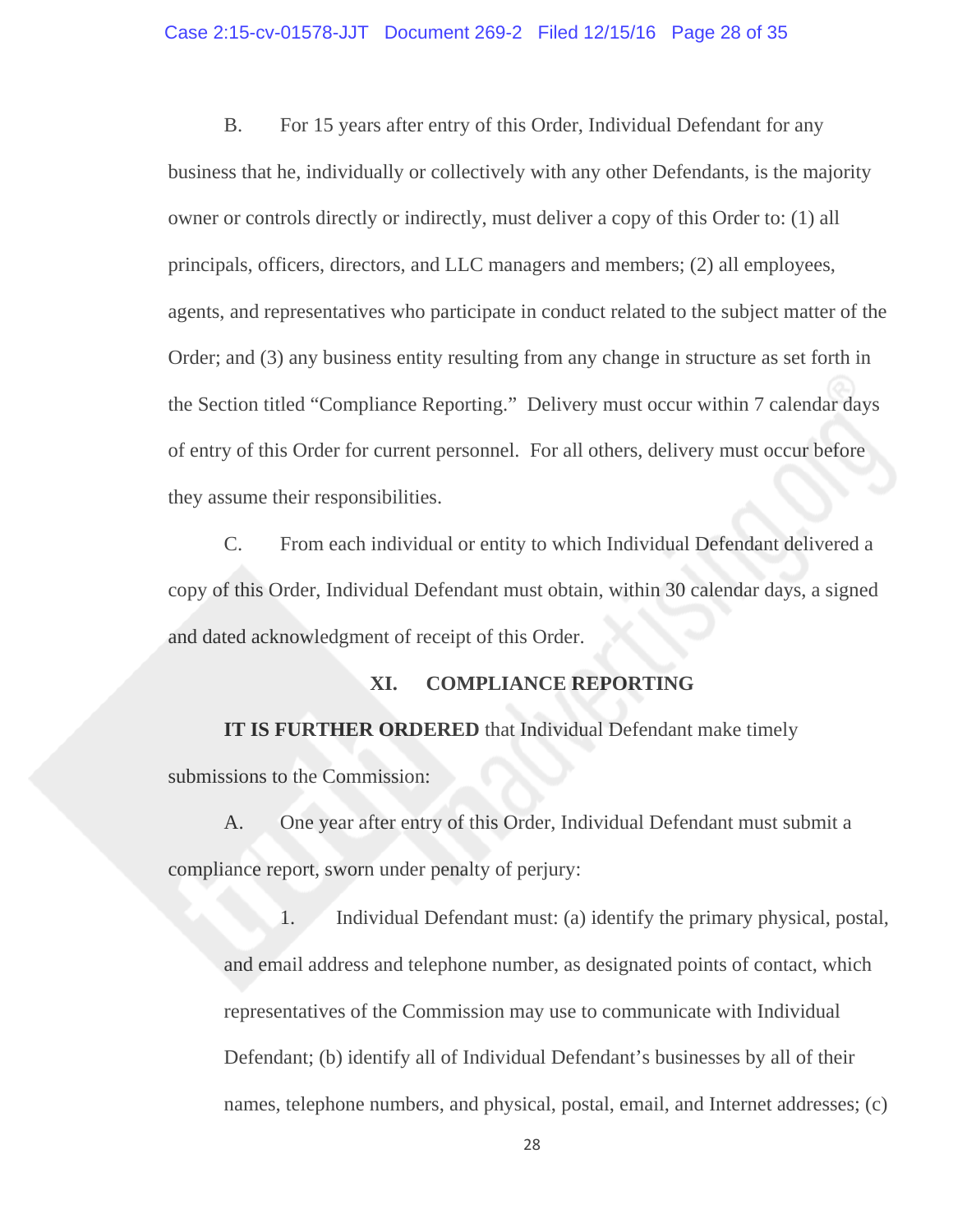B. For 15 years after entry of this Order, Individual Defendant for any business that he, individually or collectively with any other Defendants, is the majority owner or controls directly or indirectly, must deliver a copy of this Order to: (1) all principals, officers, directors, and LLC managers and members; (2) all employees, agents, and representatives who participate in conduct related to the subject matter of the Order; and (3) any business entity resulting from any change in structure as set forth in the Section titled "Compliance Reporting." Delivery must occur within 7 calendar days of entry of this Order for current personnel. For all others, delivery must occur before they assume their responsibilities.

C. From each individual or entity to which Individual Defendant delivered a copy of this Order, Individual Defendant must obtain, within 30 calendar days, a signed and dated acknowledgment of receipt of this Order.

## XI. COMPLIANCE REPORTING

**IT IS FURTHER ORDERED** that Individual Defendant make timely submissions to the Commission:

A. One year after entry of this Order, Individual Defendant must submit a compliance report, sworn under penalty of perjury:

1. Individual Defendant must: (a) identify the primary physical, postal, and email address and telephone number, as designated points of contact, which representatives of the Commission may use to communicate with Individual Defendant; (b) identify all of Individual Defendant's businesses by all of their names, telephone numbers, and physical, postal, email, and Internet addresses; (c)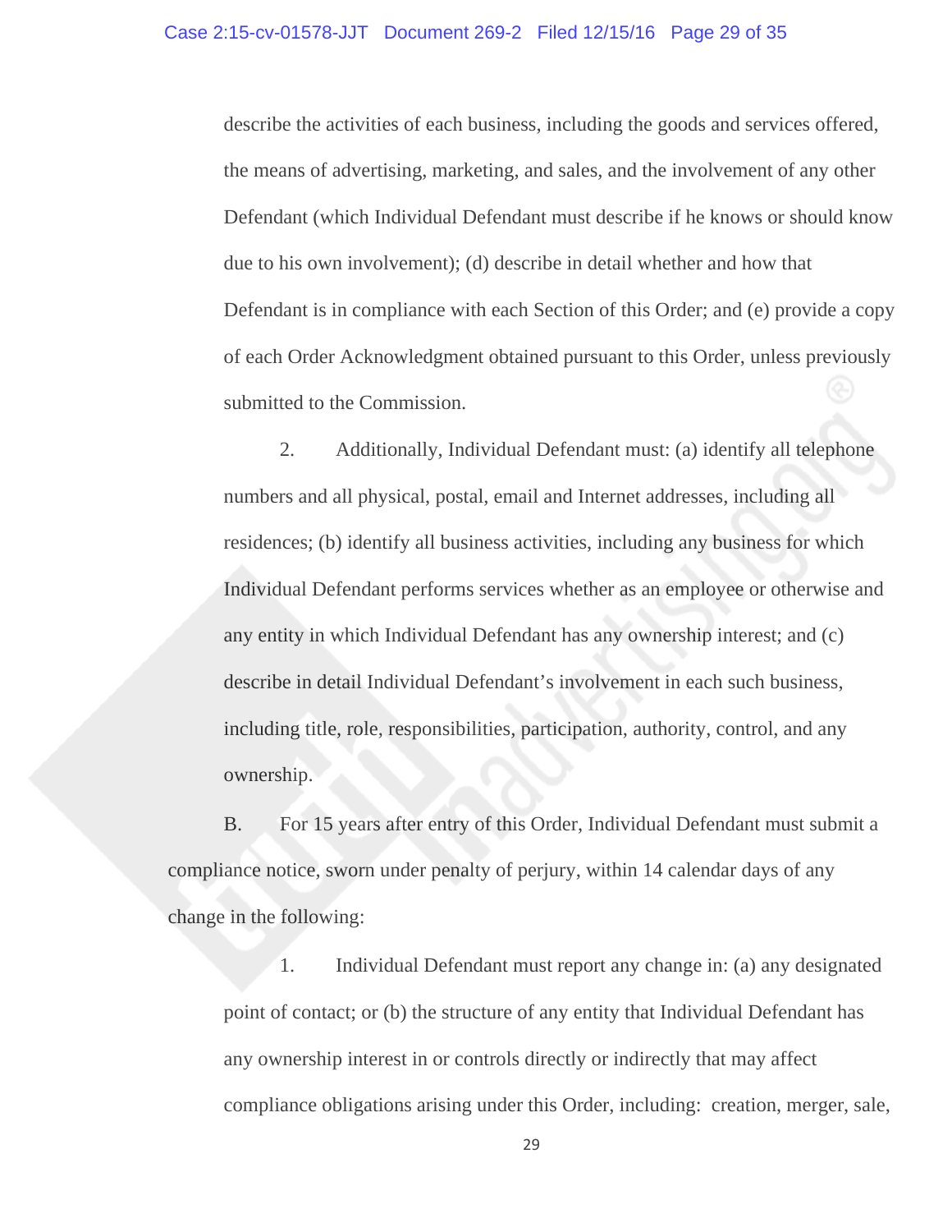describe the activities of each business, including the goods and services offered, the means of advertising, marketing, and sales, and the involvement of any other Defendant (which Individual Defendant must describe if he knows or should know due to his own involvement); (d) describe in detail whether and how that Defendant is in compliance with each Section of this Order; and (e) provide a copy of each Order Acknowledgment obtained pursuant to this Order, unless previously submitted to the Commission.

2. Additionally, Individual Defendant must: (a) identify all telephone numbers and all physical, postal, email and Internet addresses, including all residences; (b) identify all business activities, including any business for which Individual Defendant performs services whether as an employee or otherwise and any entity in which Individual Defendant has any ownership interest; and (c) describe in detail Individual Defendant's involvement in each such business, including title, role, responsibilities, participation, authority, control, and any ownership.

B. For 15 years after entry of this Order, Individual Defendant must submit a compliance notice, sworn under penalty of perjury, within 14 calendar days of any change in the following:

1. Individual Defendant must report any change in: (a) any designated point of contact; or (b) the structure of any entity that Individual Defendant has any ownership interest in or controls directly or indirectly that may affect compliance obligations arising under this Order, including: creation, merger, sale,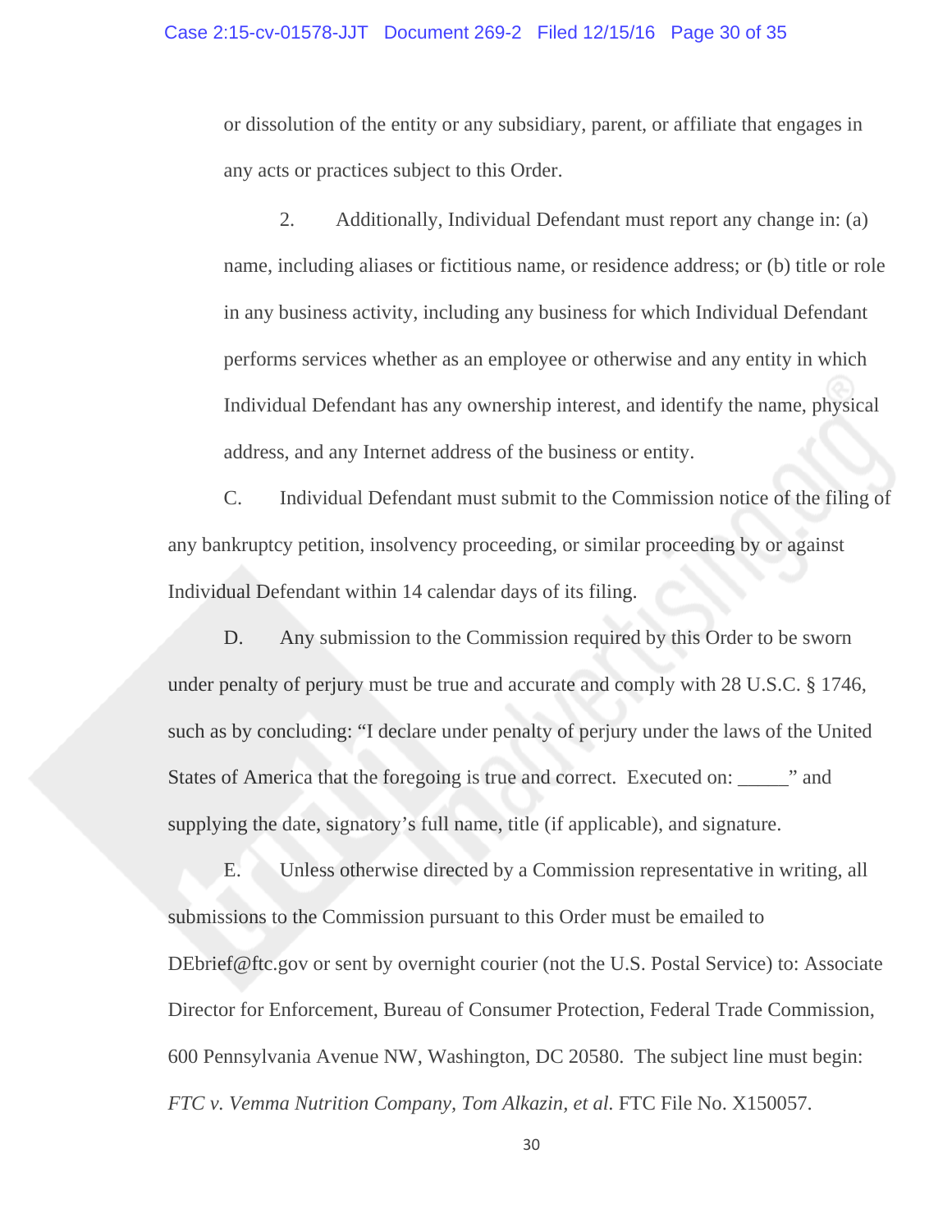or dissolution of the entity or any subsidiary, parent, or affiliate that engages in any acts or practices subject to this Order.

2. Additionally, Individual Defendant must report any change in: (a) name, including aliases or fictitious name, or residence address; or (b) title or role in any business activity, including any business for which Individual Defendant performs services whether as an employee or otherwise and any entity in which Individual Defendant has any ownership interest, and identify the name, physical address, and any Internet address of the business or entity.

C. Individual Defendant must submit to the Commission notice of the filing of any bankruptcy petition, insolvency proceeding, or similar proceeding by or against Individual Defendant within 14 calendar days of its filing.

D. Any submission to the Commission required by this Order to be sworn under penalty of perjury must be true and accurate and comply with 28 U.S.C. § 1746, such as by concluding: "I declare under penalty of perjury under the laws of the United States of America that the foregoing is true and correct. Executed on: _____" and supplying the date, signatory's full name, title (if applicable), and signature.

E. Unless otherwise directed by a Commission representative in writing, all submissions to the Commission pursuant to this Order must be emailed to DEbrief@ftc.gov or sent by overnight courier (not the U.S. Postal Service) to: Associate Director for Enforcement, Bureau of Consumer Protection, Federal Trade Commission, 600 Pennsylvania Avenue NW, Washington, DC 20580. The subject line must begin: *FTC v. Vemma Nutrition Company, Tom Alkazin, et al.* FTC File No. X150057.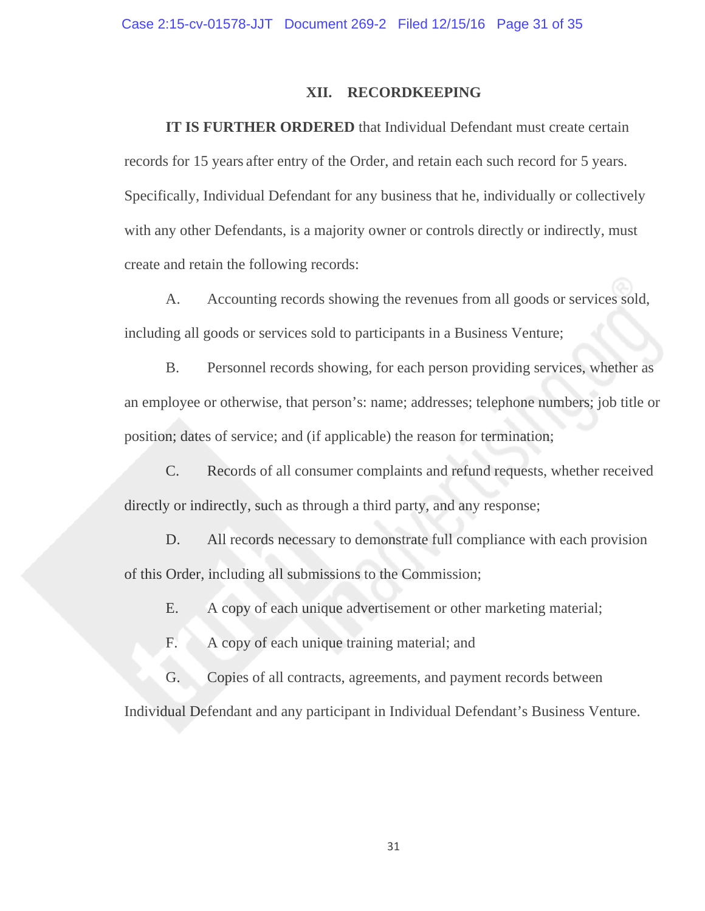## XII. RECORDKEEPING

**IT IS FURTHER ORDERED** that Individual Defendant must create certain records for 15 years after entry of the Order, and retain each such record for 5 years. Specifically, Individual Defendant for any business that he, individually or collectively with any other Defendants, is a majority owner or controls directly or indirectly, must create and retain the following records:

A. Accounting records showing the revenues from all goods or services sold, including all goods or services sold to participants in a Business Venture;

B. Personnel records showing, for each person providing services, whether as an employee or otherwise, that person's: name; addresses; telephone numbers; job title or position; dates of service; and (if applicable) the reason for termination;

C. Records of all consumer complaints and refund requests, whether received directly or indirectly, such as through a third party, and any response;

D. All records necessary to demonstrate full compliance with each provision of this Order, including all submissions to the Commission;

E. A copy of each unique advertisement or other marketing material;

F. A copy of each unique training material; and

G. Copies of all contracts, agreements, and payment records between Individual Defendant and any participant in Individual Defendant's Business Venture.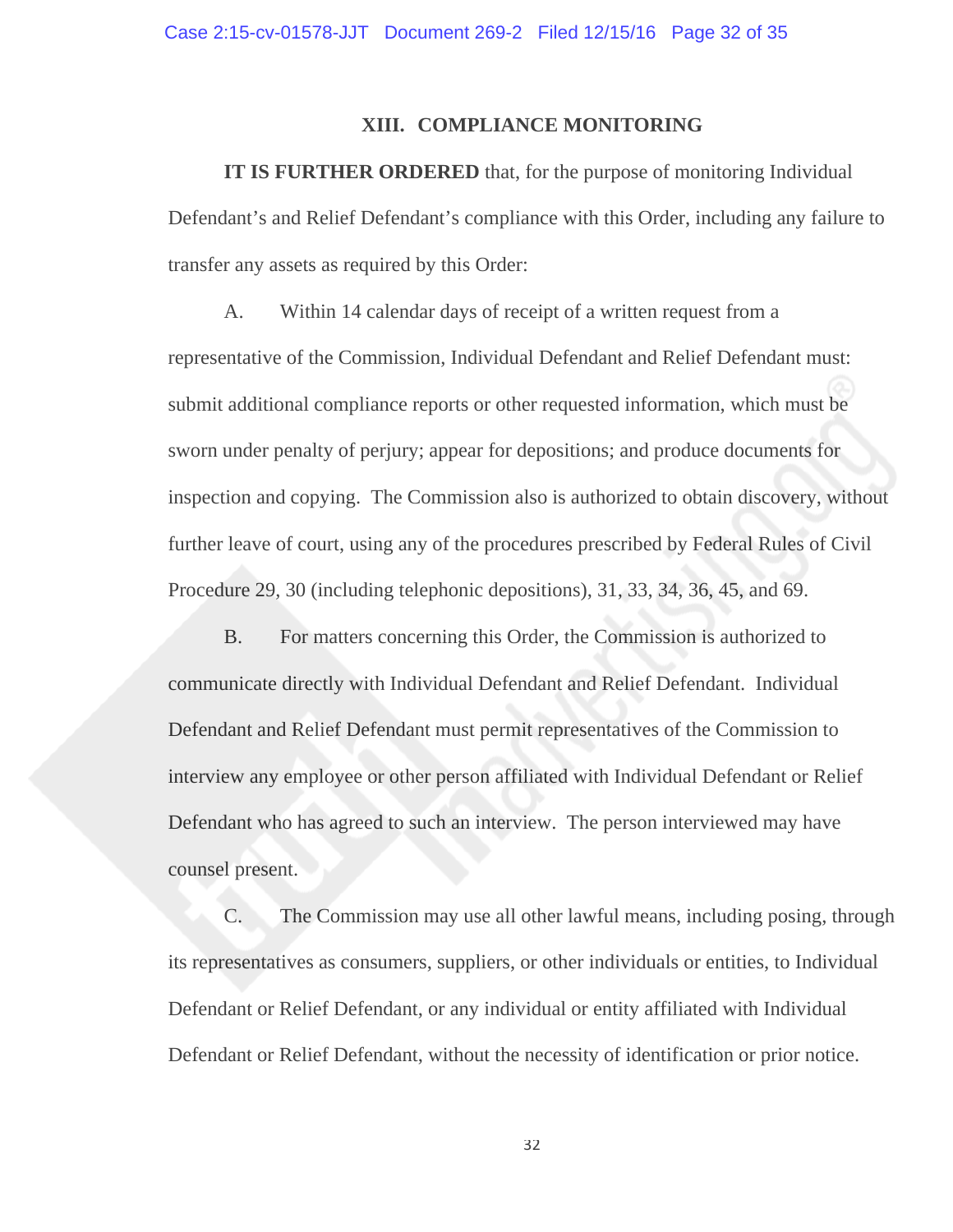## XIII. COMPLIANCE MONITORING

**IT IS FURTHER ORDERED** that, for the purpose of monitoring Individual Defendant's and Relief Defendant's compliance with this Order, including any failure to transfer any assets as required by this Order:

A. Within 14 calendar days of receipt of a written request from a representative of the Commission, Individual Defendant and Relief Defendant must: submit additional compliance reports or other requested information, which must be sworn under penalty of perjury; appear for depositions; and produce documents for inspection and copying. The Commission also is authorized to obtain discovery, without further leave of court, using any of the procedures prescribed by Federal Rules of Civil Procedure 29, 30 (including telephonic depositions), 31, 33, 34, 36, 45, and 69.

B. For matters concerning this Order, the Commission is authorized to communicate directly with Individual Defendant and Relief Defendant. Individual Defendant and Relief Defendant must permit representatives of the Commission to interview any employee or other person affiliated with Individual Defendant or Relief Defendant who has agreed to such an interview. The person interviewed may have counsel present.

C. The Commission may use all other lawful means, including posing, through its representatives as consumers, suppliers, or other individuals or entities, to Individual Defendant or Relief Defendant, or any individual or entity affiliated with Individual Defendant or Relief Defendant, without the necessity of identification or prior notice.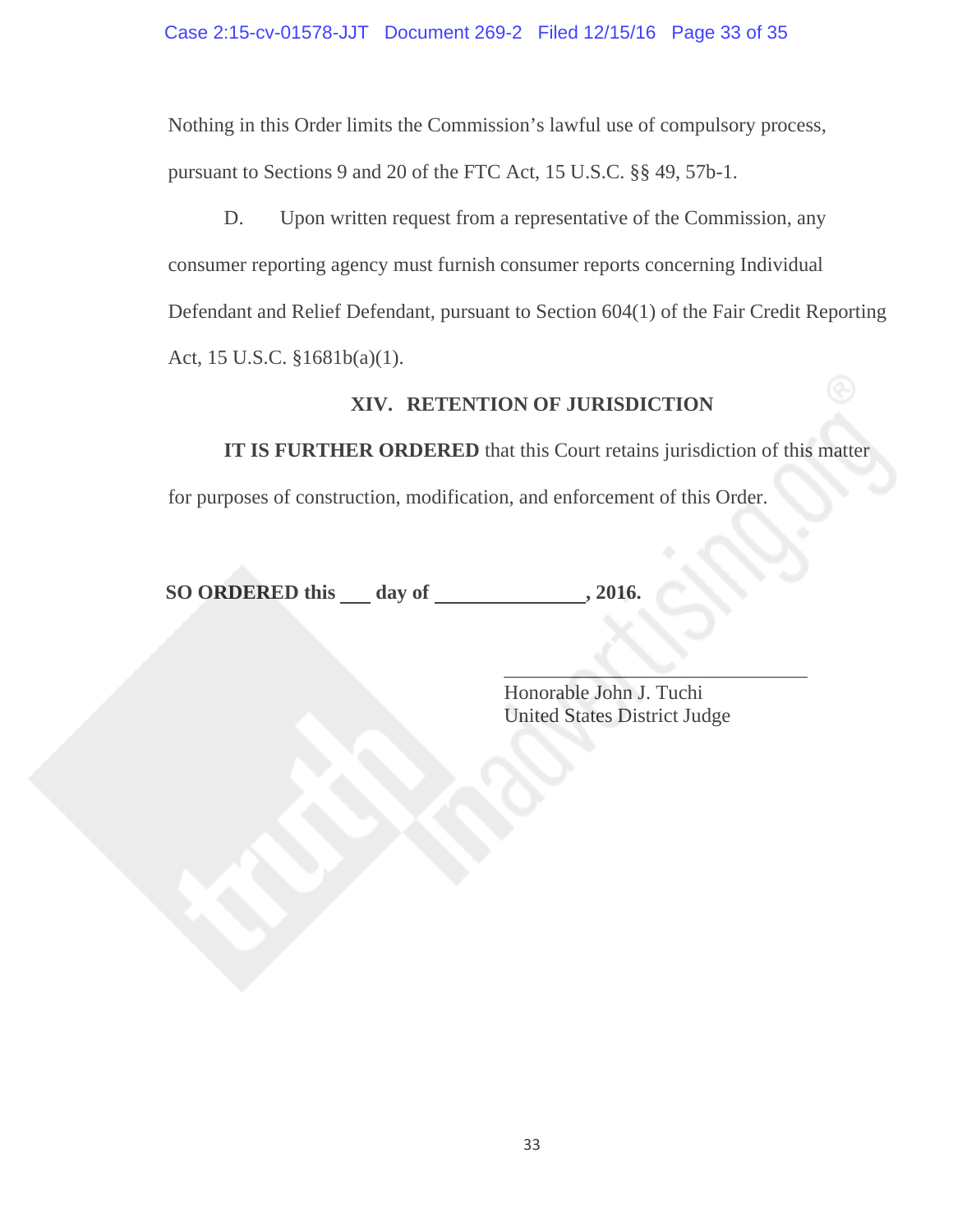Nothing in this Order limits the Commission's lawful use of compulsory process, pursuant to Sections 9 and 20 of the FTC Act, 15 U.S.C. §§ 49, 57b-1.

D. Upon written request from a representative of the Commission, any consumer reporting agency must furnish consumer reports concerning Individual Defendant and Relief Defendant, pursuant to Section 604(1) of the Fair Credit Reporting Act, 15 U.S.C. §1681b(a)(1).

## XIV. RETENTION OF JURISDICTION

**IT IS FURTHER ORDERED** that this Court retains jurisdiction of this matter for purposes of construction, modification, and enforcement of this Order.

**SO ORDERED this \_\_\_ day of \_\_\_\_\_\_\_\_\_\_\_\_\_\_\_, 2016.**

\_\_\_\_\_\_\_\_\_\_\_\_\_\_\_\_\_\_\_\_\_\_\_\_\_\_\_\_\_\_\_\_

Honorable John J. Tuchi
United States District Judge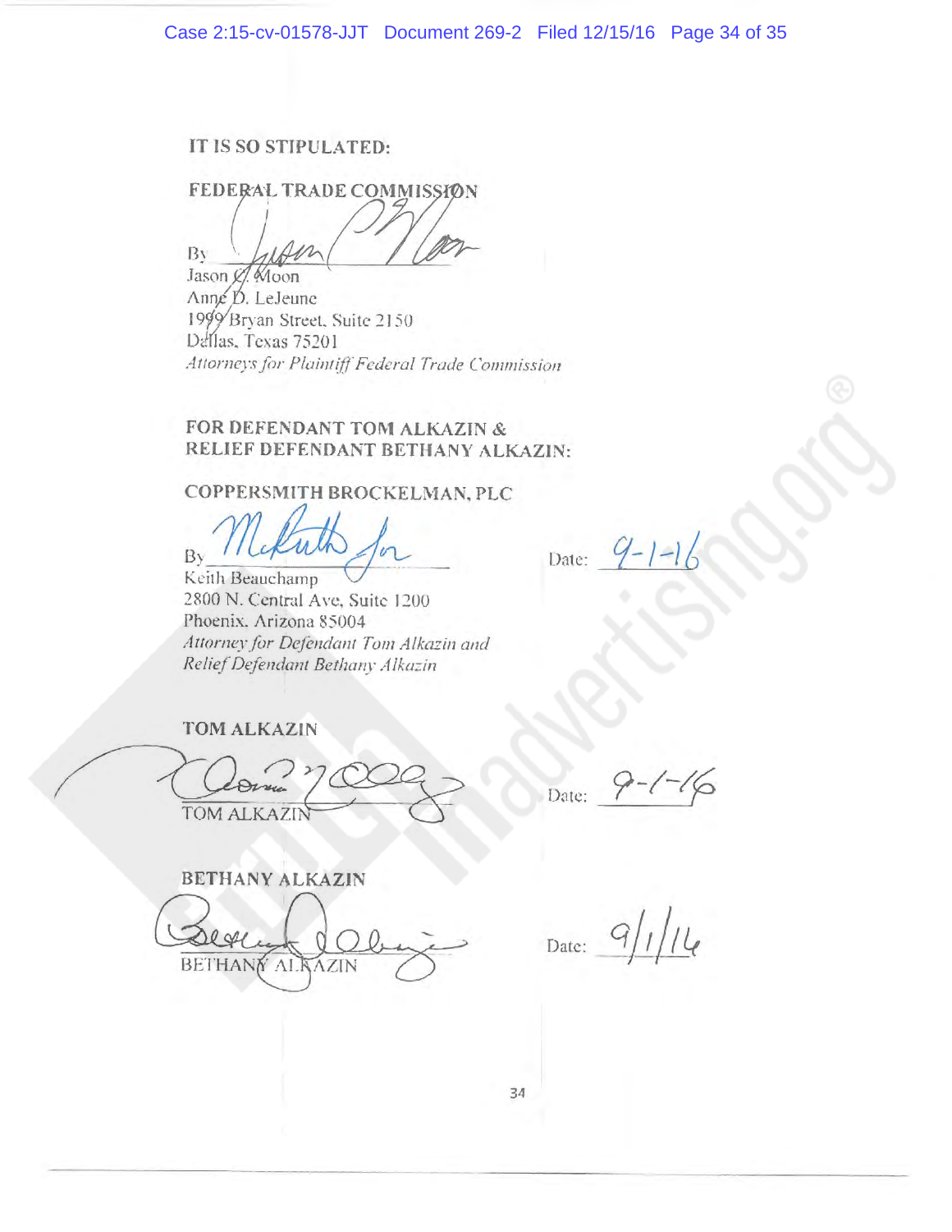**IT IS SO STIPULATED:**

**FEDERAL TRADE COMMISSION**

By ______________________
Jason C. Moon
Anne D. LeJeune
1999 Bryan Street, Suite 2150
Dallas, Texas 75201
*Attorneys for Plaintiff Federal Trade Commission*

**FOR DEFENDANT TOM ALKAZIN & RELIEF DEFENDANT BETHANY ALKAZIN:**

**COPPERSMITH BROCKELMAN, PLC**

By ______________________ Date: 9-1-16
Keith Beauchamp
2800 N. Central Ave, Suite 1200
Phoenix, Arizona 85004
*Attorney for Defendant Tom Alkazin and Relief Defendant Bethany Alkazin*

**TOM ALKAZIN**

______________________ Date: 9-1-16
TOM ALKAZIN

**BETHANY ALKAZIN**

______________________ Date: 9/1/16
BETHANY ALKAZIN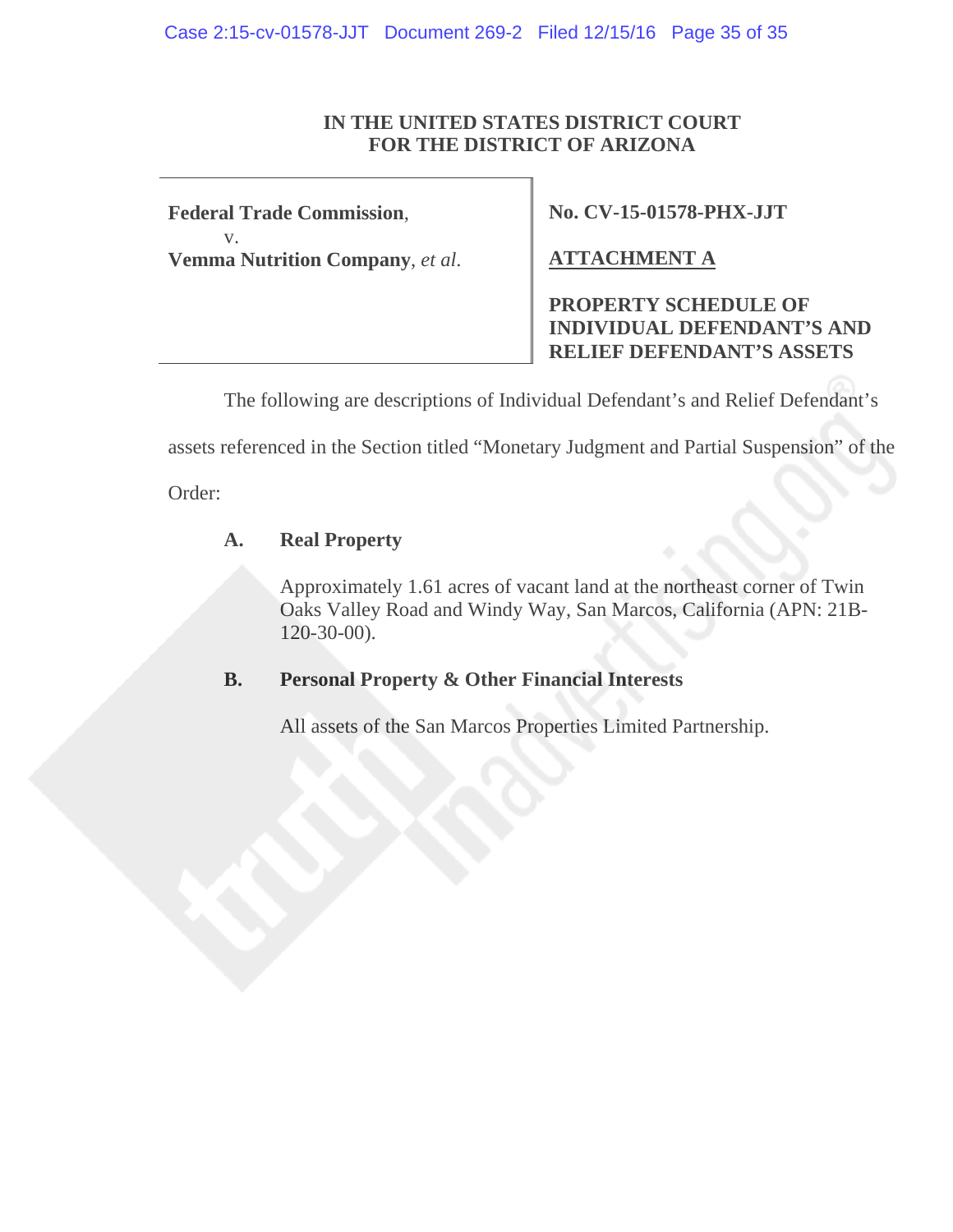**IN THE UNITED STATES DISTRICT COURT**
**FOR THE DISTRICT OF ARIZONA**

| | |
|---|---|
| **Federal Trade Commission**,<br>v.<br>**Vemma Nutrition Company**, *et al*. | **No. CV-15-01578-PHX-JJT**<br><br>**ATTACHMENT A**<br><br>**PROPERTY SCHEDULE OF INDIVIDUAL DEFENDANT'S AND RELIEF DEFENDANT'S ASSETS** |

The following are descriptions of Individual Defendant's and Relief Defendant's assets referenced in the Section titled "Monetary Judgment and Partial Suspension" of the Order:

**A. Real Property**

Approximately 1.61 acres of vacant land at the northeast corner of Twin Oaks Valley Road and Windy Way, San Marcos, California (APN: 21B-120-30-00).

**B. Personal Property & Other Financial Interests**

All assets of the San Marcos Properties Limited Partnership.